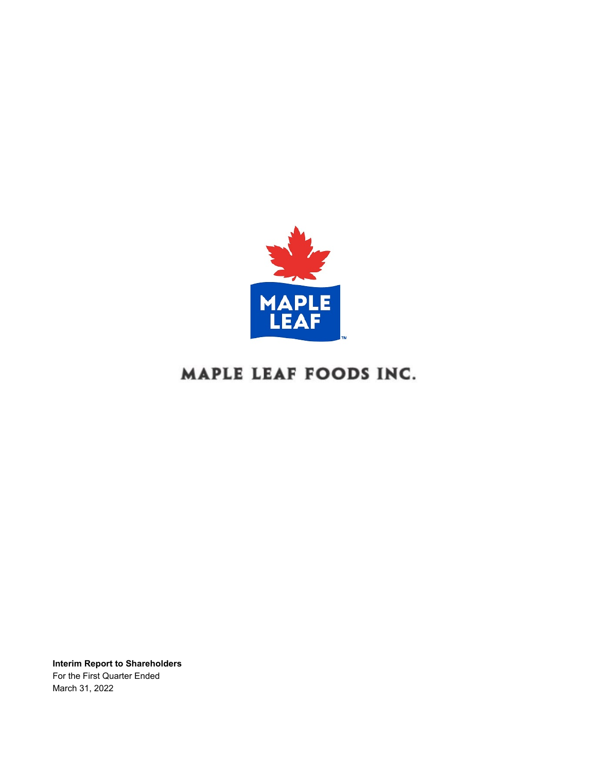MAPLE LEAF

# MAPLE LEAF FOODS INC.

**Interim Report to Shareholders**
For the First Quarter Ended
March 31, 2022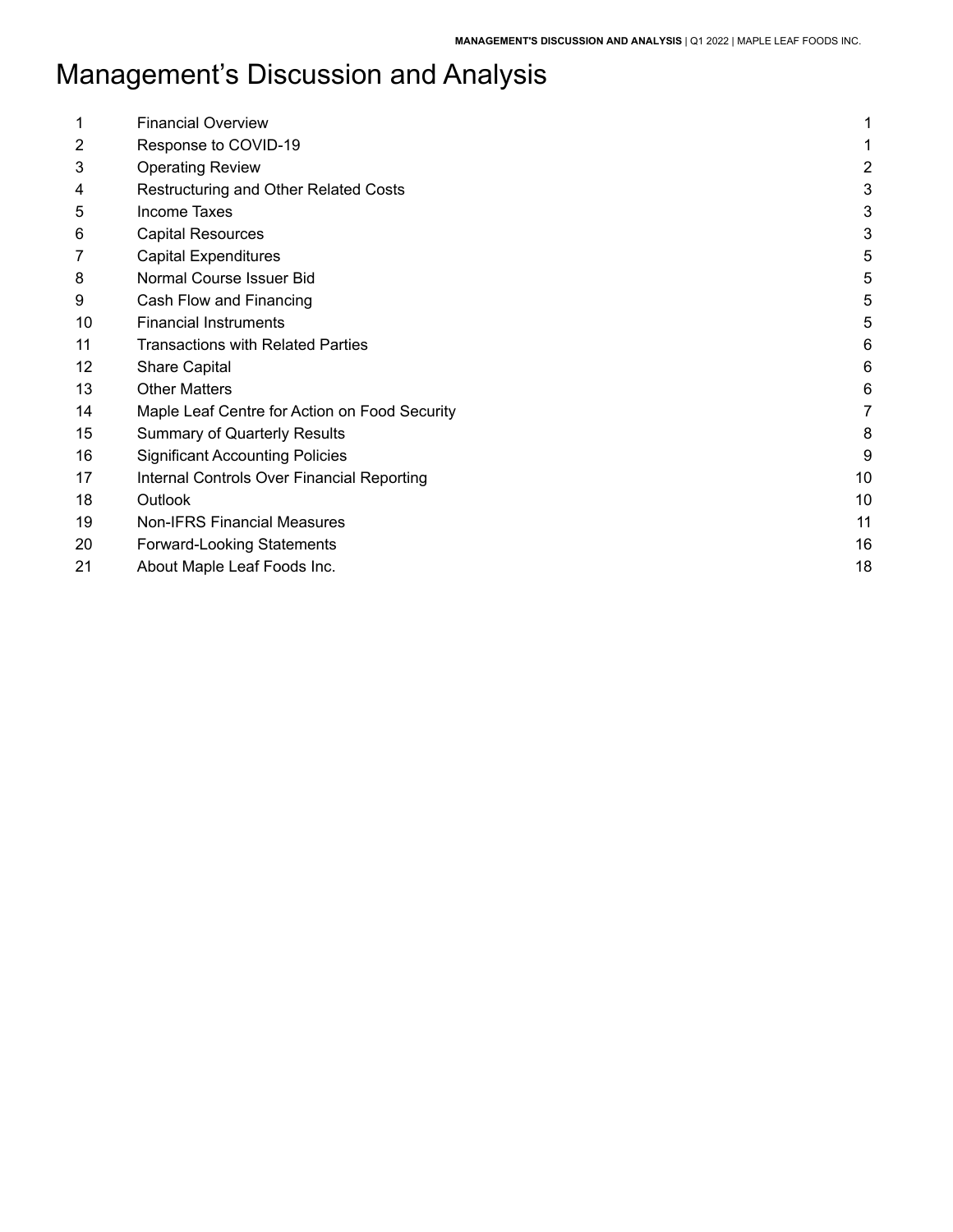# Management's Discussion and Analysis

| | | |
|---|---|---|
| 1 | Financial Overview | 1 |
| 2 | Response to COVID-19 | 1 |
| 3 | Operating Review | 2 |
| 4 | Restructuring and Other Related Costs | 3 |
| 5 | Income Taxes | 3 |
| 6 | Capital Resources | 3 |
| 7 | Capital Expenditures | 5 |
| 8 | Normal Course Issuer Bid | 5 |
| 9 | Cash Flow and Financing | 5 |
| 10 | Financial Instruments | 5 |
| 11 | Transactions with Related Parties | 6 |
| 12 | Share Capital | 6 |
| 13 | Other Matters | 6 |
| 14 | Maple Leaf Centre for Action on Food Security | 7 |
| 15 | Summary of Quarterly Results | 8 |
| 16 | Significant Accounting Policies | 9 |
| 17 | Internal Controls Over Financial Reporting | 10 |
| 18 | Outlook | 10 |
| 19 | Non-IFRS Financial Measures | 11 |
| 20 | Forward-Looking Statements | 16 |
| 21 | About Maple Leaf Foods Inc. | 18 |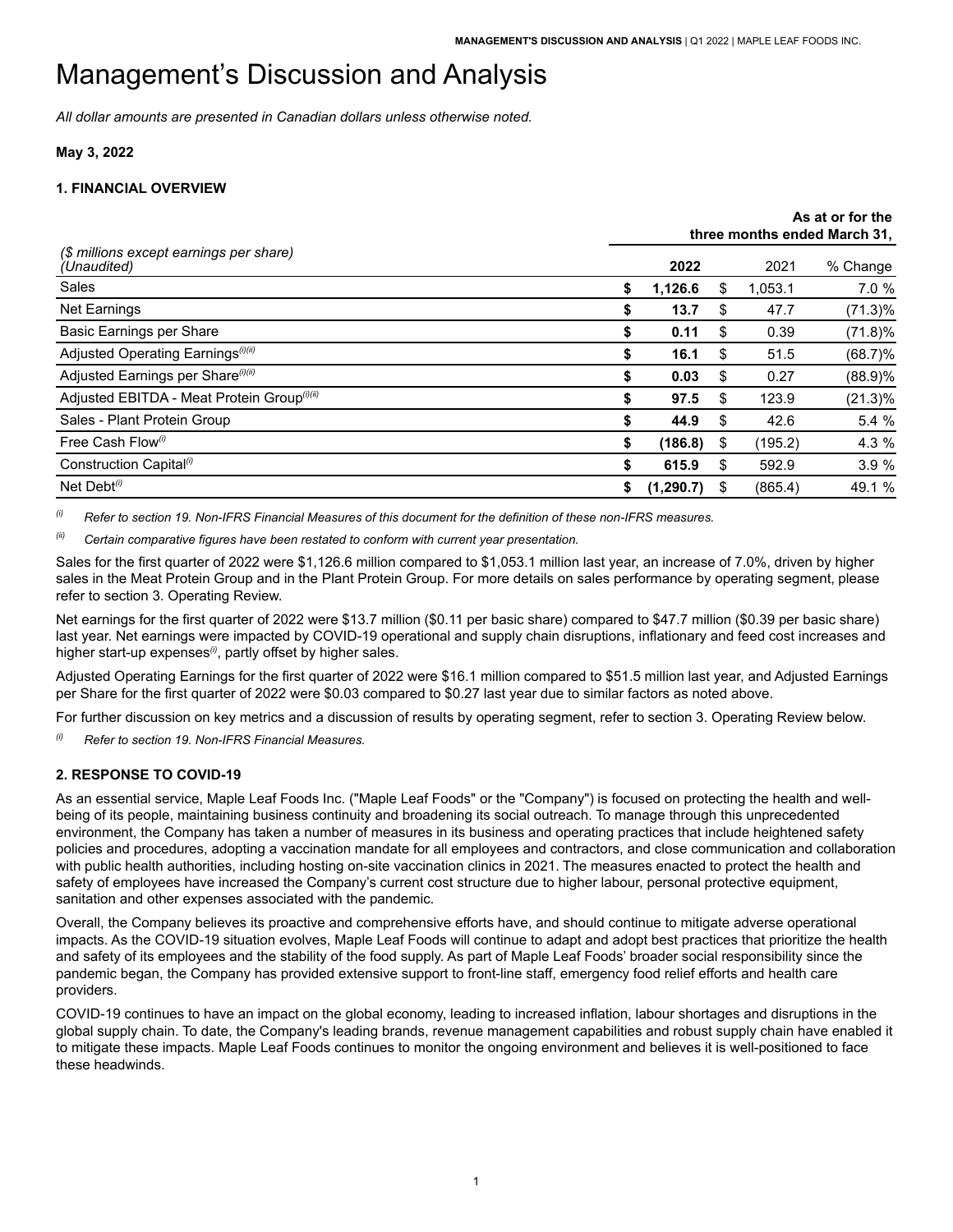# Management's Discussion and Analysis

*All dollar amounts are presented in Canadian dollars unless otherwise noted.*

**May 3, 2022**

### 1. FINANCIAL OVERVIEW

| *($ millions except earnings per share) (Unaudited)* | **As at or for the three months ended March 31,** | | |
|---|---|---|---|
| | **2022** | 2021 | % Change |
| Sales | **$ 1,126.6** | $ 1,053.1 | 7.0 % |
| Net Earnings | **$ 13.7** | $ 47.7 | (71.3)% |
| Basic Earnings per Share | **$ 0.11** | $ 0.39 | (71.8)% |
| Adjusted Operating Earnings(i)(ii) | **$ 16.1** | $ 51.5 | (68.7)% |
| Adjusted Earnings per Share(i)(ii) | **$ 0.03** | $ 0.27 | (88.9)% |
| Adjusted EBITDA - Meat Protein Group(i)(ii) | **$ 97.5** | $ 123.9 | (21.3)% |
| Sales - Plant Protein Group | **$ 44.9** | $ 42.6 | 5.4 % |
| Free Cash Flow(i) | **$ (186.8)** | $ (195.2) | 4.3 % |
| Construction Capital(i) | **$ 615.9** | $ 592.9 | 3.9 % |
| Net Debt(i) | **$ (1,290.7)** | $ (865.4) | 49.1 % |

*(i) Refer to section 19. Non-IFRS Financial Measures of this document for the definition of these non-IFRS measures.*

*(ii) Certain comparative figures have been restated to conform with current year presentation.*

Sales for the first quarter of 2022 were $1,126.6 million compared to $1,053.1 million last year, an increase of 7.0%, driven by higher sales in the Meat Protein Group and in the Plant Protein Group. For more details on sales performance by operating segment, please refer to section 3. Operating Review.

Net earnings for the first quarter of 2022 were $13.7 million ($0.11 per basic share) compared to $47.7 million ($0.39 per basic share) last year. Net earnings were impacted by COVID-19 operational and supply chain disruptions, inflationary and feed cost increases and higher start-up expenses(i), partly offset by higher sales.

Adjusted Operating Earnings for the first quarter of 2022 were $16.1 million compared to $51.5 million last year, and Adjusted Earnings per Share for the first quarter of 2022 were $0.03 compared to $0.27 last year due to similar factors as noted above.

For further discussion on key metrics and a discussion of results by operating segment, refer to section 3. Operating Review below.

*(i) Refer to section 19. Non-IFRS Financial Measures.*

### 2. RESPONSE TO COVID-19

As an essential service, Maple Leaf Foods Inc. ("Maple Leaf Foods" or the "Company") is focused on protecting the health and well-being of its people, maintaining business continuity and broadening its social outreach. To manage through this unprecedented environment, the Company has taken a number of measures in its business and operating practices that include heightened safety policies and procedures, adopting a vaccination mandate for all employees and contractors, and close communication and collaboration with public health authorities, including hosting on-site vaccination clinics in 2021. The measures enacted to protect the health and safety of employees have increased the Company's current cost structure due to higher labour, personal protective equipment, sanitation and other expenses associated with the pandemic.

Overall, the Company believes its proactive and comprehensive efforts have, and should continue to mitigate adverse operational impacts. As the COVID-19 situation evolves, Maple Leaf Foods will continue to adapt and adopt best practices that prioritize the health and safety of its employees and the stability of the food supply. As part of Maple Leaf Foods' broader social responsibility since the pandemic began, the Company has provided extensive support to front-line staff, emergency food relief efforts and health care providers.

COVID-19 continues to have an impact on the global economy, leading to increased inflation, labour shortages and disruptions in the global supply chain. To date, the Company's leading brands, revenue management capabilities and robust supply chain have enabled it to mitigate these impacts. Maple Leaf Foods continues to monitor the ongoing environment and believes it is well-positioned to face these headwinds.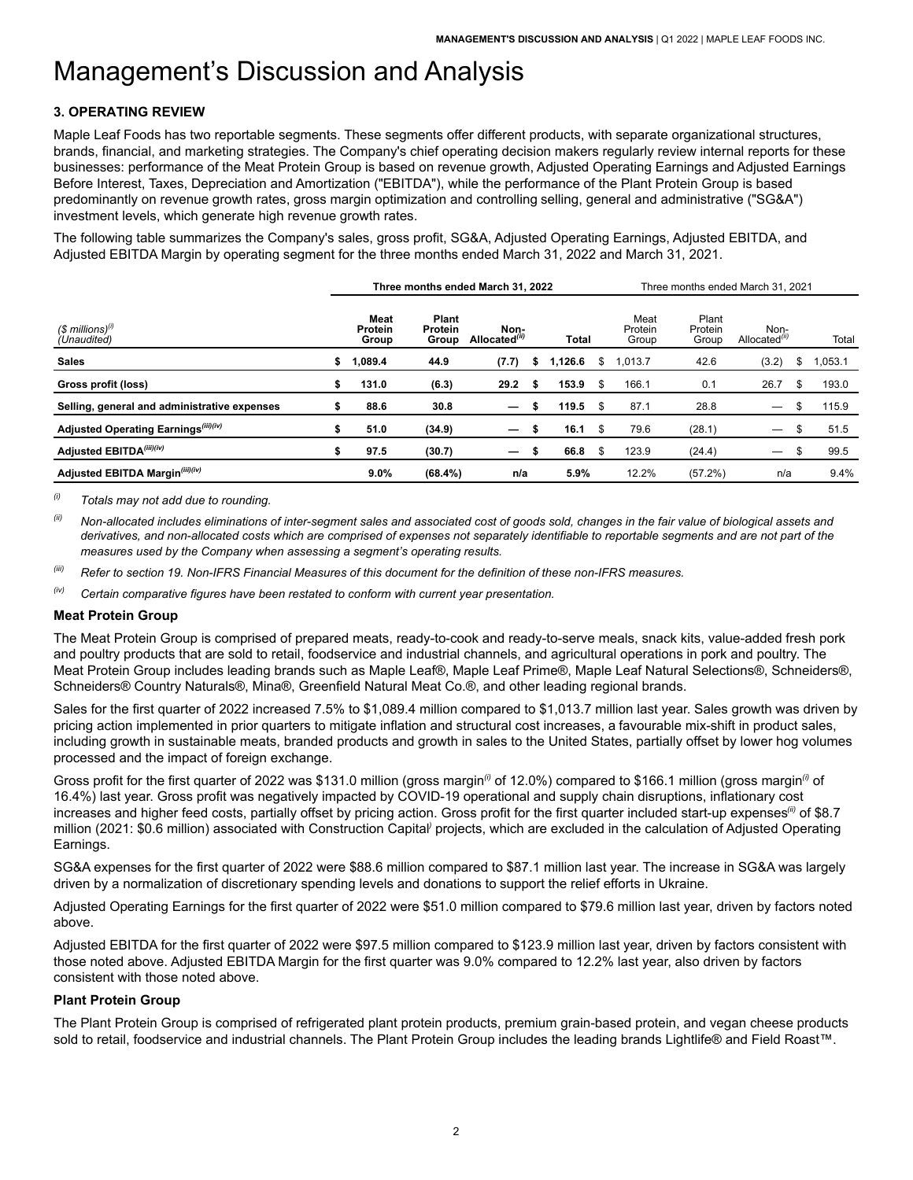# Management's Discussion and Analysis

### 3. OPERATING REVIEW

Maple Leaf Foods has two reportable segments. These segments offer different products, with separate organizational structures, brands, financial, and marketing strategies. The Company's chief operating decision makers regularly review internal reports for these businesses: performance of the Meat Protein Group is based on revenue growth, Adjusted Operating Earnings and Adjusted Earnings Before Interest, Taxes, Depreciation and Amortization ("EBITDA"), while the performance of the Plant Protein Group is based predominantly on revenue growth rates, gross margin optimization and controlling selling, general and administrative ("SG&A") investment levels, which generate high revenue growth rates.

The following table summarizes the Company's sales, gross profit, SG&A, Adjusted Operating Earnings, Adjusted EBITDA, and Adjusted EBITDA Margin by operating segment for the three months ended March 31, 2022 and March 31, 2021.

| *($ millions)*[(i)] *(Unaudited)* | **Three months ended March 31, 2022** | | | | Three months ended March 31, 2021 | | | |
|---|---|---|---|---|---|---|---|---|
| | **Meat Protein Group** | **Plant Protein Group** | **Non-Allocated**[(ii)] | **Total** | Meat Protein Group | Plant Protein Group | Non-Allocated[(ii)] | Total |
| **Sales** | **$ 1,089.4** | **44.9** | **(7.7)** | **$ 1,126.6** | $ 1,013.7 | 42.6 | (3.2) | $ 1,053.1 |
| **Gross profit (loss)** | **$ 131.0** | **(6.3)** | **29.2** | **$ 153.9** | $ 166.1 | 0.1 | 26.7 | $ 193.0 |
| **Selling, general and administrative expenses** | **$ 88.6** | **30.8** | **—** | **$ 119.5** | $ 87.1 | 28.8 | — | $ 115.9 |
| **Adjusted Operating Earnings**[(iii)(iv)] | **$ 51.0** | **(34.9)** | **—** | **$ 16.1** | $ 79.6 | (28.1) | — | $ 51.5 |
| **Adjusted EBITDA**[(iii)(iv)] | **$ 97.5** | **(30.7)** | **—** | **$ 66.8** | $ 123.9 | (24.4) | — | $ 99.5 |
| **Adjusted EBITDA Margin**[(iii)(iv)] | **9.0%** | **(68.4%)** | **n/a** | **5.9%** | 12.2% | (57.2%) | n/a | 9.4% |

(i) *Totals may not add due to rounding.*

(ii) *Non-allocated includes eliminations of inter-segment sales and associated cost of goods sold, changes in the fair value of biological assets and derivatives, and non-allocated costs which are comprised of expenses not separately identifiable to reportable segments and are not part of the measures used by the Company when assessing a segment's operating results.*

(iii) *Refer to section 19. Non-IFRS Financial Measures of this document for the definition of these non-IFRS measures.*

(iv) *Certain comparative figures have been restated to conform with current year presentation.*

#### Meat Protein Group

The Meat Protein Group is comprised of prepared meats, ready-to-cook and ready-to-serve meals, snack kits, value-added fresh pork and poultry products that are sold to retail, foodservice and industrial channels, and agricultural operations in pork and poultry. The Meat Protein Group includes leading brands such as Maple Leaf®, Maple Leaf Prime®, Maple Leaf Natural Selections®, Schneiders®, Schneiders® Country Naturals®, Mina®, Greenfield Natural Meat Co.®, and other leading regional brands.

Sales for the first quarter of 2022 increased 7.5% to $1,089.4 million compared to $1,013.7 million last year. Sales growth was driven by pricing action implemented in prior quarters to mitigate inflation and structural cost increases, a favourable mix-shift in product sales, including growth in sustainable meats, branded products and growth in sales to the United States, partially offset by lower hog volumes processed and the impact of foreign exchange.

Gross profit for the first quarter of 2022 was $131.0 million (gross margin[(i)] of 12.0%) compared to $166.1 million (gross margin[(i)] of 16.4%) last year. Gross profit was negatively impacted by COVID-19 operational and supply chain disruptions, inflationary cost increases and higher feed costs, partially offset by pricing action. Gross profit for the first quarter included start-up expenses[(ii)] of $8.7 million (2021: $0.6 million) associated with Construction Capital[i] projects, which are excluded in the calculation of Adjusted Operating Earnings.

SG&A expenses for the first quarter of 2022 were $88.6 million compared to $87.1 million last year. The increase in SG&A was largely driven by a normalization of discretionary spending levels and donations to support the relief efforts in Ukraine.

Adjusted Operating Earnings for the first quarter of 2022 were $51.0 million compared to $79.6 million last year, driven by factors noted above.

Adjusted EBITDA for the first quarter of 2022 were $97.5 million compared to $123.9 million last year, driven by factors consistent with those noted above. Adjusted EBITDA Margin for the first quarter was 9.0% compared to 12.2% last year, also driven by factors consistent with those noted above.

#### Plant Protein Group

The Plant Protein Group is comprised of refrigerated plant protein products, premium grain-based protein, and vegan cheese products sold to retail, foodservice and industrial channels. The Plant Protein Group includes the leading brands Lightlife® and Field Roast™.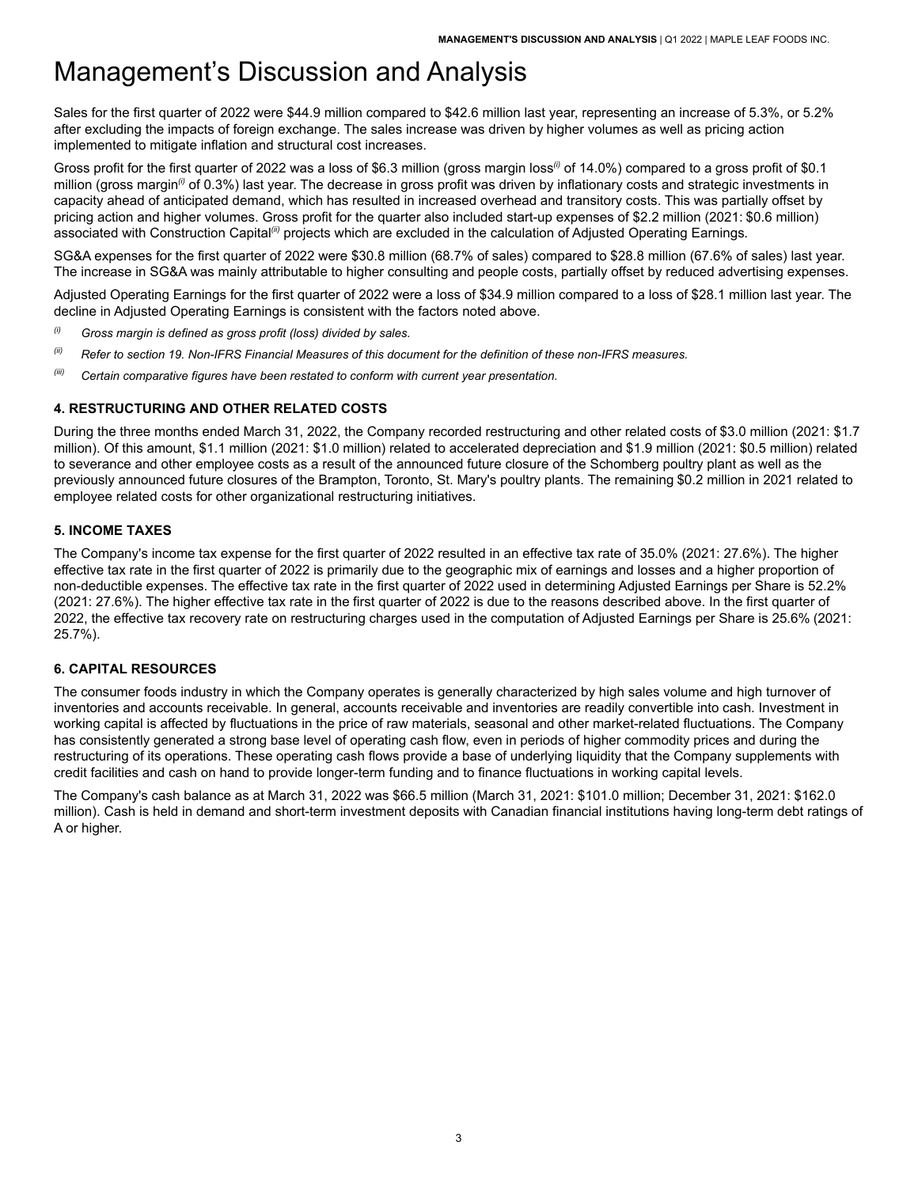# Management's Discussion and Analysis

Sales for the first quarter of 2022 were $44.9 million compared to $42.6 million last year, representing an increase of 5.3%, or 5.2% after excluding the impacts of foreign exchange. The sales increase was driven by higher volumes as well as pricing action implemented to mitigate inflation and structural cost increases.

Gross profit for the first quarter of 2022 was a loss of $6.3 million (gross margin loss[(i)] of 14.0%) compared to a gross profit of $0.1 million (gross margin[(i)] of 0.3%) last year. The decrease in gross profit was driven by inflationary costs and strategic investments in capacity ahead of anticipated demand, which has resulted in increased overhead and transitory costs. This was partially offset by pricing action and higher volumes. Gross profit for the quarter also included start-up expenses of $2.2 million (2021: $0.6 million) associated with Construction Capital[(ii)] projects which are excluded in the calculation of Adjusted Operating Earnings.

SG&A expenses for the first quarter of 2022 were $30.8 million (68.7% of sales) compared to $28.8 million (67.6% of sales) last year. The increase in SG&A was mainly attributable to higher consulting and people costs, partially offset by reduced advertising expenses.

Adjusted Operating Earnings for the first quarter of 2022 were a loss of $34.9 million compared to a loss of $28.1 million last year. The decline in Adjusted Operating Earnings is consistent with the factors noted above.

[(i)] *Gross margin is defined as gross profit (loss) divided by sales.*

[(ii)] *Refer to section 19. Non-IFRS Financial Measures of this document for the definition of these non-IFRS measures.*

[(iii)] *Certain comparative figures have been restated to conform with current year presentation.*

### 4. RESTRUCTURING AND OTHER RELATED COSTS

During the three months ended March 31, 2022, the Company recorded restructuring and other related costs of $3.0 million (2021: $1.7 million). Of this amount, $1.1 million (2021: $1.0 million) related to accelerated depreciation and $1.9 million (2021: $0.5 million) related to severance and other employee costs as a result of the announced future closure of the Schomberg poultry plant as well as the previously announced future closures of the Brampton, Toronto, St. Mary's poultry plants. The remaining $0.2 million in 2021 related to employee related costs for other organizational restructuring initiatives.

### 5. INCOME TAXES

The Company's income tax expense for the first quarter of 2022 resulted in an effective tax rate of 35.0% (2021: 27.6%). The higher effective tax rate in the first quarter of 2022 is primarily due to the geographic mix of earnings and losses and a higher proportion of non-deductible expenses. The effective tax rate in the first quarter of 2022 used in determining Adjusted Earnings per Share is 52.2% (2021: 27.6%). The higher effective tax rate in the first quarter of 2022 is due to the reasons described above. In the first quarter of 2022, the effective tax recovery rate on restructuring charges used in the computation of Adjusted Earnings per Share is 25.6% (2021: 25.7%).

### 6. CAPITAL RESOURCES

The consumer foods industry in which the Company operates is generally characterized by high sales volume and high turnover of inventories and accounts receivable. In general, accounts receivable and inventories are readily convertible into cash. Investment in working capital is affected by fluctuations in the price of raw materials, seasonal and other market-related fluctuations. The Company has consistently generated a strong base level of operating cash flow, even in periods of higher commodity prices and during the restructuring of its operations. These operating cash flows provide a base of underlying liquidity that the Company supplements with credit facilities and cash on hand to provide longer-term funding and to finance fluctuations in working capital levels.

The Company's cash balance as at March 31, 2022 was $66.5 million (March 31, 2021: $101.0 million; December 31, 2021: $162.0 million). Cash is held in demand and short-term investment deposits with Canadian financial institutions having long-term debt ratings of A or higher.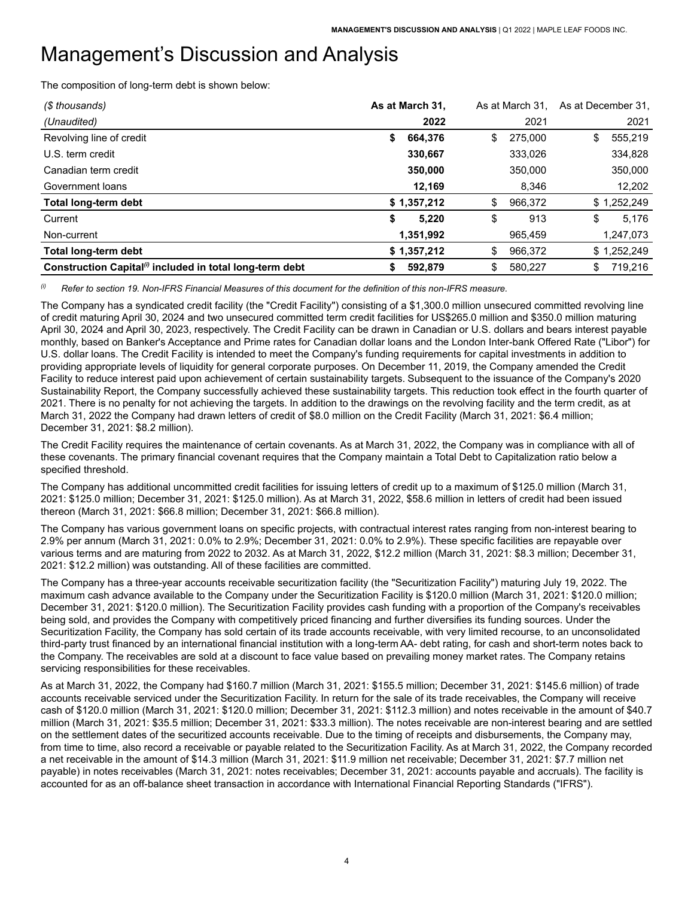# Management's Discussion and Analysis

The composition of long-term debt is shown below:

| *($ thousands)* | **As at March 31,** | As at March 31, | As at December 31, |
|---|---|---|---|
| *(Unaudited)* | **2022** | 2021 | 2021 |
| Revolving line of credit | **$ 664,376** | $ 275,000 | $ 555,219 |
| U.S. term credit | **330,667** | 333,026 | 334,828 |
| Canadian term credit | **350,000** | 350,000 | 350,000 |
| Government loans | **12,169** | 8,346 | 12,202 |
| **Total long-term debt** | **$ 1,357,212** | $ 966,372 | $ 1,252,249 |
| Current | **$ 5,220** | $ 913 | $ 5,176 |
| Non-current | **1,351,992** | 965,459 | 1,247,073 |
| **Total long-term debt** | **$ 1,357,212** | $ 966,372 | $ 1,252,249 |
| **Construction Capital[(i)] included in total long-term debt** | **$ 592,879** | $ 580,227 | $ 719,216 |

[(i)] *Refer to section 19. Non-IFRS Financial Measures of this document for the definition of this non-IFRS measure.*

The Company has a syndicated credit facility (the "Credit Facility") consisting of a $1,300.0 million unsecured committed revolving line of credit maturing April 30, 2024 and two unsecured committed term credit facilities for US$265.0 million and $350.0 million maturing April 30, 2024 and April 30, 2023, respectively. The Credit Facility can be drawn in Canadian or U.S. dollars and bears interest payable monthly, based on Banker's Acceptance and Prime rates for Canadian dollar loans and the London Inter-bank Offered Rate ("Libor") for U.S. dollar loans. The Credit Facility is intended to meet the Company's funding requirements for capital investments in addition to providing appropriate levels of liquidity for general corporate purposes. On December 11, 2019, the Company amended the Credit Facility to reduce interest paid upon achievement of certain sustainability targets. Subsequent to the issuance of the Company's 2020 Sustainability Report, the Company successfully achieved these sustainability targets. This reduction took effect in the fourth quarter of 2021. There is no penalty for not achieving the targets. In addition to the drawings on the revolving facility and the term credit, as at March 31, 2022 the Company had drawn letters of credit of $8.0 million on the Credit Facility (March 31, 2021: $6.4 million; December 31, 2021: $8.2 million).

The Credit Facility requires the maintenance of certain covenants. As at March 31, 2022, the Company was in compliance with all of these covenants. The primary financial covenant requires that the Company maintain a Total Debt to Capitalization ratio below a specified threshold.

The Company has additional uncommitted credit facilities for issuing letters of credit up to a maximum of $125.0 million (March 31, 2021: $125.0 million; December 31, 2021: $125.0 million). As at March 31, 2022, $58.6 million in letters of credit had been issued thereon (March 31, 2021: $66.8 million; December 31, 2021: $66.8 million).

The Company has various government loans on specific projects, with contractual interest rates ranging from non-interest bearing to 2.9% per annum (March 31, 2021: 0.0% to 2.9%; December 31, 2021: 0.0% to 2.9%). These specific facilities are repayable over various terms and are maturing from 2022 to 2032. As at March 31, 2022, $12.2 million (March 31, 2021: $8.3 million; December 31, 2021: $12.2 million) was outstanding. All of these facilities are committed.

The Company has a three-year accounts receivable securitization facility (the "Securitization Facility") maturing July 19, 2022. The maximum cash advance available to the Company under the Securitization Facility is $120.0 million (March 31, 2021: $120.0 million; December 31, 2021: $120.0 million). The Securitization Facility provides cash funding with a proportion of the Company's receivables being sold, and provides the Company with competitively priced financing and further diversifies its funding sources. Under the Securitization Facility, the Company has sold certain of its trade accounts receivable, with very limited recourse, to an unconsolidated third-party trust financed by an international financial institution with a long-term AA- debt rating, for cash and short-term notes back to the Company. The receivables are sold at a discount to face value based on prevailing money market rates. The Company retains servicing responsibilities for these receivables.

As at March 31, 2022, the Company had $160.7 million (March 31, 2021: $155.5 million; December 31, 2021: $145.6 million) of trade accounts receivable serviced under the Securitization Facility. In return for the sale of its trade receivables, the Company will receive cash of $120.0 million (March 31, 2021: $120.0 million; December 31, 2021: $112.3 million) and notes receivable in the amount of $40.7 million (March 31, 2021: $35.5 million; December 31, 2021: $33.3 million). The notes receivable are non-interest bearing and are settled on the settlement dates of the securitized accounts receivable. Due to the timing of receipts and disbursements, the Company may, from time to time, also record a receivable or payable related to the Securitization Facility. As at March 31, 2022, the Company recorded a net receivable in the amount of $14.3 million (March 31, 2021: $11.9 million net receivable; December 31, 2021: $7.7 million net payable) in notes receivables (March 31, 2021: notes receivables; December 31, 2021: accounts payable and accruals). The facility is accounted for as an off-balance sheet transaction in accordance with International Financial Reporting Standards ("IFRS").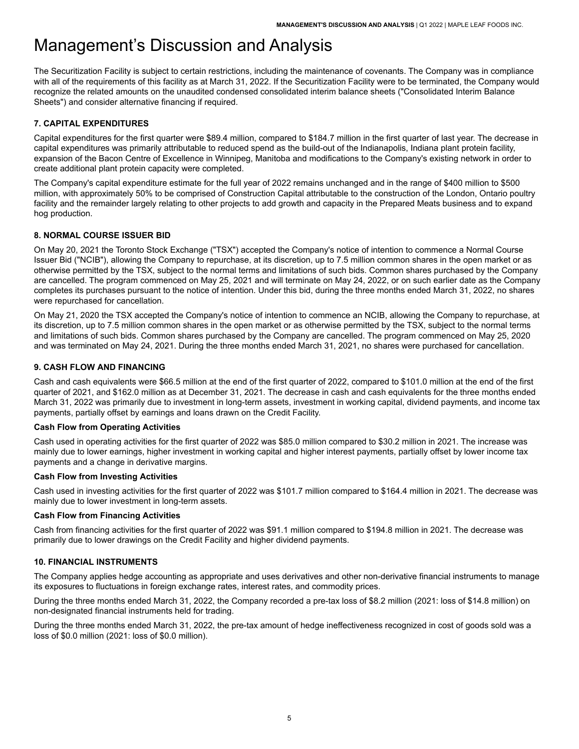# Management's Discussion and Analysis

The Securitization Facility is subject to certain restrictions, including the maintenance of covenants. The Company was in compliance with all of the requirements of this facility as at March 31, 2022. If the Securitization Facility were to be terminated, the Company would recognize the related amounts on the unaudited condensed consolidated interim balance sheets ("Consolidated Interim Balance Sheets") and consider alternative financing if required.

### 7. CAPITAL EXPENDITURES

Capital expenditures for the first quarter were $89.4 million, compared to $184.7 million in the first quarter of last year. The decrease in capital expenditures was primarily attributable to reduced spend as the build-out of the Indianapolis, Indiana plant protein facility, expansion of the Bacon Centre of Excellence in Winnipeg, Manitoba and modifications to the Company's existing network in order to create additional plant protein capacity were completed.

The Company's capital expenditure estimate for the full year of 2022 remains unchanged and in the range of $400 million to $500 million, with approximately 50% to be comprised of Construction Capital attributable to the construction of the London, Ontario poultry facility and the remainder largely relating to other projects to add growth and capacity in the Prepared Meats business and to expand hog production.

### 8. NORMAL COURSE ISSUER BID

On May 20, 2021 the Toronto Stock Exchange ("TSX") accepted the Company's notice of intention to commence a Normal Course Issuer Bid ("NCIB"), allowing the Company to repurchase, at its discretion, up to 7.5 million common shares in the open market or as otherwise permitted by the TSX, subject to the normal terms and limitations of such bids. Common shares purchased by the Company are cancelled. The program commenced on May 25, 2021 and will terminate on May 24, 2022, or on such earlier date as the Company completes its purchases pursuant to the notice of intention. Under this bid, during the three months ended March 31, 2022, no shares were repurchased for cancellation.

On May 21, 2020 the TSX accepted the Company's notice of intention to commence an NCIB, allowing the Company to repurchase, at its discretion, up to 7.5 million common shares in the open market or as otherwise permitted by the TSX, subject to the normal terms and limitations of such bids. Common shares purchased by the Company are cancelled. The program commenced on May 25, 2020 and was terminated on May 24, 2021. During the three months ended March 31, 2021, no shares were purchased for cancellation.

### 9. CASH FLOW AND FINANCING

Cash and cash equivalents were $66.5 million at the end of the first quarter of 2022, compared to $101.0 million at the end of the first quarter of 2021, and $162.0 million as at December 31, 2021. The decrease in cash and cash equivalents for the three months ended March 31, 2022 was primarily due to investment in long-term assets, investment in working capital, dividend payments, and income tax payments, partially offset by earnings and loans drawn on the Credit Facility.

**Cash Flow from Operating Activities**

Cash used in operating activities for the first quarter of 2022 was $85.0 million compared to $30.2 million in 2021. The increase was mainly due to lower earnings, higher investment in working capital and higher interest payments, partially offset by lower income tax payments and a change in derivative margins.

**Cash Flow from Investing Activities**

Cash used in investing activities for the first quarter of 2022 was $101.7 million compared to $164.4 million in 2021. The decrease was mainly due to lower investment in long-term assets.

**Cash Flow from Financing Activities**

Cash from financing activities for the first quarter of 2022 was $91.1 million compared to $194.8 million in 2021. The decrease was primarily due to lower drawings on the Credit Facility and higher dividend payments.

### 10. FINANCIAL INSTRUMENTS

The Company applies hedge accounting as appropriate and uses derivatives and other non-derivative financial instruments to manage its exposures to fluctuations in foreign exchange rates, interest rates, and commodity prices.

During the three months ended March 31, 2022, the Company recorded a pre-tax loss of $8.2 million (2021: loss of $14.8 million) on non-designated financial instruments held for trading.

During the three months ended March 31, 2022, the pre-tax amount of hedge ineffectiveness recognized in cost of goods sold was a loss of $0.0 million (2021: loss of $0.0 million).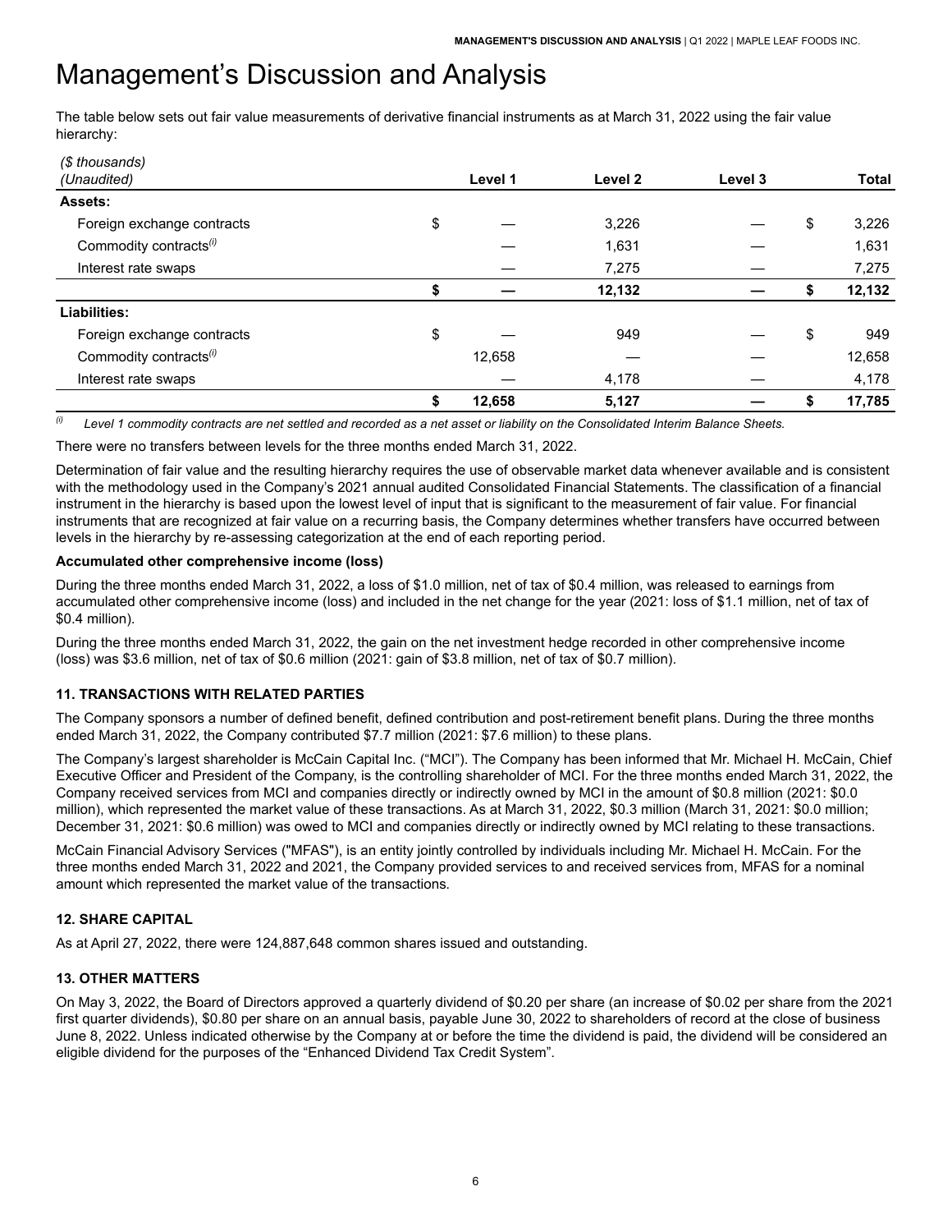# Management's Discussion and Analysis

The table below sets out fair value measurements of derivative financial instruments as at March 31, 2022 using the fair value hierarchy:

| *($ thousands)* *(Unaudited)* | Level 1 | Level 2 | Level 3 | Total |
|---|---|---|---|---|
| **Assets:** | | | | |
| Foreign exchange contracts | $ — | 3,226 | — | $ 3,226 |
| Commodity contracts[(i)] | — | 1,631 | — | 1,631 |
| Interest rate swaps | — | 7,275 | — | 7,275 |
| | **$ —** | **12,132** | **—** | **$ 12,132** |
| **Liabilities:** | | | | |
| Foreign exchange contracts | $ — | 949 | — | $ 949 |
| Commodity contracts[(i)] | 12,658 | — | — | 12,658 |
| Interest rate swaps | — | 4,178 | — | 4,178 |
| | **$ 12,658** | **5,127** | **—** | **$ 17,785** |

[(i)] *Level 1 commodity contracts are net settled and recorded as a net asset or liability on the Consolidated Interim Balance Sheets.*

There were no transfers between levels for the three months ended March 31, 2022.

Determination of fair value and the resulting hierarchy requires the use of observable market data whenever available and is consistent with the methodology used in the Company's 2021 annual audited Consolidated Financial Statements. The classification of a financial instrument in the hierarchy is based upon the lowest level of input that is significant to the measurement of fair value. For financial instruments that are recognized at fair value on a recurring basis, the Company determines whether transfers have occurred between levels in the hierarchy by re-assessing categorization at the end of each reporting period.

**Accumulated other comprehensive income (loss)**

During the three months ended March 31, 2022, a loss of $1.0 million, net of tax of $0.4 million, was released to earnings from accumulated other comprehensive income (loss) and included in the net change for the year (2021: loss of $1.1 million, net of tax of $0.4 million).

During the three months ended March 31, 2022, the gain on the net investment hedge recorded in other comprehensive income (loss) was $3.6 million, net of tax of $0.6 million (2021: gain of $3.8 million, net of tax of $0.7 million).

### 11. TRANSACTIONS WITH RELATED PARTIES

The Company sponsors a number of defined benefit, defined contribution and post-retirement benefit plans. During the three months ended March 31, 2022, the Company contributed $7.7 million (2021: $7.6 million) to these plans.

The Company's largest shareholder is McCain Capital Inc. ("MCI"). The Company has been informed that Mr. Michael H. McCain, Chief Executive Officer and President of the Company, is the controlling shareholder of MCI. For the three months ended March 31, 2022, the Company received services from MCI and companies directly or indirectly owned by MCI in the amount of $0.8 million (2021: $0.0 million), which represented the market value of these transactions. As at March 31, 2022, $0.3 million (March 31, 2021: $0.0 million; December 31, 2021: $0.6 million) was owed to MCI and companies directly or indirectly owned by MCI relating to these transactions.

McCain Financial Advisory Services ("MFAS"), is an entity jointly controlled by individuals including Mr. Michael H. McCain. For the three months ended March 31, 2022 and 2021, the Company provided services to and received services from, MFAS for a nominal amount which represented the market value of the transactions.

### 12. SHARE CAPITAL

As at April 27, 2022, there were 124,887,648 common shares issued and outstanding.

### 13. OTHER MATTERS

On May 3, 2022, the Board of Directors approved a quarterly dividend of $0.20 per share (an increase of $0.02 per share from the 2021 first quarter dividends), $0.80 per share on an annual basis, payable June 30, 2022 to shareholders of record at the close of business June 8, 2022. Unless indicated otherwise by the Company at or before the time the dividend is paid, the dividend will be considered an eligible dividend for the purposes of the "Enhanced Dividend Tax Credit System".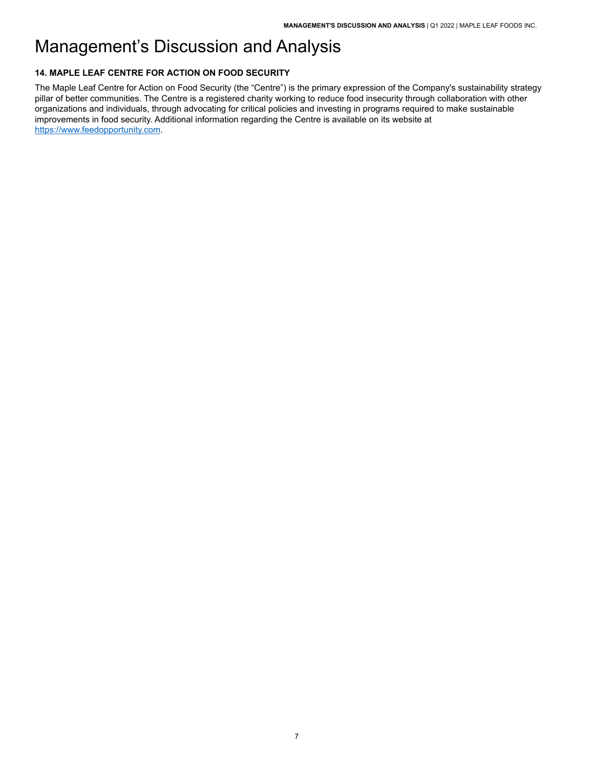# Management's Discussion and Analysis

### 14. MAPLE LEAF CENTRE FOR ACTION ON FOOD SECURITY

The Maple Leaf Centre for Action on Food Security (the "Centre") is the primary expression of the Company's sustainability strategy pillar of better communities. The Centre is a registered charity working to reduce food insecurity through collaboration with other organizations and individuals, through advocating for critical policies and investing in programs required to make sustainable improvements in food security. Additional information regarding the Centre is available on its website at https://www.feedopportunity.com.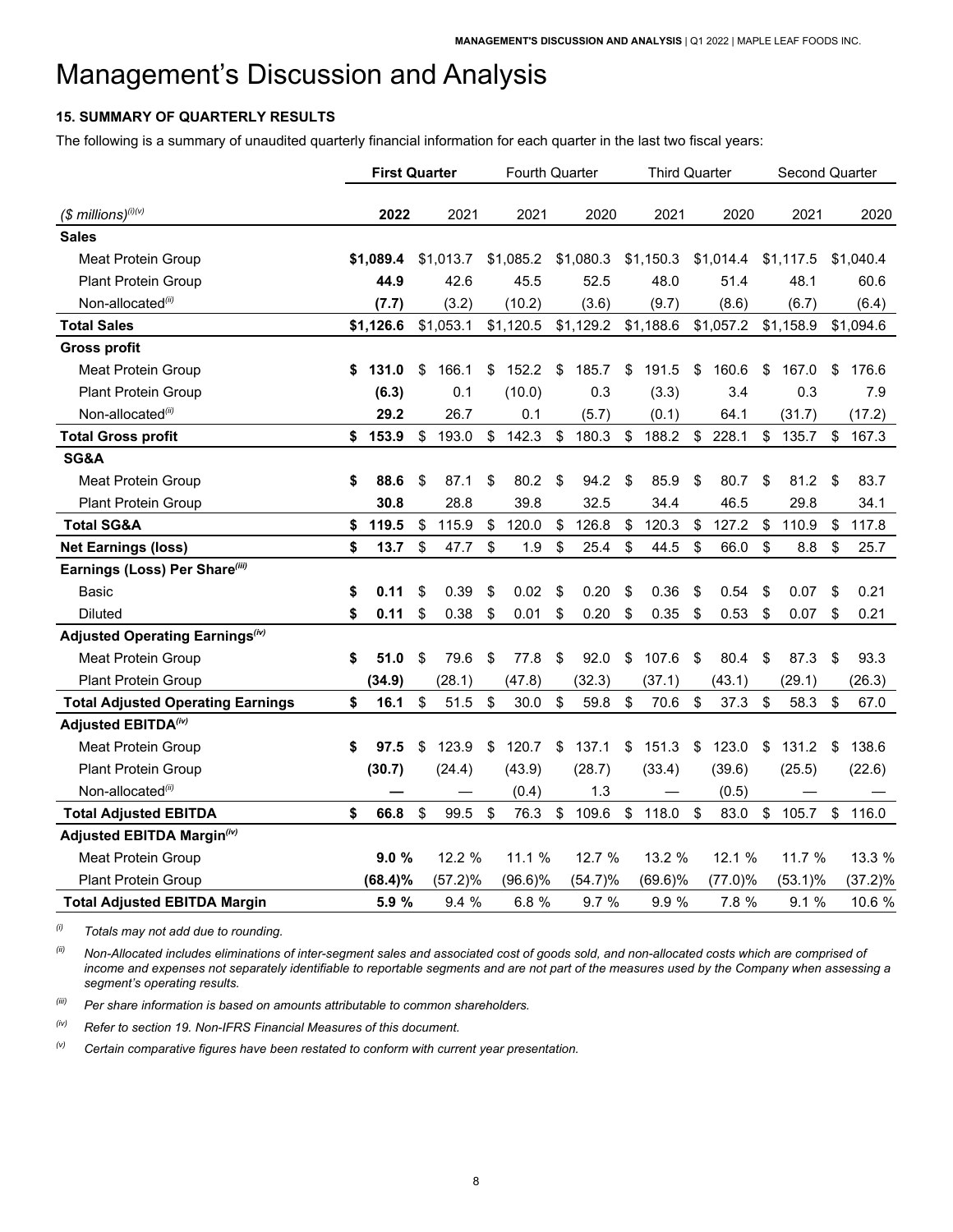# Management's Discussion and Analysis

### 15. SUMMARY OF QUARTERLY RESULTS

The following is a summary of unaudited quarterly financial information for each quarter in the last two fiscal years:

| | First Quarter | | Fourth Quarter | | Third Quarter | | Second Quarter | |
|---|---|---|---|---|---|---|---|---|
| *($ millions)*[(i)(v)] | **2022** | 2021 | 2021 | 2020 | 2021 | 2020 | 2021 | 2020 |
| **Sales** | | | | | | | | |
| Meat Protein Group | **$1,089.4** | $1,013.7 | $1,085.2 | $1,080.3 | $1,150.3 | $1,014.4 | $1,117.5 | $1,040.4 |
| Plant Protein Group | **44.9** | 42.6 | 45.5 | 52.5 | 48.0 | 51.4 | 48.1 | 60.6 |
| Non-allocated[(ii)] | **(7.7)** | (3.2) | (10.2) | (3.6) | (9.7) | (8.6) | (6.7) | (6.4) |
| **Total Sales** | **$1,126.6** | $1,053.1 | $1,120.5 | $1,129.2 | $1,188.6 | $1,057.2 | $1,158.9 | $1,094.6 |
| **Gross profit** | | | | | | | | |
| Meat Protein Group | **$ 131.0** | $ 166.1 | $ 152.2 | $ 185.7 | $ 191.5 | $ 160.6 | $ 167.0 | $ 176.6 |
| Plant Protein Group | **(6.3)** | 0.1 | (10.0) | 0.3 | (3.3) | 3.4 | 0.3 | 7.9 |
| Non-allocated[(ii)] | **29.2** | 26.7 | 0.1 | (5.7) | (0.1) | 64.1 | (31.7) | (17.2) |
| **Total Gross profit** | **$ 153.9** | $ 193.0 | $ 142.3 | $ 180.3 | $ 188.2 | $ 228.1 | $ 135.7 | $ 167.3 |
| **SG&A** | | | | | | | | |
| Meat Protein Group | **$ 88.6** | $ 87.1 | $ 80.2 | $ 94.2 | $ 85.9 | $ 80.7 | $ 81.2 | $ 83.7 |
| Plant Protein Group | **30.8** | 28.8 | 39.8 | 32.5 | 34.4 | 46.5 | 29.8 | 34.1 |
| **Total SG&A** | **$ 119.5** | $ 115.9 | $ 120.0 | $ 126.8 | $ 120.3 | $ 127.2 | $ 110.9 | $ 117.8 |
| **Net Earnings (loss)** | **$ 13.7** | $ 47.7 | $ 1.9 | $ 25.4 | $ 44.5 | $ 66.0 | $ 8.8 | $ 25.7 |
| **Earnings (Loss) Per Share**[(iii)] | | | | | | | | |
| Basic | **$ 0.11** | $ 0.39 | $ 0.02 | $ 0.20 | $ 0.36 | $ 0.54 | $ 0.07 | $ 0.21 |
| Diluted | **$ 0.11** | $ 0.38 | $ 0.01 | $ 0.20 | $ 0.35 | $ 0.53 | $ 0.07 | $ 0.21 |
| **Adjusted Operating Earnings**[(iv)] | | | | | | | | |
| Meat Protein Group | **$ 51.0** | $ 79.6 | $ 77.8 | $ 92.0 | $ 107.6 | $ 80.4 | $ 87.3 | $ 93.3 |
| Plant Protein Group | **(34.9)** | (28.1) | (47.8) | (32.3) | (37.1) | (43.1) | (29.1) | (26.3) |
| **Total Adjusted Operating Earnings** | **$ 16.1** | $ 51.5 | $ 30.0 | $ 59.8 | $ 70.6 | $ 37.3 | $ 58.3 | $ 67.0 |
| **Adjusted EBITDA**[(iv)] | | | | | | | | |
| Meat Protein Group | **$ 97.5** | $ 123.9 | $ 120.7 | $ 137.1 | $ 151.3 | $ 123.0 | $ 131.2 | $ 138.6 |
| Plant Protein Group | **(30.7)** | (24.4) | (43.9) | (28.7) | (33.4) | (39.6) | (25.5) | (22.6) |
| Non-allocated[(ii)] | **—** | — | (0.4) | 1.3 | — | (0.5) | — | — |
| **Total Adjusted EBITDA** | **$ 66.8** | $ 99.5 | $ 76.3 | $ 109.6 | $ 118.0 | $ 83.0 | $ 105.7 | $ 116.0 |
| **Adjusted EBITDA Margin**[(iv)] | | | | | | | | |
| Meat Protein Group | **9.0 %** | 12.2 % | 11.1 % | 12.7 % | 13.2 % | 12.1 % | 11.7 % | 13.3 % |
| Plant Protein Group | **(68.4)%** | (57.2)% | (96.6)% | (54.7)% | (69.6)% | (77.0)% | (53.1)% | (37.2)% |
| **Total Adjusted EBITDA Margin** | **5.9 %** | 9.4 % | 6.8 % | 9.7 % | 9.9 % | 7.8 % | 9.1 % | 10.6 % |

*(i) Totals may not add due to rounding.*

*(ii) Non-Allocated includes eliminations of inter-segment sales and associated cost of goods sold, and non-allocated costs which are comprised of income and expenses not separately identifiable to reportable segments and are not part of the measures used by the Company when assessing a segment's operating results.*

*(iii) Per share information is based on amounts attributable to common shareholders.*

*(iv) Refer to section 19. Non-IFRS Financial Measures of this document.*

*(v) Certain comparative figures have been restated to conform with current year presentation.*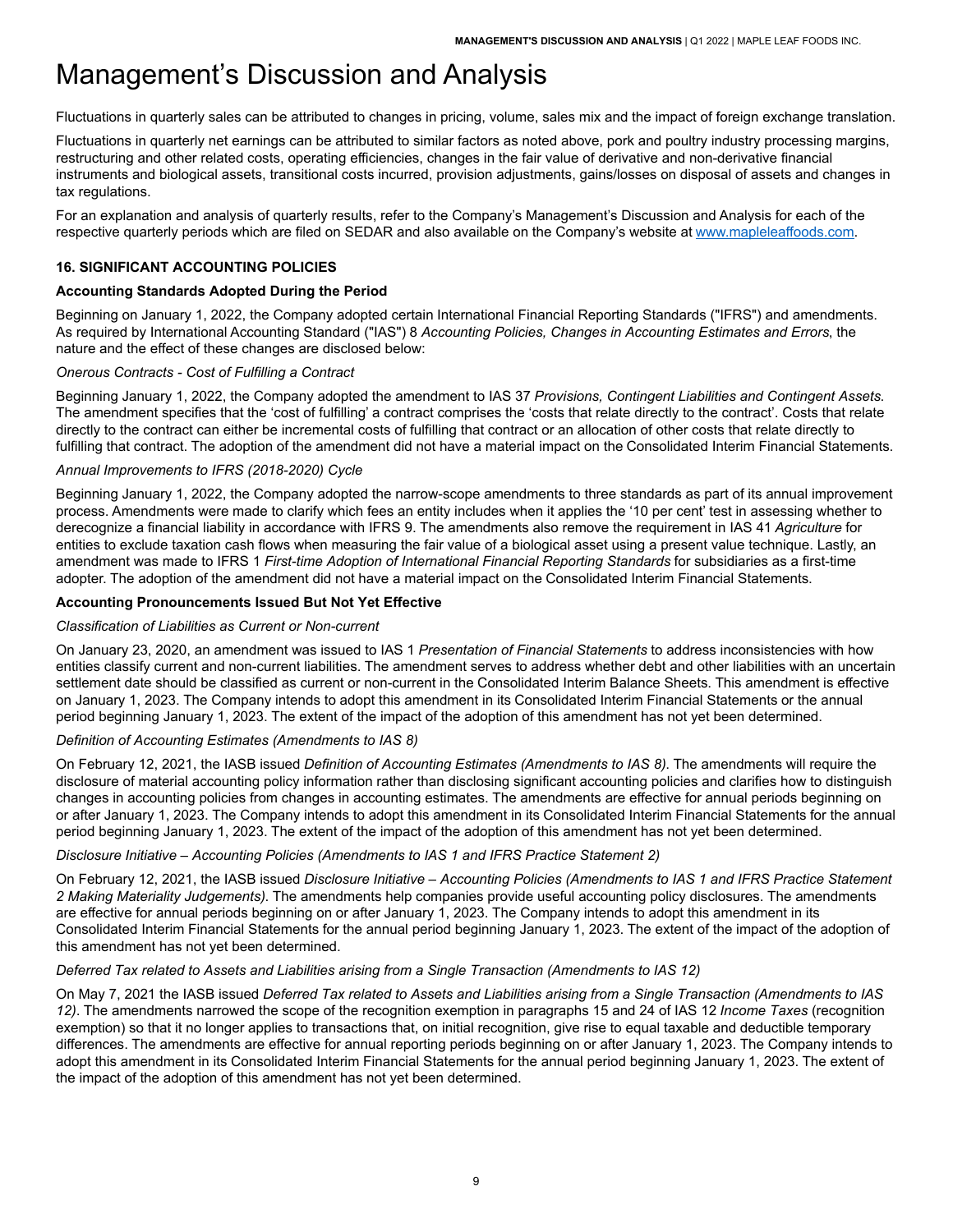# Management's Discussion and Analysis

Fluctuations in quarterly sales can be attributed to changes in pricing, volume, sales mix and the impact of foreign exchange translation.

Fluctuations in quarterly net earnings can be attributed to similar factors as noted above, pork and poultry industry processing margins, restructuring and other related costs, operating efficiencies, changes in the fair value of derivative and non-derivative financial instruments and biological assets, transitional costs incurred, provision adjustments, gains/losses on disposal of assets and changes in tax regulations.

For an explanation and analysis of quarterly results, refer to the Company's Management's Discussion and Analysis for each of the respective quarterly periods which are filed on SEDAR and also available on the Company's website at www.mapleleaffoods.com.

## 16. SIGNIFICANT ACCOUNTING POLICIES

### Accounting Standards Adopted During the Period

Beginning on January 1, 2022, the Company adopted certain International Financial Reporting Standards ("IFRS") and amendments. As required by International Accounting Standard ("IAS") 8 *Accounting Policies, Changes in Accounting Estimates and Errors*, the nature and the effect of these changes are disclosed below:

*Onerous Contracts - Cost of Fulfilling a Contract*

Beginning January 1, 2022, the Company adopted the amendment to IAS 37 *Provisions, Contingent Liabilities and Contingent Assets.* The amendment specifies that the 'cost of fulfilling' a contract comprises the 'costs that relate directly to the contract'. Costs that relate directly to the contract can either be incremental costs of fulfilling that contract or an allocation of other costs that relate directly to fulfilling that contract. The adoption of the amendment did not have a material impact on the Consolidated Interim Financial Statements.

*Annual Improvements to IFRS (2018-2020) Cycle*

Beginning January 1, 2022, the Company adopted the narrow-scope amendments to three standards as part of its annual improvement process. Amendments were made to clarify which fees an entity includes when it applies the '10 per cent' test in assessing whether to derecognize a financial liability in accordance with IFRS 9. The amendments also remove the requirement in IAS 41 *Agriculture* for entities to exclude taxation cash flows when measuring the fair value of a biological asset using a present value technique. Lastly, an amendment was made to IFRS 1 *First-time Adoption of International Financial Reporting Standards* for subsidiaries as a first-time adopter. The adoption of the amendment did not have a material impact on the Consolidated Interim Financial Statements.

### Accounting Pronouncements Issued But Not Yet Effective

*Classification of Liabilities as Current or Non-current*

On January 23, 2020, an amendment was issued to IAS 1 *Presentation of Financial Statements* to address inconsistencies with how entities classify current and non-current liabilities. The amendment serves to address whether debt and other liabilities with an uncertain settlement date should be classified as current or non-current in the Consolidated Interim Balance Sheets. This amendment is effective on January 1, 2023. The Company intends to adopt this amendment in its Consolidated Interim Financial Statements or the annual period beginning January 1, 2023. The extent of the impact of the adoption of this amendment has not yet been determined.

*Definition of Accounting Estimates (Amendments to IAS 8)*

On February 12, 2021, the IASB issued *Definition of Accounting Estimates (Amendments to IAS 8).* The amendments will require the disclosure of material accounting policy information rather than disclosing significant accounting policies and clarifies how to distinguish changes in accounting policies from changes in accounting estimates. The amendments are effective for annual periods beginning on or after January 1, 2023. The Company intends to adopt this amendment in its Consolidated Interim Financial Statements for the annual period beginning January 1, 2023. The extent of the impact of the adoption of this amendment has not yet been determined.

*Disclosure Initiative – Accounting Policies (Amendments to IAS 1 and IFRS Practice Statement 2)*

On February 12, 2021, the IASB issued *Disclosure Initiative – Accounting Policies (Amendments to IAS 1 and IFRS Practice Statement 2 Making Materiality Judgements).* The amendments help companies provide useful accounting policy disclosures. The amendments are effective for annual periods beginning on or after January 1, 2023. The Company intends to adopt this amendment in its Consolidated Interim Financial Statements for the annual period beginning January 1, 2023. The extent of the impact of the adoption of this amendment has not yet been determined.

*Deferred Tax related to Assets and Liabilities arising from a Single Transaction (Amendments to IAS 12)*

On May 7, 2021 the IASB issued *Deferred Tax related to Assets and Liabilities arising from a Single Transaction (Amendments to IAS 12)*. The amendments narrowed the scope of the recognition exemption in paragraphs 15 and 24 of IAS 12 *Income Taxes* (recognition exemption) so that it no longer applies to transactions that, on initial recognition, give rise to equal taxable and deductible temporary differences. The amendments are effective for annual reporting periods beginning on or after January 1, 2023. The Company intends to adopt this amendment in its Consolidated Interim Financial Statements for the annual period beginning January 1, 2023. The extent of the impact of the adoption of this amendment has not yet been determined.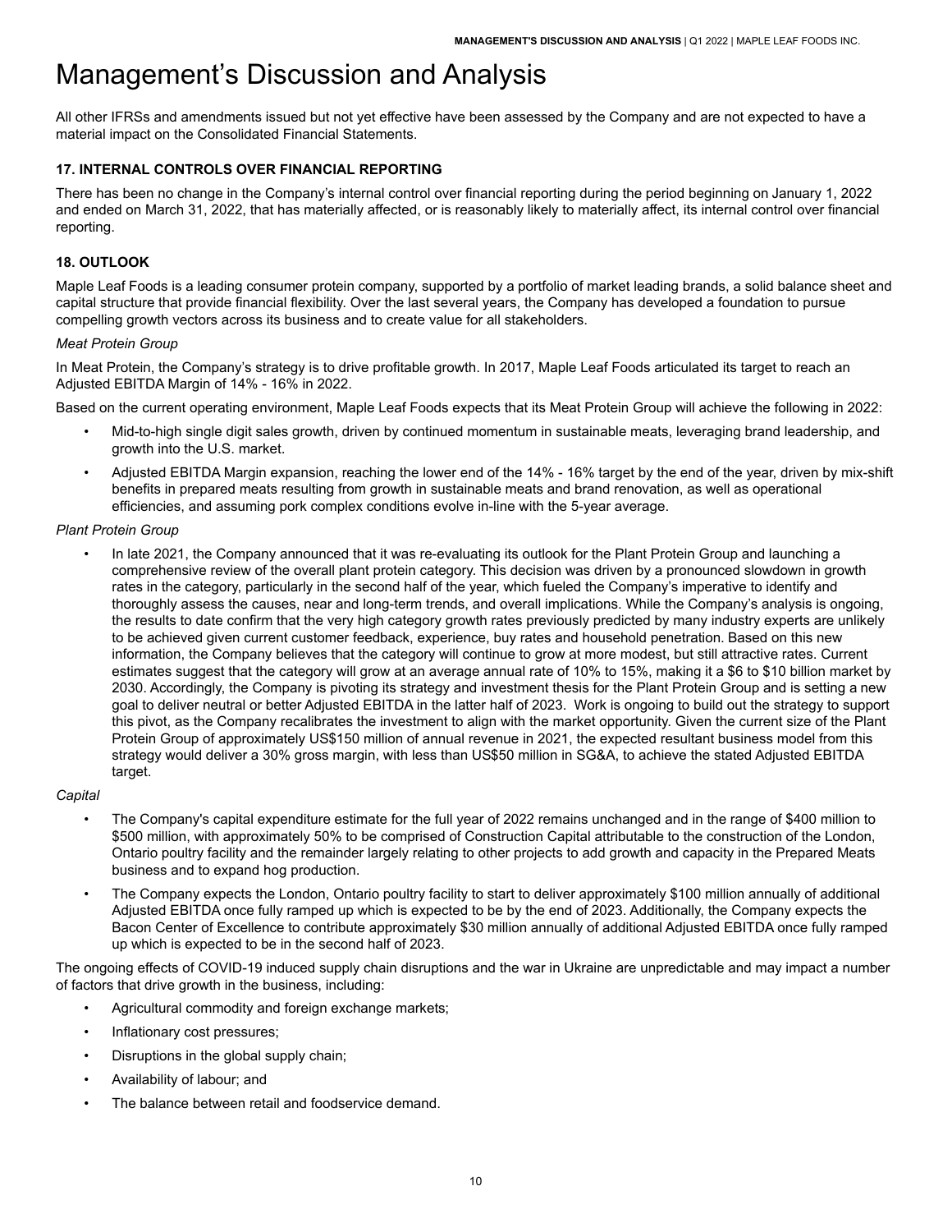# Management's Discussion and Analysis

All other IFRSs and amendments issued but not yet effective have been assessed by the Company and are not expected to have a material impact on the Consolidated Financial Statements.

### 17. INTERNAL CONTROLS OVER FINANCIAL REPORTING

There has been no change in the Company's internal control over financial reporting during the period beginning on January 1, 2022 and ended on March 31, 2022, that has materially affected, or is reasonably likely to materially affect, its internal control over financial reporting.

### 18. OUTLOOK

Maple Leaf Foods is a leading consumer protein company, supported by a portfolio of market leading brands, a solid balance sheet and capital structure that provide financial flexibility. Over the last several years, the Company has developed a foundation to pursue compelling growth vectors across its business and to create value for all stakeholders.

*Meat Protein Group*

In Meat Protein, the Company's strategy is to drive profitable growth. In 2017, Maple Leaf Foods articulated its target to reach an Adjusted EBITDA Margin of 14% - 16% in 2022.

Based on the current operating environment, Maple Leaf Foods expects that its Meat Protein Group will achieve the following in 2022:

- Mid-to-high single digit sales growth, driven by continued momentum in sustainable meats, leveraging brand leadership, and growth into the U.S. market.
- Adjusted EBITDA Margin expansion, reaching the lower end of the 14% - 16% target by the end of the year, driven by mix-shift benefits in prepared meats resulting from growth in sustainable meats and brand renovation, as well as operational efficiencies, and assuming pork complex conditions evolve in-line with the 5-year average.

*Plant Protein Group*

- In late 2021, the Company announced that it was re-evaluating its outlook for the Plant Protein Group and launching a comprehensive review of the overall plant protein category. This decision was driven by a pronounced slowdown in growth rates in the category, particularly in the second half of the year, which fueled the Company's imperative to identify and thoroughly assess the causes, near and long-term trends, and overall implications. While the Company's analysis is ongoing, the results to date confirm that the very high category growth rates previously predicted by many industry experts are unlikely to be achieved given current customer feedback, experience, buy rates and household penetration. Based on this new information, the Company believes that the category will continue to grow at more modest, but still attractive rates. Current estimates suggest that the category will grow at an average annual rate of 10% to 15%, making it a $6 to $10 billion market by 2030. Accordingly, the Company is pivoting its strategy and investment thesis for the Plant Protein Group and is setting a new goal to deliver neutral or better Adjusted EBITDA in the latter half of 2023. Work is ongoing to build out the strategy to support this pivot, as the Company recalibrates the investment to align with the market opportunity. Given the current size of the Plant Protein Group of approximately US$150 million of annual revenue in 2021, the expected resultant business model from this strategy would deliver a 30% gross margin, with less than US$50 million in SG&A, to achieve the stated Adjusted EBITDA target.

*Capital*

- The Company's capital expenditure estimate for the full year of 2022 remains unchanged and in the range of $400 million to $500 million, with approximately 50% to be comprised of Construction Capital attributable to the construction of the London, Ontario poultry facility and the remainder largely relating to other projects to add growth and capacity in the Prepared Meats business and to expand hog production.
- The Company expects the London, Ontario poultry facility to start to deliver approximately $100 million annually of additional Adjusted EBITDA once fully ramped up which is expected to be by the end of 2023. Additionally, the Company expects the Bacon Center of Excellence to contribute approximately $30 million annually of additional Adjusted EBITDA once fully ramped up which is expected to be in the second half of 2023.

The ongoing effects of COVID-19 induced supply chain disruptions and the war in Ukraine are unpredictable and may impact a number of factors that drive growth in the business, including:

- Agricultural commodity and foreign exchange markets;
- Inflationary cost pressures;
- Disruptions in the global supply chain;
- Availability of labour; and
- The balance between retail and foodservice demand.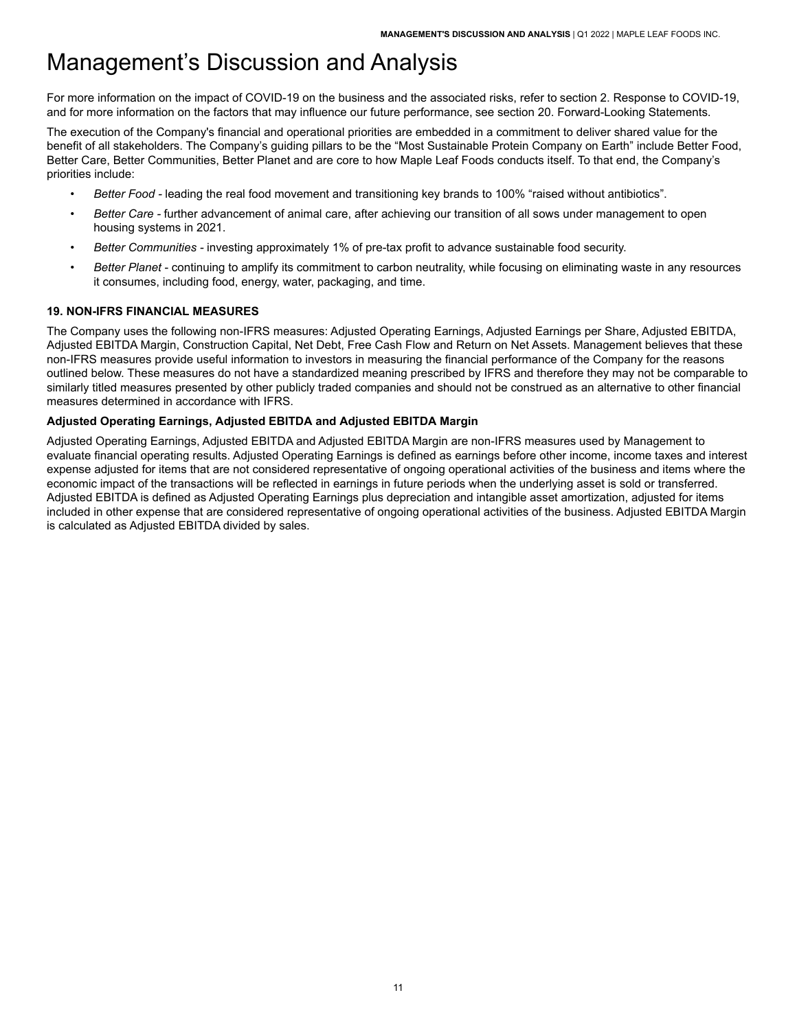# Management's Discussion and Analysis

For more information on the impact of COVID-19 on the business and the associated risks, refer to section 2. Response to COVID-19, and for more information on the factors that may influence our future performance, see section 20. Forward-Looking Statements.

The execution of the Company's financial and operational priorities are embedded in a commitment to deliver shared value for the benefit of all stakeholders. The Company's guiding pillars to be the "Most Sustainable Protein Company on Earth" include Better Food, Better Care, Better Communities, Better Planet and are core to how Maple Leaf Foods conducts itself. To that end, the Company's priorities include:

- *Better Food* - leading the real food movement and transitioning key brands to 100% "raised without antibiotics".
- *Better Care* - further advancement of animal care, after achieving our transition of all sows under management to open housing systems in 2021.
- *Better Communities* - investing approximately 1% of pre-tax profit to advance sustainable food security.
- *Better Planet* - continuing to amplify its commitment to carbon neutrality, while focusing on eliminating waste in any resources it consumes, including food, energy, water, packaging, and time.

### 19. NON-IFRS FINANCIAL MEASURES

The Company uses the following non-IFRS measures: Adjusted Operating Earnings, Adjusted Earnings per Share, Adjusted EBITDA, Adjusted EBITDA Margin, Construction Capital, Net Debt, Free Cash Flow and Return on Net Assets. Management believes that these non-IFRS measures provide useful information to investors in measuring the financial performance of the Company for the reasons outlined below. These measures do not have a standardized meaning prescribed by IFRS and therefore they may not be comparable to similarly titled measures presented by other publicly traded companies and should not be construed as an alternative to other financial measures determined in accordance with IFRS.

**Adjusted Operating Earnings, Adjusted EBITDA and Adjusted EBITDA Margin**

Adjusted Operating Earnings, Adjusted EBITDA and Adjusted EBITDA Margin are non-IFRS measures used by Management to evaluate financial operating results. Adjusted Operating Earnings is defined as earnings before other income, income taxes and interest expense adjusted for items that are not considered representative of ongoing operational activities of the business and items where the economic impact of the transactions will be reflected in earnings in future periods when the underlying asset is sold or transferred. Adjusted EBITDA is defined as Adjusted Operating Earnings plus depreciation and intangible asset amortization, adjusted for items included in other expense that are considered representative of ongoing operational activities of the business. Adjusted EBITDA Margin is calculated as Adjusted EBITDA divided by sales.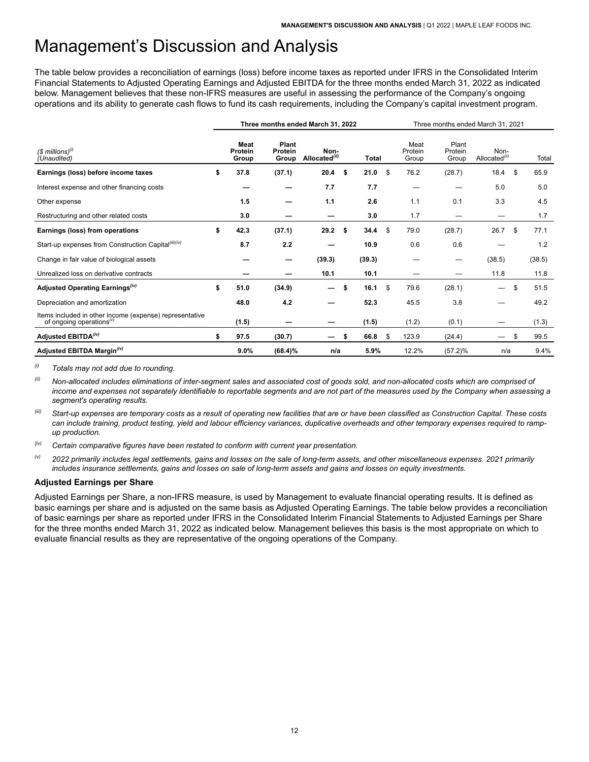# Management's Discussion and Analysis

The table below provides a reconciliation of earnings (loss) before income taxes as reported under IFRS in the Consolidated Interim Financial Statements to Adjusted Operating Earnings and Adjusted EBITDA for the three months ended March 31, 2022 as indicated below. Management believes that these non-IFRS measures are useful in assessing the performance of the Company's ongoing operations and its ability to generate cash flows to fund its cash requirements, including the Company's capital investment program.

| | **Three months ended March 31, 2022** | | | | Three months ended March 31, 2021 | | | |
|---|---|---|---|---|---|---|---|---|
| *($ millions)*[(i)] *(Unaudited)* | **Meat Protein Group** | **Plant Protein Group** | **Non-Allocated**[(ii)] | **Total** | Meat Protein Group | Plant Protein Group | Non-Allocated[(ii)] | Total |
| **Earnings (loss) before income taxes** | **$ 37.8** | **(37.1)** | **20.4** | **$ 21.0** | $ 76.2 | (28.7) | 18.4 | $ 65.9 |
| Interest expense and other financing costs | **—** | **—** | **7.7** | **7.7** | — | — | 5.0 | 5.0 |
| Other expense | **1.5** | **—** | **1.1** | **2.6** | 1.1 | 0.1 | 3.3 | 4.5 |
| Restructuring and other related costs | **3.0** | **—** | **—** | **3.0** | 1.7 | — | — | 1.7 |
| **Earnings (loss) from operations** | **$ 42.3** | **(37.1)** | **29.2** | **$ 34.4** | $ 79.0 | (28.7) | 26.7 | $ 77.1 |
| Start-up expenses from Construction Capital[(iii)(iv)] | **8.7** | **2.2** | **—** | **10.9** | 0.6 | 0.6 | — | 1.2 |
| Change in fair value of biological assets | **—** | **—** | **(39.3)** | **(39.3)** | — | — | (38.5) | (38.5) |
| Unrealized loss on derivative contracts | **—** | **—** | **10.1** | **10.1** | — | — | 11.8 | 11.8 |
| **Adjusted Operating Earnings**[(iv)] | **$ 51.0** | **(34.9)** | **—** | **$ 16.1** | $ 79.6 | (28.1) | — | $ 51.5 |
| Depreciation and amortization | **48.0** | **4.2** | **—** | **52.3** | 45.5 | 3.8 | — | 49.2 |
| Items included in other income (expense) representative of ongoing operations[(v)] | **(1.5)** | **—** | **—** | **(1.5)** | (1.2) | (0.1) | — | (1.3) |
| **Adjusted EBITDA**[(iv)] | **$ 97.5** | **(30.7)** | **—** | **$ 66.8** | $ 123.9 | (24.4) | — | $ 99.5 |
| **Adjusted EBITDA Margin**[(iv)] | **9.0%** | **(68.4)%** | **n/a** | **5.9%** | 12.2% | (57.2)% | n/a | 9.4% |

(i) *Totals may not add due to rounding.*

(ii) *Non-allocated includes eliminations of inter-segment sales and associated cost of goods sold, and non-allocated costs which are comprised of income and expenses not separately identifiable to reportable segments and are not part of the measures used by the Company when assessing a segment's operating results.*

(iii) *Start-up expenses are temporary costs as a result of operating new facilities that are or have been classified as Construction Capital. These costs can include training, product testing, yield and labour efficiency variances, duplicative overheads and other temporary expenses required to ramp-up production.*

(iv) *Certain comparative figures have been restated to conform with current year presentation.*

(v) *2022 primarily includes legal settlements, gains and losses on the sale of long-term assets, and other miscellaneous expenses. 2021 primarily includes insurance settlements, gains and losses on sale of long-term assets and gains and losses on equity investments.*

### Adjusted Earnings per Share

Adjusted Earnings per Share, a non-IFRS measure, is used by Management to evaluate financial operating results. It is defined as basic earnings per share and is adjusted on the same basis as Adjusted Operating Earnings. The table below provides a reconciliation of basic earnings per share as reported under IFRS in the Consolidated Interim Financial Statements to Adjusted Earnings per Share for the three months ended March 31, 2022 as indicated below. Management believes this basis is the most appropriate on which to evaluate financial results as they are representative of the ongoing operations of the Company.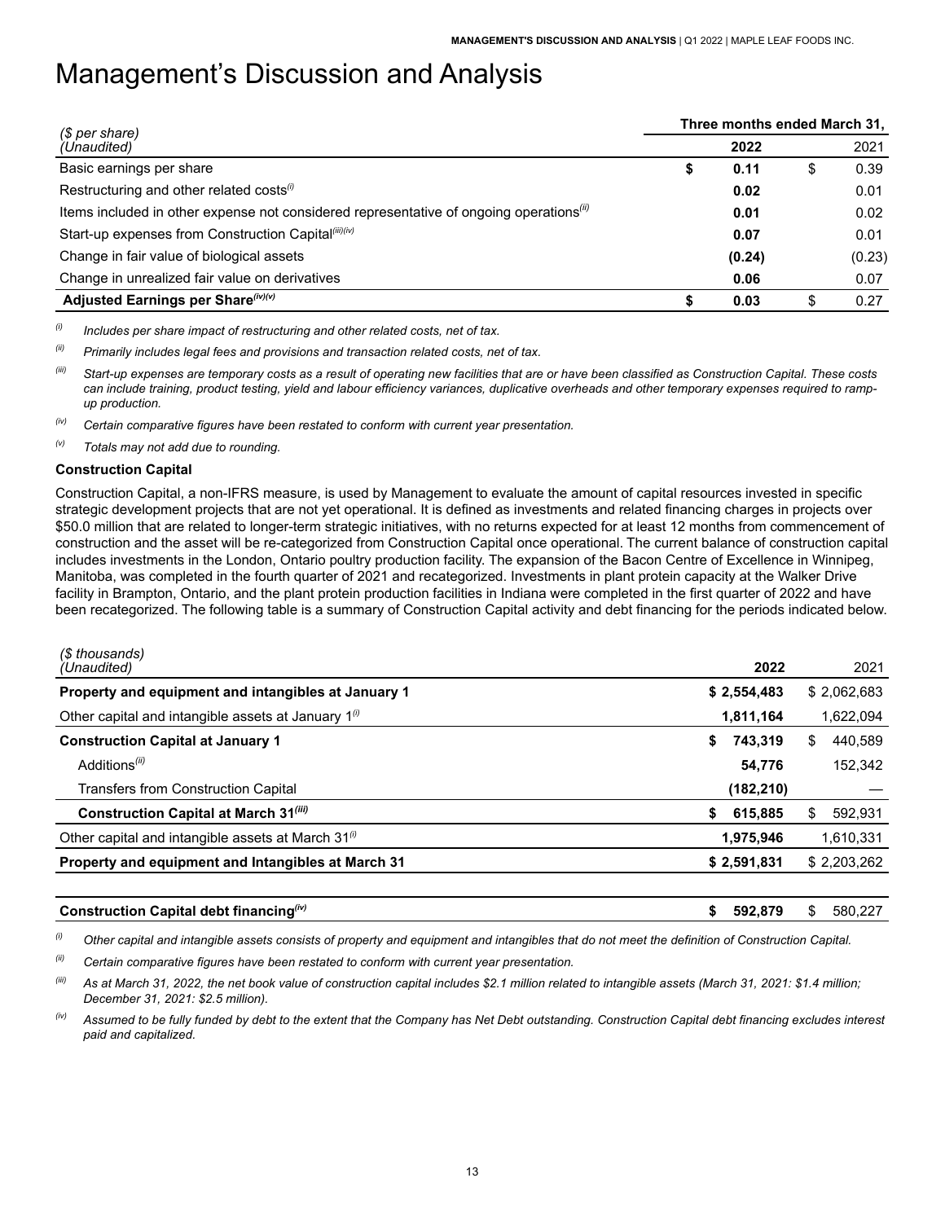# Management's Discussion and Analysis

| ($ per share) (Unaudited) | Three months ended March 31, 2022 | 2021 |
|---|---|---|
| Basic earnings per share | **$ 0.11** | $ 0.39 |
| Restructuring and other related costs[(i)] | **0.02** | 0.01 |
| Items included in other expense not considered representative of ongoing operations[(ii)] | **0.01** | 0.02 |
| Start-up expenses from Construction Capital[(iii)(iv)] | **0.07** | 0.01 |
| Change in fair value of biological assets | **(0.24)** | (0.23) |
| Change in unrealized fair value on derivatives | **0.06** | 0.07 |
| **Adjusted Earnings per Share[(iv)(v)]** | **$ 0.03** | $ 0.27 |

*(i) Includes per share impact of restructuring and other related costs, net of tax.*

*(ii) Primarily includes legal fees and provisions and transaction related costs, net of tax.*

*(iii) Start-up expenses are temporary costs as a result of operating new facilities that are or have been classified as Construction Capital. These costs can include training, product testing, yield and labour efficiency variances, duplicative overheads and other temporary expenses required to ramp-up production.*

*(iv) Certain comparative figures have been restated to conform with current year presentation.*

*(v) Totals may not add due to rounding.*

**Construction Capital**

Construction Capital, a non-IFRS measure, is used by Management to evaluate the amount of capital resources invested in specific strategic development projects that are not yet operational. It is defined as investments and related financing charges in projects over $50.0 million that are related to longer-term strategic initiatives, with no returns expected for at least 12 months from commencement of construction and the asset will be re-categorized from Construction Capital once operational. The current balance of construction capital includes investments in the London, Ontario poultry production facility. The expansion of the Bacon Centre of Excellence in Winnipeg, Manitoba, was completed in the fourth quarter of 2021 and recategorized. Investments in plant protein capacity at the Walker Drive facility in Brampton, Ontario, and the plant protein production facilities in Indiana were completed in the first quarter of 2022 and have been recategorized. The following table is a summary of Construction Capital activity and debt financing for the periods indicated below.

| ($ thousands) (Unaudited) | 2022 | 2021 |
|---|---|---|
| **Property and equipment and intangibles at January 1** | **$ 2,554,483** | $ 2,062,683 |
| Other capital and intangible assets at January 1[(i)] | **1,811,164** | 1,622,094 |
| **Construction Capital at January 1** | **$ 743,319** | $ 440,589 |
| Additions[(ii)] | **54,776** | 152,342 |
| Transfers from Construction Capital | **(182,210)** | — |
| **Construction Capital at March 31[(iii)]** | **$ 615,885** | $ 592,931 |
| Other capital and intangible assets at March 31[(i)] | **1,975,946** | 1,610,331 |
| **Property and equipment and Intangibles at March 31** | **$ 2,591,831** | $ 2,203,262 |
| | | |
| **Construction Capital debt financing[(iv)]** | **$ 592,879** | $ 580,227 |

*(i) Other capital and intangible assets consists of property and equipment and intangibles that do not meet the definition of Construction Capital.*

*(ii) Certain comparative figures have been restated to conform with current year presentation.*

*(iii) As at March 31, 2022, the net book value of construction capital includes $2.1 million related to intangible assets (March 31, 2021: $1.4 million; December 31, 2021: $2.5 million).*

*(iv) Assumed to be fully funded by debt to the extent that the Company has Net Debt outstanding. Construction Capital debt financing excludes interest paid and capitalized.*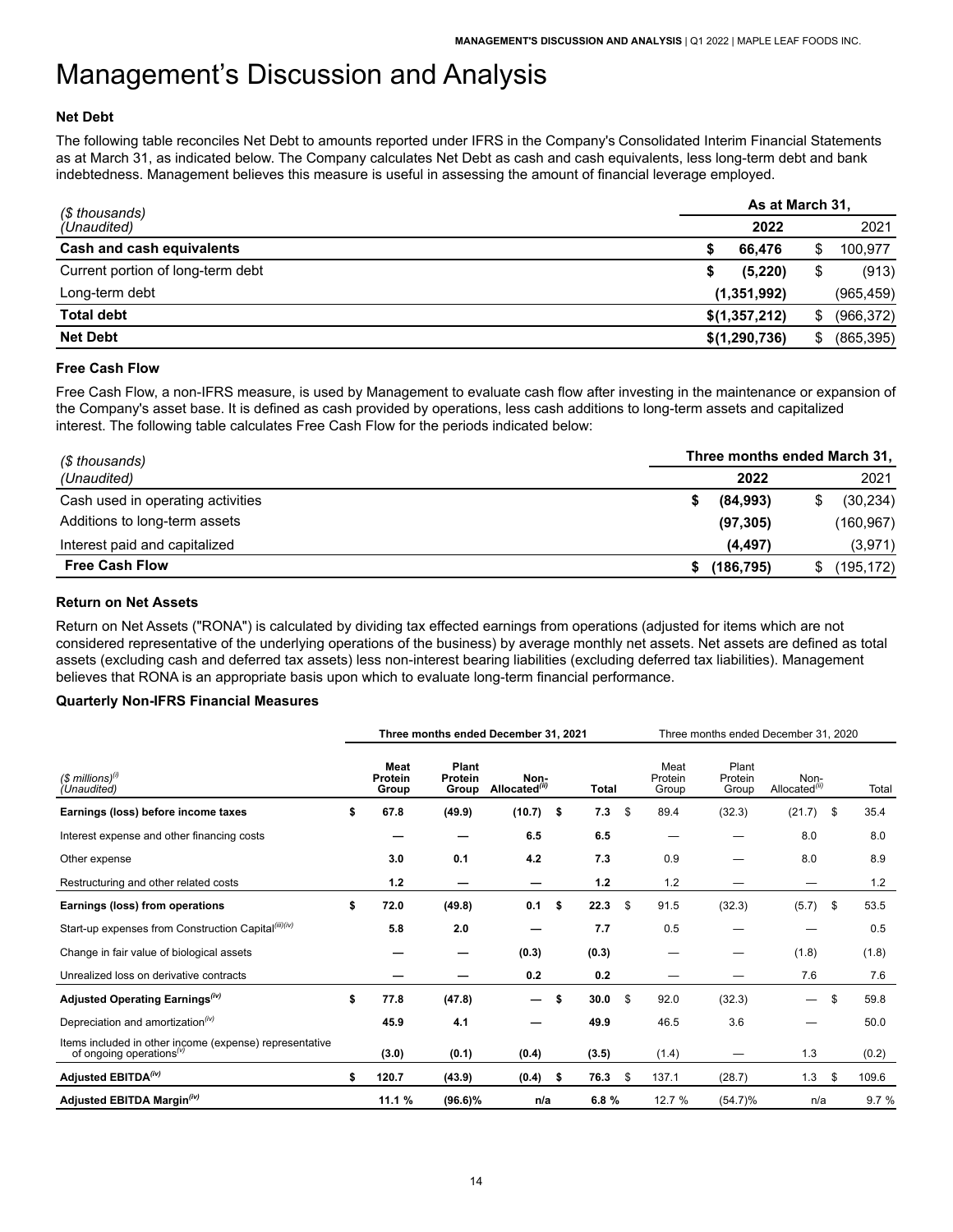# Management's Discussion and Analysis

### Net Debt

The following table reconciles Net Debt to amounts reported under IFRS in the Company's Consolidated Interim Financial Statements as at March 31, as indicated below. The Company calculates Net Debt as cash and cash equivalents, less long-term debt and bank indebtedness. Management believes this measure is useful in assessing the amount of financial leverage employed.

| *($ thousands)* *(Unaudited)* | As at March 31, 2022 | As at March 31, 2021 |
|---|---|---|
| **Cash and cash equivalents** | **$ 66,476** | $ 100,977 |
| Current portion of long-term debt | **$ (5,220)** | $ (913) |
| Long-term debt | **(1,351,992)** | (965,459) |
| **Total debt** | **$(1,357,212)** | $ (966,372) |
| **Net Debt** | **$(1,290,736)** | $ (865,395) |

### Free Cash Flow

Free Cash Flow, a non-IFRS measure, is used by Management to evaluate cash flow after investing in the maintenance or expansion of the Company's asset base. It is defined as cash provided by operations, less cash additions to long-term assets and capitalized interest. The following table calculates Free Cash Flow for the periods indicated below:

| *($ thousands)* *(Unaudited)* | Three months ended March 31, 2022 | Three months ended March 31, 2021 |
|---|---|---|
| Cash used in operating activities | **$ (84,993)** | $ (30,234) |
| Additions to long-term assets | **(97,305)** | (160,967) |
| Interest paid and capitalized | **(4,497)** | (3,971) |
| **Free Cash Flow** | **$ (186,795)** | $ (195,172) |

### Return on Net Assets

Return on Net Assets ("RONA") is calculated by dividing tax effected earnings from operations (adjusted for items which are not considered representative of the underlying operations of the business) by average monthly net assets. Net assets are defined as total assets (excluding cash and deferred tax assets) less non-interest bearing liabilities (excluding deferred tax liabilities). Management believes that RONA is an appropriate basis upon which to evaluate long-term financial performance.

### Quarterly Non-IFRS Financial Measures

| | **Three months ended December 31, 2021** | | | | Three months ended December 31, 2020 | | | |
|---|---|---|---|---|---|---|---|---|
| *($ millions)*[(i)] *(Unaudited)* | **Meat Protein Group** | **Plant Protein Group** | **Non-Allocated**[(ii)] | **Total** | Meat Protein Group | Plant Protein Group | Non-Allocated[(ii)] | Total |
| **Earnings (loss) before income taxes** | **$ 67.8** | **(49.9)** | **(10.7)** | **$ 7.3** | $ 89.4 | (32.3) | (21.7) | $ 35.4 |
| Interest expense and other financing costs | **—** | **—** | **6.5** | **6.5** | — | — | 8.0 | 8.0 |
| Other expense | **3.0** | **0.1** | **4.2** | **7.3** | 0.9 | — | 8.0 | 8.9 |
| Restructuring and other related costs | **1.2** | **—** | **—** | **1.2** | 1.2 | — | — | 1.2 |
| **Earnings (loss) from operations** | **$ 72.0** | **(49.8)** | **0.1** | **$ 22.3** | $ 91.5 | (32.3) | (5.7) | $ 53.5 |
| Start-up expenses from Construction Capital[(iii)(iv)] | **5.8** | **2.0** | **—** | **7.7** | 0.5 | — | — | 0.5 |
| Change in fair value of biological assets | **—** | **—** | **(0.3)** | **(0.3)** | — | — | (1.8) | (1.8) |
| Unrealized loss on derivative contracts | **—** | **—** | **0.2** | **0.2** | — | — | 7.6 | 7.6 |
| **Adjusted Operating Earnings**[(iv)] | **$ 77.8** | **(47.8)** | **—** | **$ 30.0** | $ 92.0 | (32.3) | — | $ 59.8 |
| Depreciation and amortization[(iv)] | **45.9** | **4.1** | **—** | **49.9** | 46.5 | 3.6 | — | 50.0 |
| Items included in other income (expense) representative of ongoing operations[(v)] | **(3.0)** | **(0.1)** | **(0.4)** | **(3.5)** | (1.4) | — | 1.3 | (0.2) |
| **Adjusted EBITDA**[(iv)] | **$ 120.7** | **(43.9)** | **(0.4)** | **$ 76.3** | $ 137.1 | (28.7) | 1.3 | $ 109.6 |
| **Adjusted EBITDA Margin**[(iv)] | **11.1 %** | **(96.6)%** | **n/a** | **6.8 %** | 12.7 % | (54.7)% | n/a | 9.7 % |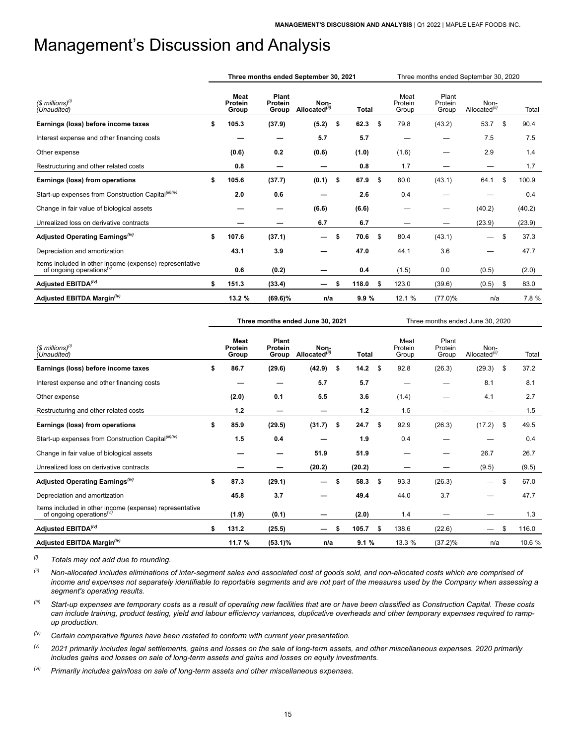# Management's Discussion and Analysis

| ($ millions)[(i)] (Unaudited) | Three months ended September 30, 2021 | | | | Three months ended September 30, 2020 | | | |
|---|---|---|---|---|---|---|---|---|
| | **Meat Protein Group** | **Plant Protein Group** | **Non-Allocated[(ii)]** | **Total** | Meat Protein Group | Plant Protein Group | Non-Allocated[(ii)] | Total |
| **Earnings (loss) before income taxes** | **$ 105.3** | **(37.9)** | **(5.2)** | **$ 62.3** | $ 79.8 | (43.2) | 53.7 | $ 90.4 |
| Interest expense and other financing costs | **—** | **—** | **5.7** | **5.7** | — | — | 7.5 | 7.5 |
| Other expense | **(0.6)** | **0.2** | **(0.6)** | **(1.0)** | (1.6) | — | 2.9 | 1.4 |
| Restructuring and other related costs | **0.8** | **—** | **—** | **0.8** | 1.7 | — | — | 1.7 |
| **Earnings (loss) from operations** | **$ 105.6** | **(37.7)** | **(0.1)** | **$ 67.9** | $ 80.0 | (43.1) | 64.1 | $ 100.9 |
| Start-up expenses from Construction Capital[(iii)(iv)] | **2.0** | **0.6** | **—** | **2.6** | 0.4 | — | — | 0.4 |
| Change in fair value of biological assets | **—** | **—** | **(6.6)** | **(6.6)** | — | — | (40.2) | (40.2) |
| Unrealized loss on derivative contracts | **—** | **—** | **6.7** | **6.7** | — | — | (23.9) | (23.9) |
| **Adjusted Operating Earnings[(iv)]** | **$ 107.6** | **(37.1)** | **—** | **$ 70.6** | $ 80.4 | (43.1) | — | $ 37.3 |
| Depreciation and amortization | **43.1** | **3.9** | **—** | **47.0** | 44.1 | 3.6 | — | 47.7 |
| Items included in other income (expense) representative of ongoing operations[(v)] | **0.6** | **(0.2)** | **—** | **0.4** | (1.5) | 0.0 | (0.5) | (2.0) |
| **Adjusted EBITDA[(iv)]** | **$ 151.3** | **(33.4)** | **—** | **$ 118.0** | $ 123.0 | (39.6) | (0.5) | $ 83.0 |
| **Adjusted EBITDA Margin[(iv)]** | **13.2 %** | **(69.6)%** | **n/a** | **9.9 %** | 12.1 % | (77.0)% | n/a | 7.8 % |

| ($ millions)[(i)] (Unaudited) | Three months ended June 30, 2021 | | | | Three months ended June 30, 2020 | | | |
|---|---|---|---|---|---|---|---|---|
| | **Meat Protein Group** | **Plant Protein Group** | **Non-Allocated[(ii)]** | **Total** | Meat Protein Group | Plant Protein Group | Non-Allocated[(ii)] | Total |
| **Earnings (loss) before income taxes** | **$ 86.7** | **(29.6)** | **(42.9)** | **$ 14.2** | $ 92.8 | (26.3) | (29.3) | $ 37.2 |
| Interest expense and other financing costs | **—** | **—** | **5.7** | **5.7** | — | — | 8.1 | 8.1 |
| Other expense | **(2.0)** | **0.1** | **5.5** | **3.6** | (1.4) | — | 4.1 | 2.7 |
| Restructuring and other related costs | **1.2** | **—** | **—** | **1.2** | 1.5 | — | — | 1.5 |
| **Earnings (loss) from operations** | **$ 85.9** | **(29.5)** | **(31.7)** | **$ 24.7** | $ 92.9 | (26.3) | (17.2) | $ 49.5 |
| Start-up expenses from Construction Capital[(iii)(iv)] | **1.5** | **0.4** | **—** | **1.9** | 0.4 | — | — | 0.4 |
| Change in fair value of biological assets | **—** | **—** | **51.9** | **51.9** | — | — | 26.7 | 26.7 |
| Unrealized loss on derivative contracts | **—** | **—** | **(20.2)** | **(20.2)** | — | — | (9.5) | (9.5) |
| **Adjusted Operating Earnings[(iv)]** | **$ 87.3** | **(29.1)** | **—** | **$ 58.3** | $ 93.3 | (26.3) | — | $ 67.0 |
| Depreciation and amortization | **45.8** | **3.7** | **—** | **49.4** | 44.0 | 3.7 | — | 47.7 |
| Items included in other income (expense) representative of ongoing operations[(vi)] | **(1.9)** | **(0.1)** | **—** | **(2.0)** | 1.4 | — | — | 1.3 |
| **Adjusted EBITDA[(iv)]** | **$ 131.2** | **(25.5)** | **—** | **$ 105.7** | $ 138.6 | (22.6) | — | $ 116.0 |
| **Adjusted EBITDA Margin[(iv)]** | **11.7 %** | **(53.1)%** | **n/a** | **9.1 %** | 13.3 % | (37.2)% | n/a | 10.6 % |

(i) *Totals may not add due to rounding.*

(ii) *Non-allocated includes eliminations of inter-segment sales and associated cost of goods sold, and non-allocated costs which are comprised of income and expenses not separately identifiable to reportable segments and are not part of the measures used by the Company when assessing a segment's operating results.*

(iii) *Start-up expenses are temporary costs as a result of operating new facilities that are or have been classified as Construction Capital. These costs can include training, product testing, yield and labour efficiency variances, duplicative overheads and other temporary expenses required to ramp-up production.*

(iv) *Certain comparative figures have been restated to conform with current year presentation.*

(v) *2021 primarily includes legal settlements, gains and losses on the sale of long-term assets, and other miscellaneous expenses. 2020 primarily includes gains and losses on sale of long-term assets and gains and losses on equity investments.*

(vi) *Primarily includes gain/loss on sale of long-term assets and other miscellaneous expenses.*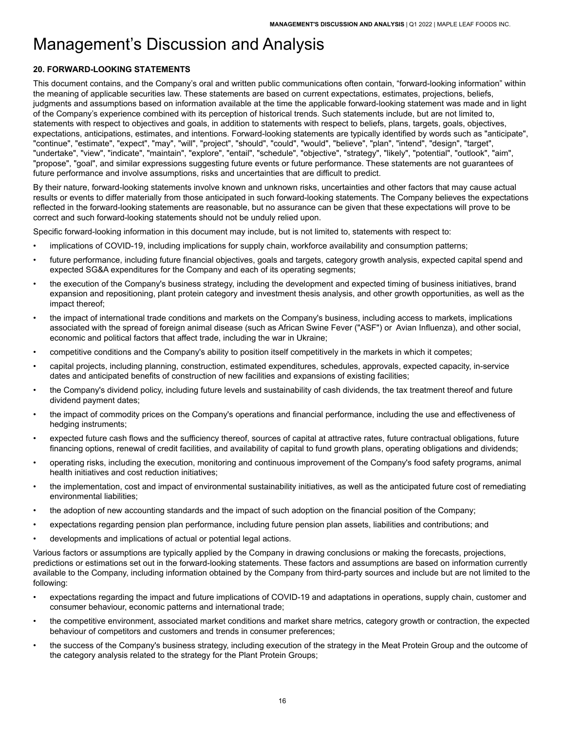# Management's Discussion and Analysis

### 20. FORWARD-LOOKING STATEMENTS

This document contains, and the Company's oral and written public communications often contain, "forward-looking information" within the meaning of applicable securities law. These statements are based on current expectations, estimates, projections, beliefs, judgments and assumptions based on information available at the time the applicable forward-looking statement was made and in light of the Company's experience combined with its perception of historical trends. Such statements include, but are not limited to, statements with respect to objectives and goals, in addition to statements with respect to beliefs, plans, targets, goals, objectives, expectations, anticipations, estimates, and intentions. Forward-looking statements are typically identified by words such as "anticipate", "continue", "estimate", "expect", "may", "will", "project", "should", "could", "would", "believe", "plan", "intend", "design", "target", "undertake", "view", "indicate", "maintain", "explore", "entail", "schedule", "objective", "strategy", "likely", "potential", "outlook", "aim", "propose", "goal", and similar expressions suggesting future events or future performance. These statements are not guarantees of future performance and involve assumptions, risks and uncertainties that are difficult to predict.

By their nature, forward-looking statements involve known and unknown risks, uncertainties and other factors that may cause actual results or events to differ materially from those anticipated in such forward-looking statements. The Company believes the expectations reflected in the forward-looking statements are reasonable, but no assurance can be given that these expectations will prove to be correct and such forward-looking statements should not be unduly relied upon.

Specific forward-looking information in this document may include, but is not limited to, statements with respect to:

- implications of COVID-19, including implications for supply chain, workforce availability and consumption patterns;
- future performance, including future financial objectives, goals and targets, category growth analysis, expected capital spend and expected SG&A expenditures for the Company and each of its operating segments;
- the execution of the Company's business strategy, including the development and expected timing of business initiatives, brand expansion and repositioning, plant protein category and investment thesis analysis, and other growth opportunities, as well as the impact thereof;
- the impact of international trade conditions and markets on the Company's business, including access to markets, implications associated with the spread of foreign animal disease (such as African Swine Fever ("ASF") or Avian Influenza), and other social, economic and political factors that affect trade, including the war in Ukraine;
- competitive conditions and the Company's ability to position itself competitively in the markets in which it competes;
- capital projects, including planning, construction, estimated expenditures, schedules, approvals, expected capacity, in-service dates and anticipated benefits of construction of new facilities and expansions of existing facilities;
- the Company's dividend policy, including future levels and sustainability of cash dividends, the tax treatment thereof and future dividend payment dates;
- the impact of commodity prices on the Company's operations and financial performance, including the use and effectiveness of hedging instruments;
- expected future cash flows and the sufficiency thereof, sources of capital at attractive rates, future contractual obligations, future financing options, renewal of credit facilities, and availability of capital to fund growth plans, operating obligations and dividends;
- operating risks, including the execution, monitoring and continuous improvement of the Company's food safety programs, animal health initiatives and cost reduction initiatives;
- the implementation, cost and impact of environmental sustainability initiatives, as well as the anticipated future cost of remediating environmental liabilities;
- the adoption of new accounting standards and the impact of such adoption on the financial position of the Company;
- expectations regarding pension plan performance, including future pension plan assets, liabilities and contributions; and
- developments and implications of actual or potential legal actions.

Various factors or assumptions are typically applied by the Company in drawing conclusions or making the forecasts, projections, predictions or estimations set out in the forward-looking statements. These factors and assumptions are based on information currently available to the Company, including information obtained by the Company from third-party sources and include but are not limited to the following:

- expectations regarding the impact and future implications of COVID-19 and adaptations in operations, supply chain, customer and consumer behaviour, economic patterns and international trade;
- the competitive environment, associated market conditions and market share metrics, category growth or contraction, the expected behaviour of competitors and customers and trends in consumer preferences;
- the success of the Company's business strategy, including execution of the strategy in the Meat Protein Group and the outcome of the category analysis related to the strategy for the Plant Protein Groups;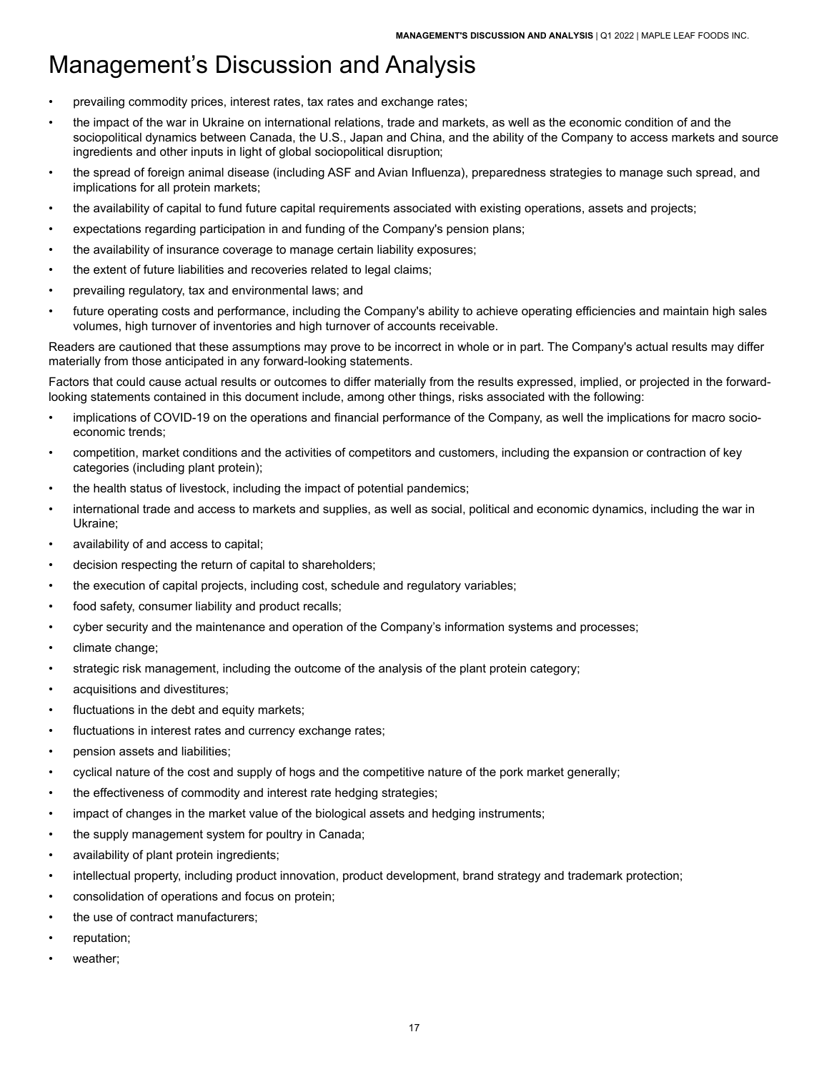# Management's Discussion and Analysis

- prevailing commodity prices, interest rates, tax rates and exchange rates;
- the impact of the war in Ukraine on international relations, trade and markets, as well as the economic condition of and the sociopolitical dynamics between Canada, the U.S., Japan and China, and the ability of the Company to access markets and source ingredients and other inputs in light of global sociopolitical disruption;
- the spread of foreign animal disease (including ASF and Avian Influenza), preparedness strategies to manage such spread, and implications for all protein markets;
- the availability of capital to fund future capital requirements associated with existing operations, assets and projects;
- expectations regarding participation in and funding of the Company's pension plans;
- the availability of insurance coverage to manage certain liability exposures;
- the extent of future liabilities and recoveries related to legal claims;
- prevailing regulatory, tax and environmental laws; and
- future operating costs and performance, including the Company's ability to achieve operating efficiencies and maintain high sales volumes, high turnover of inventories and high turnover of accounts receivable.

Readers are cautioned that these assumptions may prove to be incorrect in whole or in part. The Company's actual results may differ materially from those anticipated in any forward-looking statements.

Factors that could cause actual results or outcomes to differ materially from the results expressed, implied, or projected in the forward-looking statements contained in this document include, among other things, risks associated with the following:

- implications of COVID-19 on the operations and financial performance of the Company, as well the implications for macro socio-economic trends;
- competition, market conditions and the activities of competitors and customers, including the expansion or contraction of key categories (including plant protein);
- the health status of livestock, including the impact of potential pandemics;
- international trade and access to markets and supplies, as well as social, political and economic dynamics, including the war in Ukraine;
- availability of and access to capital;
- decision respecting the return of capital to shareholders;
- the execution of capital projects, including cost, schedule and regulatory variables;
- food safety, consumer liability and product recalls;
- cyber security and the maintenance and operation of the Company's information systems and processes;
- climate change;
- strategic risk management, including the outcome of the analysis of the plant protein category;
- acquisitions and divestitures;
- fluctuations in the debt and equity markets;
- fluctuations in interest rates and currency exchange rates;
- pension assets and liabilities;
- cyclical nature of the cost and supply of hogs and the competitive nature of the pork market generally;
- the effectiveness of commodity and interest rate hedging strategies;
- impact of changes in the market value of the biological assets and hedging instruments;
- the supply management system for poultry in Canada;
- availability of plant protein ingredients;
- intellectual property, including product innovation, product development, brand strategy and trademark protection;
- consolidation of operations and focus on protein;
- the use of contract manufacturers;
- reputation;
- weather;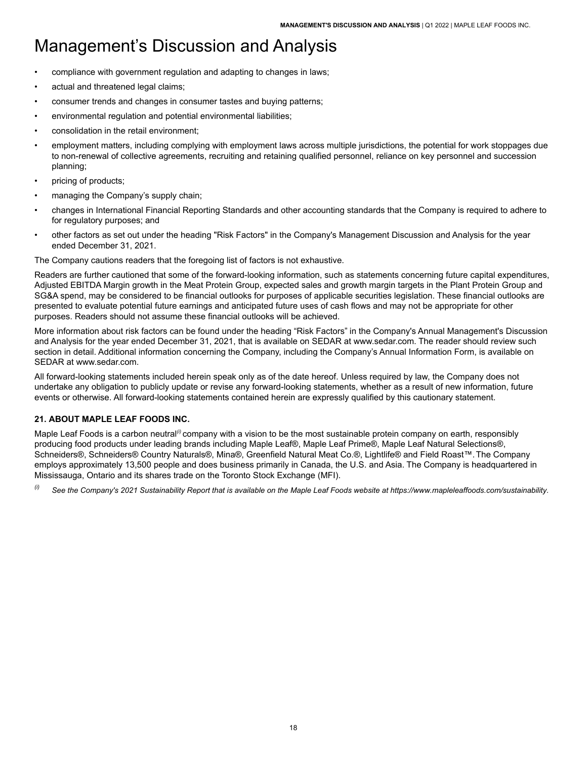# Management's Discussion and Analysis

- compliance with government regulation and adapting to changes in laws;
- actual and threatened legal claims;
- consumer trends and changes in consumer tastes and buying patterns;
- environmental regulation and potential environmental liabilities;
- consolidation in the retail environment;
- employment matters, including complying with employment laws across multiple jurisdictions, the potential for work stoppages due to non-renewal of collective agreements, recruiting and retaining qualified personnel, reliance on key personnel and succession planning;
- pricing of products;
- managing the Company's supply chain;
- changes in International Financial Reporting Standards and other accounting standards that the Company is required to adhere to for regulatory purposes; and
- other factors as set out under the heading "Risk Factors" in the Company's Management Discussion and Analysis for the year ended December 31, 2021.

The Company cautions readers that the foregoing list of factors is not exhaustive.

Readers are further cautioned that some of the forward-looking information, such as statements concerning future capital expenditures, Adjusted EBITDA Margin growth in the Meat Protein Group, expected sales and growth margin targets in the Plant Protein Group and SG&A spend, may be considered to be financial outlooks for purposes of applicable securities legislation. These financial outlooks are presented to evaluate potential future earnings and anticipated future uses of cash flows and may not be appropriate for other purposes. Readers should not assume these financial outlooks will be achieved.

More information about risk factors can be found under the heading "Risk Factors" in the Company's Annual Management's Discussion and Analysis for the year ended December 31, 2021, that is available on SEDAR at www.sedar.com. The reader should review such section in detail. Additional information concerning the Company, including the Company's Annual Information Form, is available on SEDAR at www.sedar.com.

All forward-looking statements included herein speak only as of the date hereof. Unless required by law, the Company does not undertake any obligation to publicly update or revise any forward-looking statements, whether as a result of new information, future events or otherwise. All forward-looking statements contained herein are expressly qualified by this cautionary statement.

### 21. ABOUT MAPLE LEAF FOODS INC.

Maple Leaf Foods is a carbon neutral[(i)] company with a vision to be the most sustainable protein company on earth, responsibly producing food products under leading brands including Maple Leaf®, Maple Leaf Prime®, Maple Leaf Natural Selections®, Schneiders®, Schneiders® Country Naturals®, Mina®, Greenfield Natural Meat Co.®, Lightlife® and Field Roast™. The Company employs approximately 13,500 people and does business primarily in Canada, the U.S. and Asia. The Company is headquartered in Mississauga, Ontario and its shares trade on the Toronto Stock Exchange (MFI).

[(i)] *See the Company's 2021 Sustainability Report that is available on the Maple Leaf Foods website at https://www.mapleleaffoods.com/sustainability.*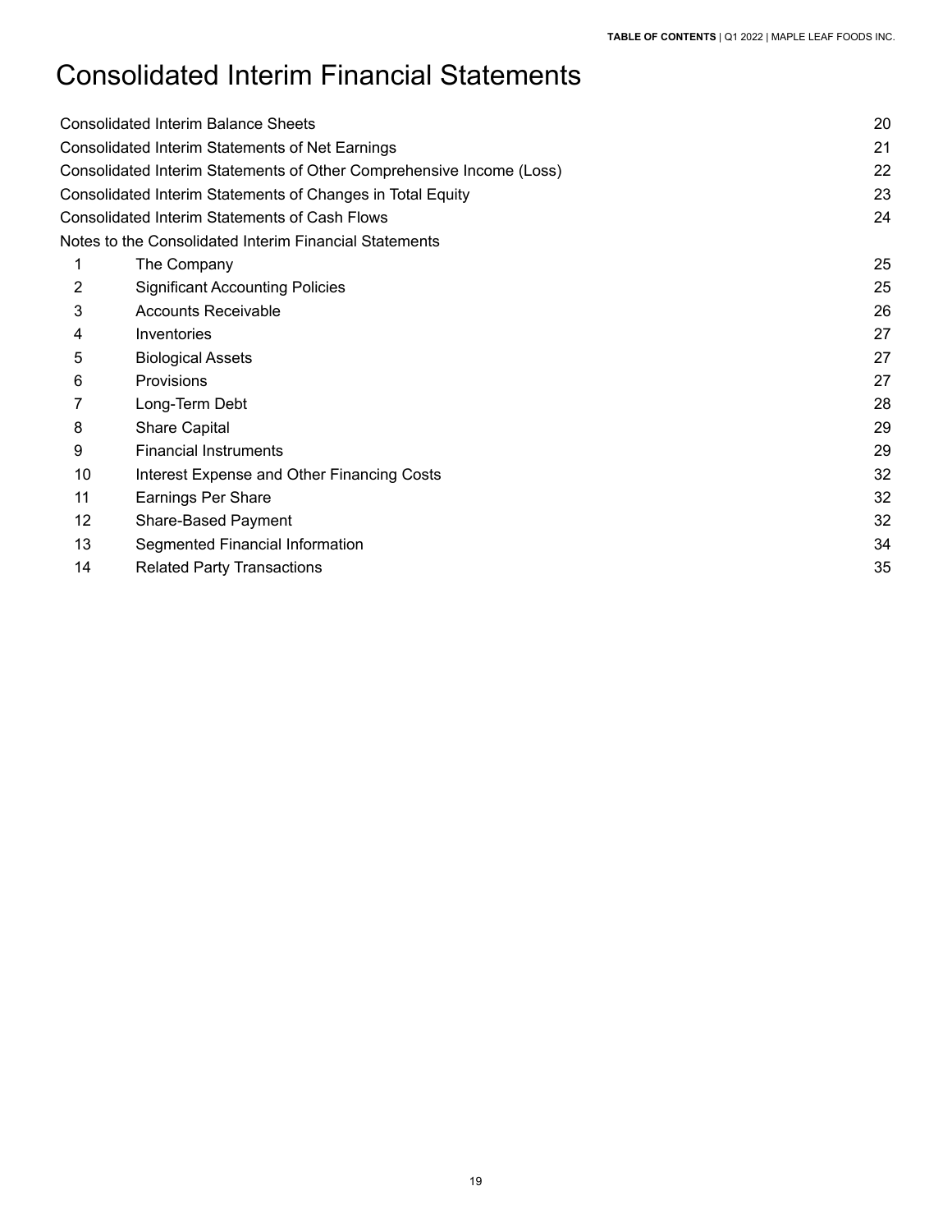# Consolidated Interim Financial Statements

| | | |
|---|---|---|
| Consolidated Interim Balance Sheets | | 20 |
| Consolidated Interim Statements of Net Earnings | | 21 |
| Consolidated Interim Statements of Other Comprehensive Income (Loss) | | 22 |
| Consolidated Interim Statements of Changes in Total Equity | | 23 |
| Consolidated Interim Statements of Cash Flows | | 24 |
| Notes to the Consolidated Interim Financial Statements | | |
| 1 | The Company | 25 |
| 2 | Significant Accounting Policies | 25 |
| 3 | Accounts Receivable | 26 |
| 4 | Inventories | 27 |
| 5 | Biological Assets | 27 |
| 6 | Provisions | 27 |
| 7 | Long-Term Debt | 28 |
| 8 | Share Capital | 29 |
| 9 | Financial Instruments | 29 |
| 10 | Interest Expense and Other Financing Costs | 32 |
| 11 | Earnings Per Share | 32 |
| 12 | Share-Based Payment | 32 |
| 13 | Segmented Financial Information | 34 |
| 14 | Related Party Transactions | 35 |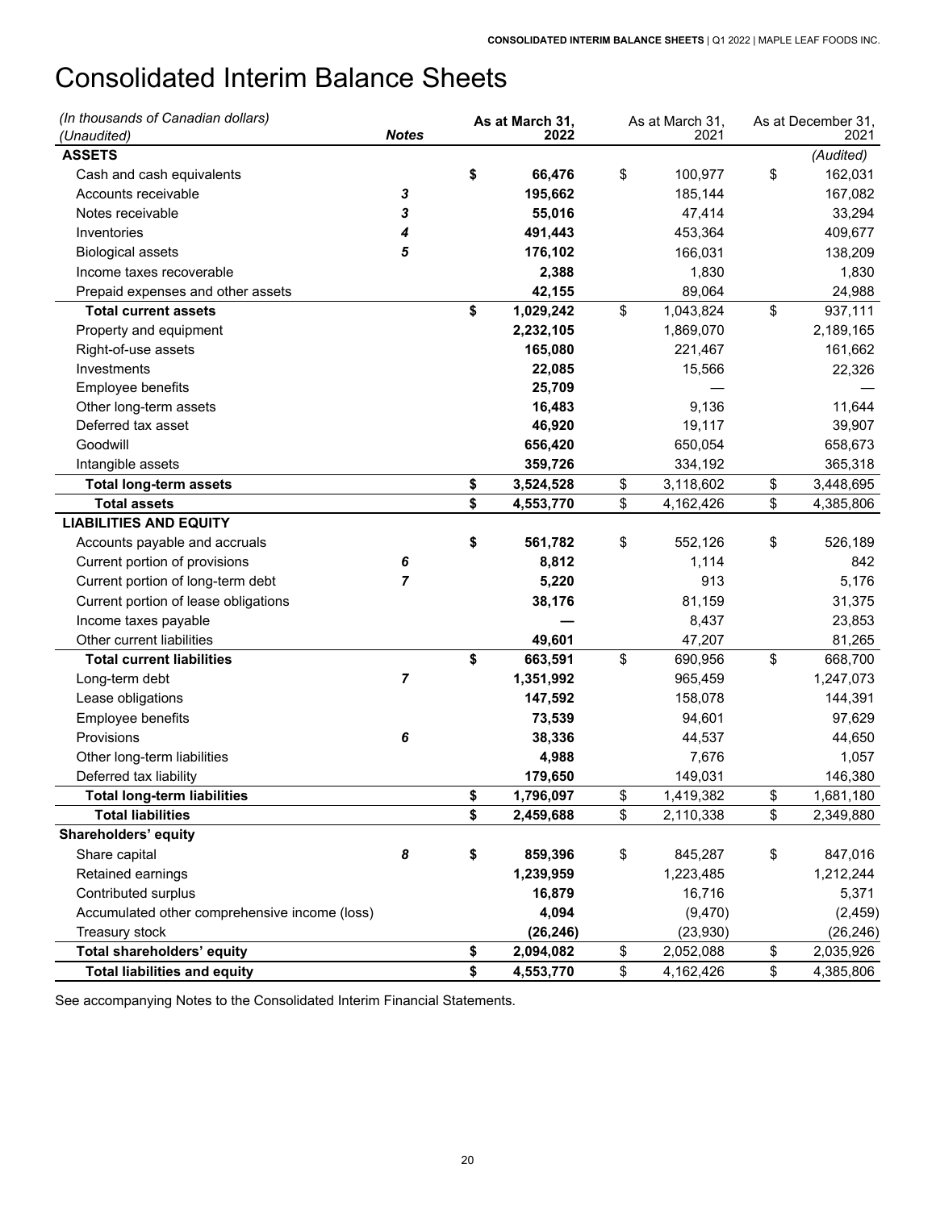# Consolidated Interim Balance Sheets

| *(In thousands of Canadian dollars)* *(Unaudited)* | ***Notes*** | **As at March 31, 2022** | As at March 31, 2021 | As at December 31, 2021 |
|---|---|---|---|---|
| **ASSETS** | | | | *(Audited)* |
| Cash and cash equivalents | | **$ 66,476** | $ 100,977 | $ 162,031 |
| Accounts receivable | ***3*** | **195,662** | 185,144 | 167,082 |
| Notes receivable | ***3*** | **55,016** | 47,414 | 33,294 |
| Inventories | ***4*** | **491,443** | 453,364 | 409,677 |
| Biological assets | ***5*** | **176,102** | 166,031 | 138,209 |
| Income taxes recoverable | | **2,388** | 1,830 | 1,830 |
| Prepaid expenses and other assets | | **42,155** | 89,064 | 24,988 |
| **Total current assets** | | **$ 1,029,242** | $ 1,043,824 | $ 937,111 |
| Property and equipment | | **2,232,105** | 1,869,070 | 2,189,165 |
| Right-of-use assets | | **165,080** | 221,467 | 161,662 |
| Investments | | **22,085** | 15,566 | 22,326 |
| Employee benefits | | **25,709** | — | — |
| Other long-term assets | | **16,483** | 9,136 | 11,644 |
| Deferred tax asset | | **46,920** | 19,117 | 39,907 |
| Goodwill | | **656,420** | 650,054 | 658,673 |
| Intangible assets | | **359,726** | 334,192 | 365,318 |
| **Total long-term assets** | | **$ 3,524,528** | $ 3,118,602 | $ 3,448,695 |
| **Total assets** | | **$ 4,553,770** | $ 4,162,426 | $ 4,385,806 |
| **LIABILITIES AND EQUITY** | | | | |
| Accounts payable and accruals | | **$ 561,782** | $ 552,126 | $ 526,189 |
| Current portion of provisions | ***6*** | **8,812** | 1,114 | 842 |
| Current portion of long-term debt | ***7*** | **5,220** | 913 | 5,176 |
| Current portion of lease obligations | | **38,176** | 81,159 | 31,375 |
| Income taxes payable | | **—** | 8,437 | 23,853 |
| Other current liabilities | | **49,601** | 47,207 | 81,265 |
| **Total current liabilities** | | **$ 663,591** | $ 690,956 | $ 668,700 |
| Long-term debt | ***7*** | **1,351,992** | 965,459 | 1,247,073 |
| Lease obligations | | **147,592** | 158,078 | 144,391 |
| Employee benefits | | **73,539** | 94,601 | 97,629 |
| Provisions | ***6*** | **38,336** | 44,537 | 44,650 |
| Other long-term liabilities | | **4,988** | 7,676 | 1,057 |
| Deferred tax liability | | **179,650** | 149,031 | 146,380 |
| **Total long-term liabilities** | | **$ 1,796,097** | $ 1,419,382 | $ 1,681,180 |
| **Total liabilities** | | **$ 2,459,688** | $ 2,110,338 | $ 2,349,880 |
| **Shareholders' equity** | | | | |
| Share capital | ***8*** | **$ 859,396** | $ 845,287 | $ 847,016 |
| Retained earnings | | **1,239,959** | 1,223,485 | 1,212,244 |
| Contributed surplus | | **16,879** | 16,716 | 5,371 |
| Accumulated other comprehensive income (loss) | | **4,094** | (9,470) | (2,459) |
| Treasury stock | | **(26,246)** | (23,930) | (26,246) |
| **Total shareholders' equity** | | **$ 2,094,082** | $ 2,052,088 | $ 2,035,926 |
| **Total liabilities and equity** | | **$ 4,553,770** | $ 4,162,426 | $ 4,385,806 |

See accompanying Notes to the Consolidated Interim Financial Statements.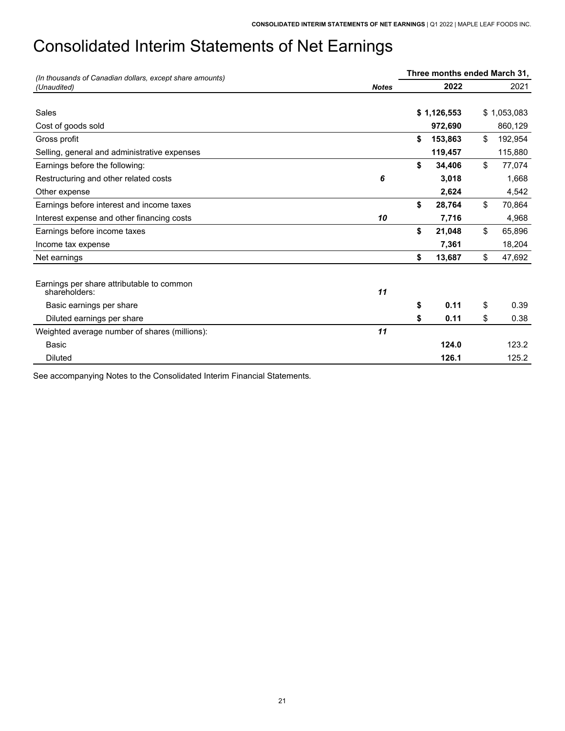# Consolidated Interim Statements of Net Earnings

| *(In thousands of Canadian dollars, except share amounts)* *(Unaudited)* | ***Notes*** | **Three months ended March 31, 2022** | 2021 |
|---|---|---|---|
| Sales | | **$ 1,126,553** | $ 1,053,083 |
| Cost of goods sold | | **972,690** | 860,129 |
| Gross profit | | **$ 153,863** | $ 192,954 |
| Selling, general and administrative expenses | | **119,457** | 115,880 |
| Earnings before the following: | | **$ 34,406** | $ 77,074 |
| Restructuring and other related costs | ***6*** | **3,018** | 1,668 |
| Other expense | | **2,624** | 4,542 |
| Earnings before interest and income taxes | | **$ 28,764** | $ 70,864 |
| Interest expense and other financing costs | ***10*** | **7,716** | 4,968 |
| Earnings before income taxes | | **$ 21,048** | $ 65,896 |
| Income tax expense | | **7,361** | 18,204 |
| Net earnings | | **$ 13,687** | $ 47,692 |
| Earnings per share attributable to common shareholders: | ***11*** | | |
| Basic earnings per share | | **$ 0.11** | $ 0.39 |
| Diluted earnings per share | | **$ 0.11** | $ 0.38 |
| Weighted average number of shares (millions): | ***11*** | | |
| Basic | | **124.0** | 123.2 |
| Diluted | | **126.1** | 125.2 |

See accompanying Notes to the Consolidated Interim Financial Statements.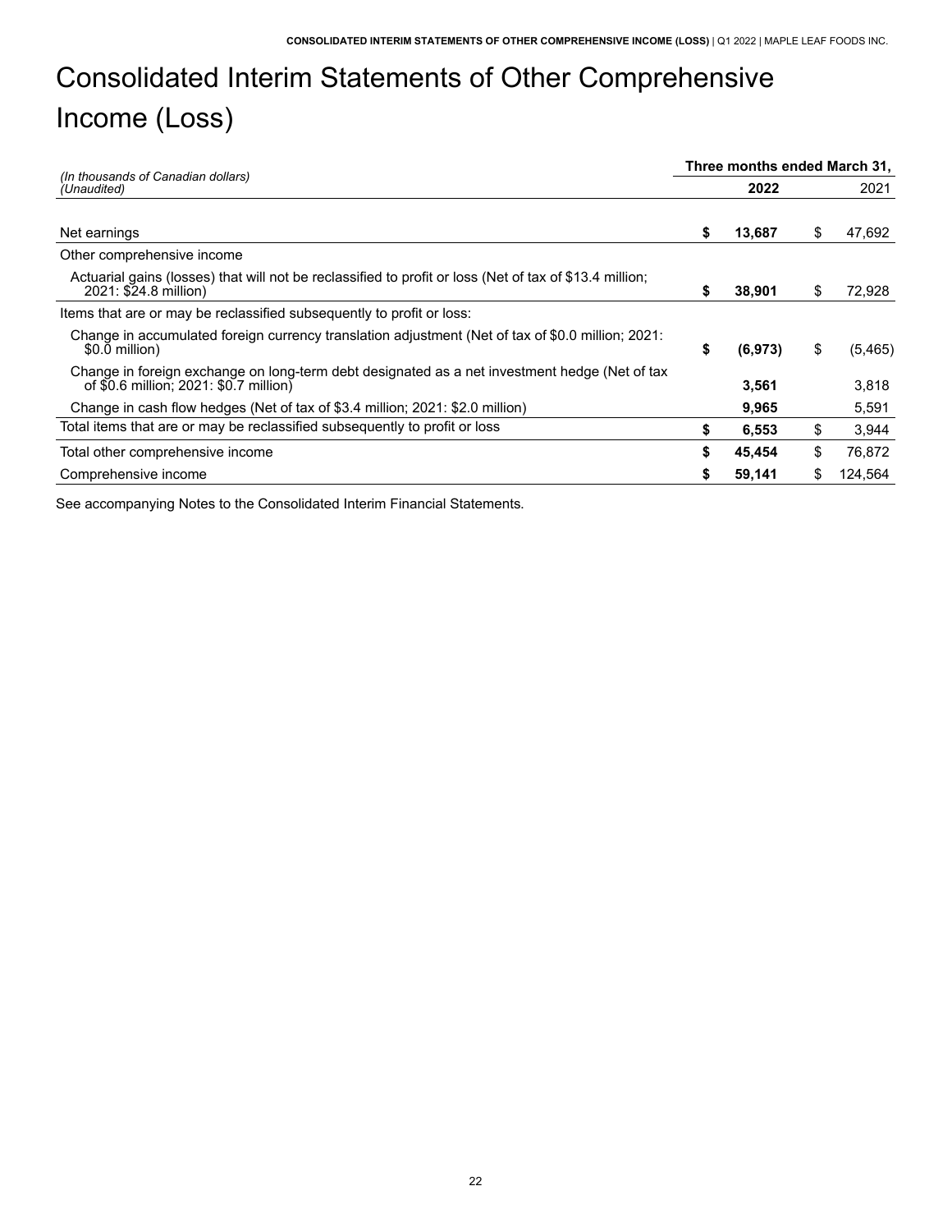# Consolidated Interim Statements of Other Comprehensive Income (Loss)

| *(In thousands of Canadian dollars)* *(Unaudited)* | Three months ended March 31, **2022** | 2021 |
|---|---|---|
| Net earnings | **$ 13,687** | $ 47,692 |
| Other comprehensive income | | |
| Actuarial gains (losses) that will not be reclassified to profit or loss (Net of tax of $13.4 million; 2021: $24.8 million) | **$ 38,901** | $ 72,928 |
| Items that are or may be reclassified subsequently to profit or loss: | | |
| Change in accumulated foreign currency translation adjustment (Net of tax of $0.0 million; 2021: $0.0 million) | **$ (6,973)** | $ (5,465) |
| Change in foreign exchange on long-term debt designated as a net investment hedge (Net of tax of $0.6 million; 2021: $0.7 million) | **3,561** | 3,818 |
| Change in cash flow hedges (Net of tax of $3.4 million; 2021: $2.0 million) | **9,965** | 5,591 |
| Total items that are or may be reclassified subsequently to profit or loss | **$ 6,553** | $ 3,944 |
| Total other comprehensive income | **$ 45,454** | $ 76,872 |
| Comprehensive income | **$ 59,141** | $ 124,564 |

See accompanying Notes to the Consolidated Interim Financial Statements.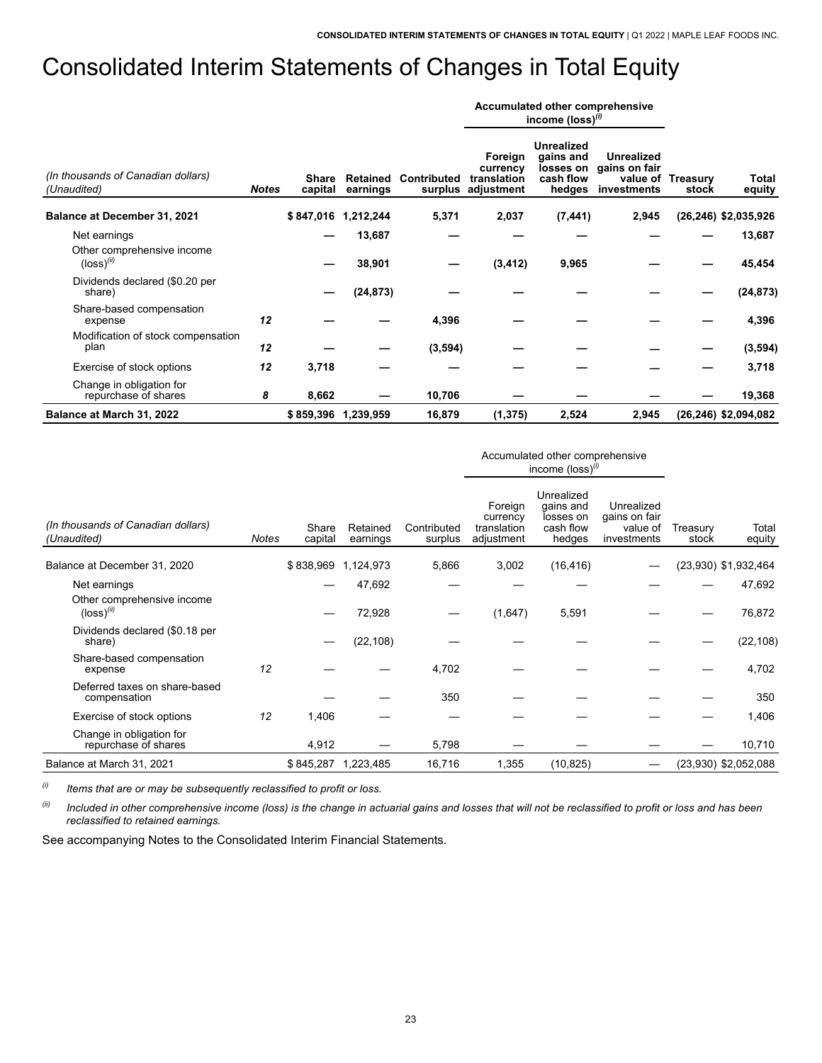# Consolidated Interim Statements of Changes in Total Equity

| *(In thousands of Canadian dollars)* *(Unaudited)* | *Notes* | Share capital | Retained earnings | Contributed surplus | Accumulated other comprehensive income (loss)[(i)] Foreign currency translation adjustment | Unrealized gains and losses on cash flow hedges | Unrealized gains on fair value of investments | Treasury stock | Total equity |
|---|---|---|---|---|---|---|---|---|---|
| **Balance at December 31, 2021** | | **$ 847,016** | **1,212,244** | **5,371** | **2,037** | **(7,441)** | **2,945** | **(26,246)** | **$ 2,035,926** |
| Net earnings | | **—** | **13,687** | **—** | **—** | **—** | **—** | **—** | **13,687** |
| Other comprehensive income (loss)[(ii)] | | **—** | **38,901** | **—** | **(3,412)** | **9,965** | **—** | **—** | **45,454** |
| Dividends declared ($0.20 per share) | | **—** | **(24,873)** | **—** | **—** | **—** | **—** | **—** | **(24,873)** |
| Share-based compensation expense | ***12*** | **—** | **—** | **4,396** | **—** | **—** | **—** | **—** | **4,396** |
| Modification of stock compensation plan | ***12*** | **—** | **—** | **(3,594)** | **—** | **—** | **—** | **—** | **(3,594)** |
| Exercise of stock options | ***12*** | **3,718** | **—** | **—** | **—** | **—** | **—** | **—** | **3,718** |
| Change in obligation for repurchase of shares | ***8*** | **8,662** | **—** | **10,706** | **—** | **—** | **—** | **—** | **19,368** |
| **Balance at March 31, 2022** | | **$ 859,396** | **1,239,959** | **16,879** | **(1,375)** | **2,524** | **2,945** | **(26,246)** | **$ 2,094,082** |

| *(In thousands of Canadian dollars)* *(Unaudited)* | *Notes* | Share capital | Retained earnings | Contributed surplus | Accumulated other comprehensive income (loss)[(i)] Foreign currency translation adjustment | Unrealized gains and losses on cash flow hedges | Unrealized gains on fair value of investments | Treasury stock | Total equity |
|---|---|---|---|---|---|---|---|---|---|
| Balance at December 31, 2020 | | $ 838,969 | 1,124,973 | 5,866 | 3,002 | (16,416) | — | (23,930) | $ 1,932,464 |
| Net earnings | | — | 47,692 | — | — | — | — | — | 47,692 |
| Other comprehensive income (loss)[(ii)] | | — | 72,928 | — | (1,647) | 5,591 | — | — | 76,872 |
| Dividends declared ($0.18 per share) | | — | (22,108) | — | — | — | — | — | (22,108) |
| Share-based compensation expense | *12* | — | — | 4,702 | — | — | — | — | 4,702 |
| Deferred taxes on share-based compensation | | — | — | 350 | — | — | — | — | 350 |
| Exercise of stock options | *12* | 1,406 | — | — | — | — | — | — | 1,406 |
| Change in obligation for repurchase of shares | | 4,912 | — | 5,798 | — | — | — | — | 10,710 |
| Balance at March 31, 2021 | | $ 845,287 | 1,223,485 | 16,716 | 1,355 | (10,825) | — | (23,930) | $ 2,052,088 |

*(i)* *Items that are or may be subsequently reclassified to profit or loss.*

*(ii)* *Included in other comprehensive income (loss) is the change in actuarial gains and losses that will not be reclassified to profit or loss and has been reclassified to retained earnings.*

See accompanying Notes to the Consolidated Interim Financial Statements.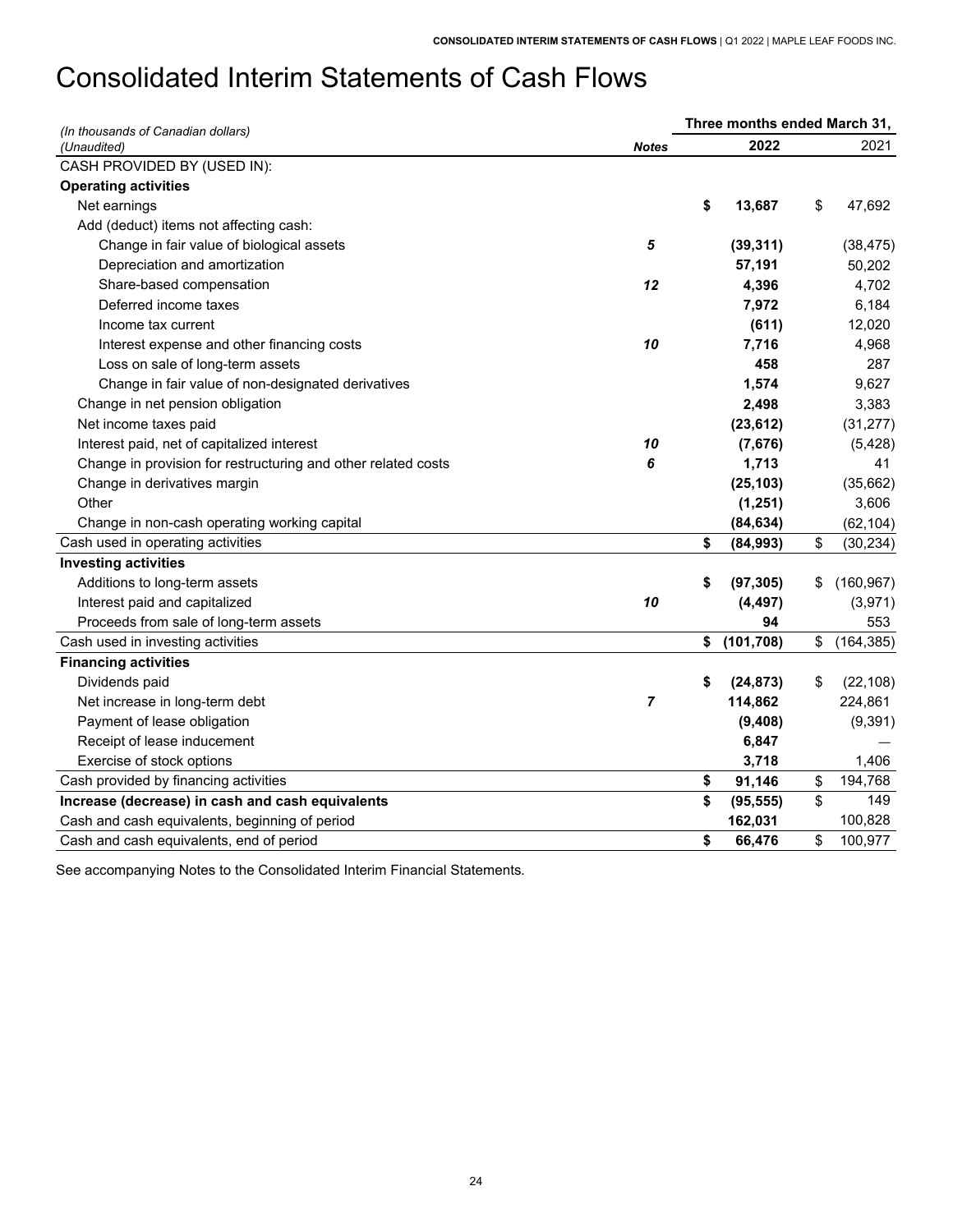# Consolidated Interim Statements of Cash Flows

| *(In thousands of Canadian dollars)* *(Unaudited)* | ***Notes*** | **Three months ended March 31, 2022** | Three months ended March 31, 2021 |
|---|---|---|---|
| CASH PROVIDED BY (USED IN): | | | |
| **Operating activities** | | | |
| Net earnings | | **$ 13,687** | $ 47,692 |
| Add (deduct) items not affecting cash: | | | |
| Change in fair value of biological assets | ***5*** | **(39,311)** | (38,475) |
| Depreciation and amortization | | **57,191** | 50,202 |
| Share-based compensation | ***12*** | **4,396** | 4,702 |
| Deferred income taxes | | **7,972** | 6,184 |
| Income tax current | | **(611)** | 12,020 |
| Interest expense and other financing costs | ***10*** | **7,716** | 4,968 |
| Loss on sale of long-term assets | | **458** | 287 |
| Change in fair value of non-designated derivatives | | **1,574** | 9,627 |
| Change in net pension obligation | | **2,498** | 3,383 |
| Net income taxes paid | | **(23,612)** | (31,277) |
| Interest paid, net of capitalized interest | ***10*** | **(7,676)** | (5,428) |
| Change in provision for restructuring and other related costs | ***6*** | **1,713** | 41 |
| Change in derivatives margin | | **(25,103)** | (35,662) |
| Other | | **(1,251)** | 3,606 |
| Change in non-cash operating working capital | | **(84,634)** | (62,104) |
| Cash used in operating activities | | **$ (84,993)** | $ (30,234) |
| **Investing activities** | | | |
| Additions to long-term assets | | **$ (97,305)** | $ (160,967) |
| Interest paid and capitalized | ***10*** | **(4,497)** | (3,971) |
| Proceeds from sale of long-term assets | | **94** | 553 |
| Cash used in investing activities | | **$ (101,708)** | $ (164,385) |
| **Financing activities** | | | |
| Dividends paid | | **$ (24,873)** | $ (22,108) |
| Net increase in long-term debt | ***7*** | **114,862** | 224,861 |
| Payment of lease obligation | | **(9,408)** | (9,391) |
| Receipt of lease inducement | | **6,847** | — |
| Exercise of stock options | | **3,718** | 1,406 |
| Cash provided by financing activities | | **$ 91,146** | $ 194,768 |
| **Increase (decrease) in cash and cash equivalents** | | **$ (95,555)** | $ 149 |
| Cash and cash equivalents, beginning of period | | **162,031** | 100,828 |
| Cash and cash equivalents, end of period | | **$ 66,476** | $ 100,977 |

See accompanying Notes to the Consolidated Interim Financial Statements.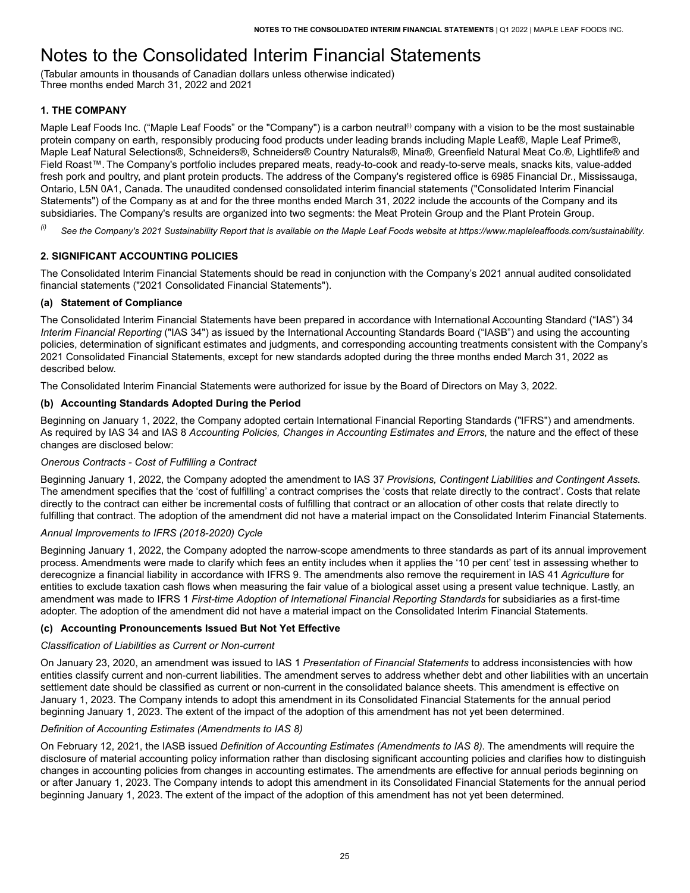# Notes to the Consolidated Interim Financial Statements

(Tabular amounts in thousands of Canadian dollars unless otherwise indicated)
Three months ended March 31, 2022 and 2021

### 1. THE COMPANY

Maple Leaf Foods Inc. ("Maple Leaf Foods" or the "Company") is a carbon neutral[(i)] company with a vision to be the most sustainable protein company on earth, responsibly producing food products under leading brands including Maple Leaf®, Maple Leaf Prime®, Maple Leaf Natural Selections®, Schneiders®, Schneiders® Country Naturals®, Mina®, Greenfield Natural Meat Co.®, Lightlife® and Field Roast™. The Company's portfolio includes prepared meats, ready-to-cook and ready-to-serve meals, snacks kits, value-added fresh pork and poultry, and plant protein products. The address of the Company's registered office is 6985 Financial Dr., Mississauga, Ontario, L5N 0A1, Canada. The unaudited condensed consolidated interim financial statements ("Consolidated Interim Financial Statements") of the Company as at and for the three months ended March 31, 2022 include the accounts of the Company and its subsidiaries. The Company's results are organized into two segments: the Meat Protein Group and the Plant Protein Group.

[(i)] *See the Company's 2021 Sustainability Report that is available on the Maple Leaf Foods website at https://www.mapleleaffoods.com/sustainability.*

### 2. SIGNIFICANT ACCOUNTING POLICIES

The Consolidated Interim Financial Statements should be read in conjunction with the Company's 2021 annual audited consolidated financial statements ("2021 Consolidated Financial Statements").

#### (a) Statement of Compliance

The Consolidated Interim Financial Statements have been prepared in accordance with International Accounting Standard ("IAS") 34 *Interim Financial Reporting* ("IAS 34") as issued by the International Accounting Standards Board ("IASB") and using the accounting policies, determination of significant estimates and judgments, and corresponding accounting treatments consistent with the Company's 2021 Consolidated Financial Statements, except for new standards adopted during the three months ended March 31, 2022 as described below.

The Consolidated Interim Financial Statements were authorized for issue by the Board of Directors on May 3, 2022.

#### (b) Accounting Standards Adopted During the Period

Beginning on January 1, 2022, the Company adopted certain International Financial Reporting Standards ("IFRS") and amendments. As required by IAS 34 and IAS 8 *Accounting Policies, Changes in Accounting Estimates and Errors*, the nature and the effect of these changes are disclosed below:

*Onerous Contracts - Cost of Fulfilling a Contract*

Beginning January 1, 2022, the Company adopted the amendment to IAS 37 *Provisions, Contingent Liabilities and Contingent Assets*. The amendment specifies that the 'cost of fulfilling' a contract comprises the 'costs that relate directly to the contract'. Costs that relate directly to the contract can either be incremental costs of fulfilling that contract or an allocation of other costs that relate directly to fulfilling that contract. The adoption of the amendment did not have a material impact on the Consolidated Interim Financial Statements.

*Annual Improvements to IFRS (2018-2020) Cycle*

Beginning January 1, 2022, the Company adopted the narrow-scope amendments to three standards as part of its annual improvement process. Amendments were made to clarify which fees an entity includes when it applies the '10 per cent' test in assessing whether to derecognize a financial liability in accordance with IFRS 9. The amendments also remove the requirement in IAS 41 *Agriculture* for entities to exclude taxation cash flows when measuring the fair value of a biological asset using a present value technique. Lastly, an amendment was made to IFRS 1 *First-time Adoption of International Financial Reporting Standards* for subsidiaries as a first-time adopter. The adoption of the amendment did not have a material impact on the Consolidated Interim Financial Statements.

#### (c) Accounting Pronouncements Issued But Not Yet Effective

*Classification of Liabilities as Current or Non-current*

On January 23, 2020, an amendment was issued to IAS 1 *Presentation of Financial Statements* to address inconsistencies with how entities classify current and non-current liabilities. The amendment serves to address whether debt and other liabilities with an uncertain settlement date should be classified as current or non-current in the consolidated balance sheets. This amendment is effective on January 1, 2023. The Company intends to adopt this amendment in its Consolidated Financial Statements for the annual period beginning January 1, 2023. The extent of the impact of the adoption of this amendment has not yet been determined.

*Definition of Accounting Estimates (Amendments to IAS 8)*

On February 12, 2021, the IASB issued *Definition of Accounting Estimates (Amendments to IAS 8)*. The amendments will require the disclosure of material accounting policy information rather than disclosing significant accounting policies and clarifies how to distinguish changes in accounting policies from changes in accounting estimates. The amendments are effective for annual periods beginning on or after January 1, 2023. The Company intends to adopt this amendment in its Consolidated Financial Statements for the annual period beginning January 1, 2023. The extent of the impact of the adoption of this amendment has not yet been determined.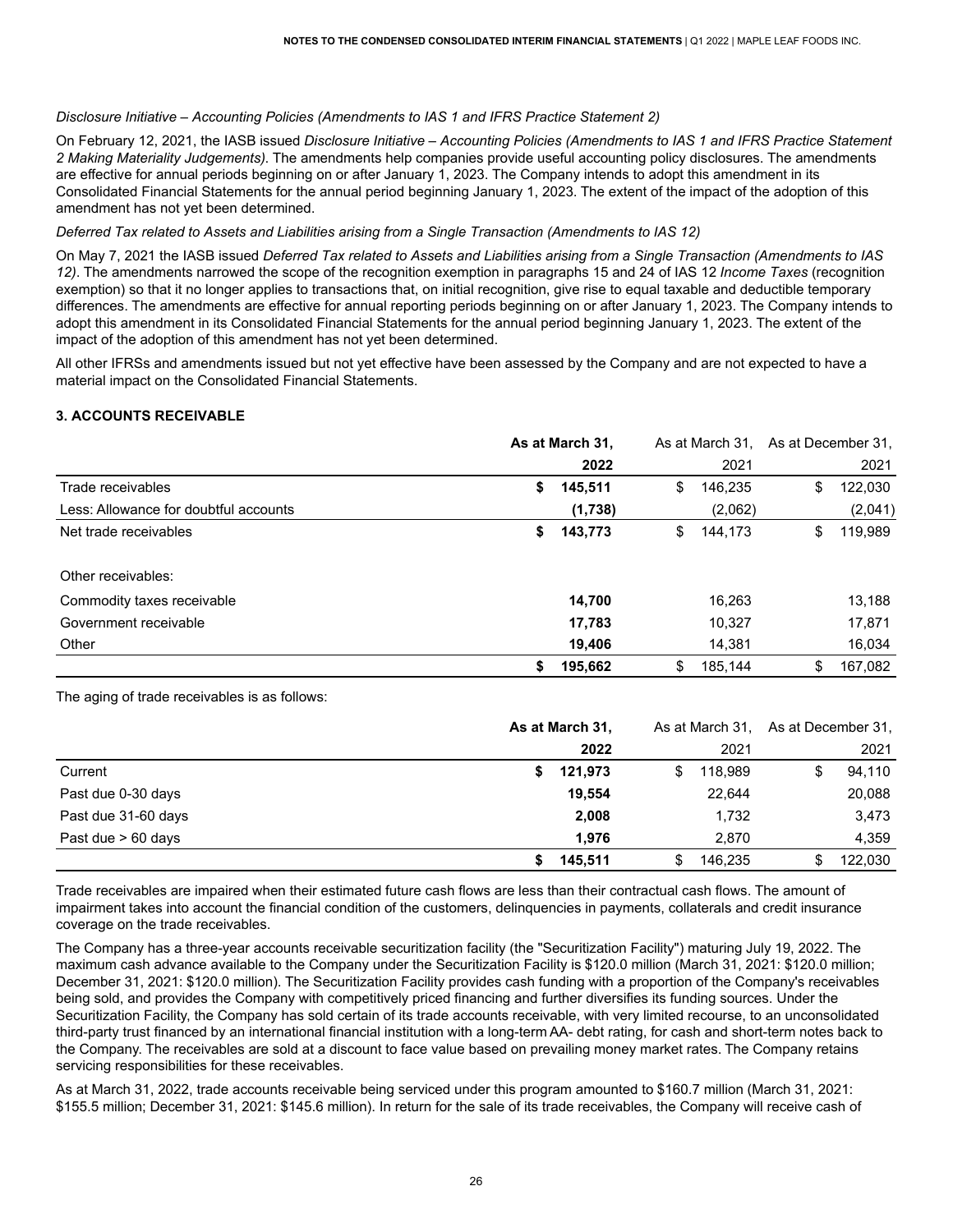*Disclosure Initiative – Accounting Policies (Amendments to IAS 1 and IFRS Practice Statement 2)*

On February 12, 2021, the IASB issued *Disclosure Initiative – Accounting Policies (Amendments to IAS 1 and IFRS Practice Statement 2 Making Materiality Judgements)*. The amendments help companies provide useful accounting policy disclosures. The amendments are effective for annual periods beginning on or after January 1, 2023. The Company intends to adopt this amendment in its Consolidated Financial Statements for the annual period beginning January 1, 2023. The extent of the impact of the adoption of this amendment has not yet been determined.

*Deferred Tax related to Assets and Liabilities arising from a Single Transaction (Amendments to IAS 12)*

On May 7, 2021 the IASB issued *Deferred Tax related to Assets and Liabilities arising from a Single Transaction (Amendments to IAS 12)*. The amendments narrowed the scope of the recognition exemption in paragraphs 15 and 24 of IAS 12 *Income Taxes* (recognition exemption) so that it no longer applies to transactions that, on initial recognition, give rise to equal taxable and deductible temporary differences. The amendments are effective for annual reporting periods beginning on or after January 1, 2023. The Company intends to adopt this amendment in its Consolidated Financial Statements for the annual period beginning January 1, 2023. The extent of the impact of the adoption of this amendment has not yet been determined.

All other IFRSs and amendments issued but not yet effective have been assessed by the Company and are not expected to have a material impact on the Consolidated Financial Statements.

## 3. ACCOUNTS RECEIVABLE

| | **As at March 31, 2022** | As at March 31, 2021 | As at December 31, 2021 |
|---|---|---|---|
| Trade receivables | **$ 145,511** | $ 146,235 | $ 122,030 |
| Less: Allowance for doubtful accounts | **(1,738)** | (2,062) | (2,041) |
| Net trade receivables | **$ 143,773** | $ 144,173 | $ 119,989 |
| Other receivables: | | | |
| Commodity taxes receivable | **14,700** | 16,263 | 13,188 |
| Government receivable | **17,783** | 10,327 | 17,871 |
| Other | **19,406** | 14,381 | 16,034 |
| | **$ 195,662** | $ 185,144 | $ 167,082 |

The aging of trade receivables is as follows:

| | **As at March 31, 2022** | As at March 31, 2021 | As at December 31, 2021 |
|---|---|---|---|
| Current | **$ 121,973** | $ 118,989 | $ 94,110 |
| Past due 0-30 days | **19,554** | 22,644 | 20,088 |
| Past due 31-60 days | **2,008** | 1,732 | 3,473 |
| Past due > 60 days | **1,976** | 2,870 | 4,359 |
| | **$ 145,511** | $ 146,235 | $ 122,030 |

Trade receivables are impaired when their estimated future cash flows are less than their contractual cash flows. The amount of impairment takes into account the financial condition of the customers, delinquencies in payments, collaterals and credit insurance coverage on the trade receivables.

The Company has a three-year accounts receivable securitization facility (the "Securitization Facility") maturing July 19, 2022. The maximum cash advance available to the Company under the Securitization Facility is $120.0 million (March 31, 2021: $120.0 million; December 31, 2021: $120.0 million). The Securitization Facility provides cash funding with a proportion of the Company's receivables being sold, and provides the Company with competitively priced financing and further diversifies its funding sources. Under the Securitization Facility, the Company has sold certain of its trade accounts receivable, with very limited recourse, to an unconsolidated third-party trust financed by an international financial institution with a long-term AA- debt rating, for cash and short-term notes back to the Company. The receivables are sold at a discount to face value based on prevailing money market rates. The Company retains servicing responsibilities for these receivables.

As at March 31, 2022, trade accounts receivable being serviced under this program amounted to $160.7 million (March 31, 2021: $155.5 million; December 31, 2021: $145.6 million). In return for the sale of its trade receivables, the Company will receive cash of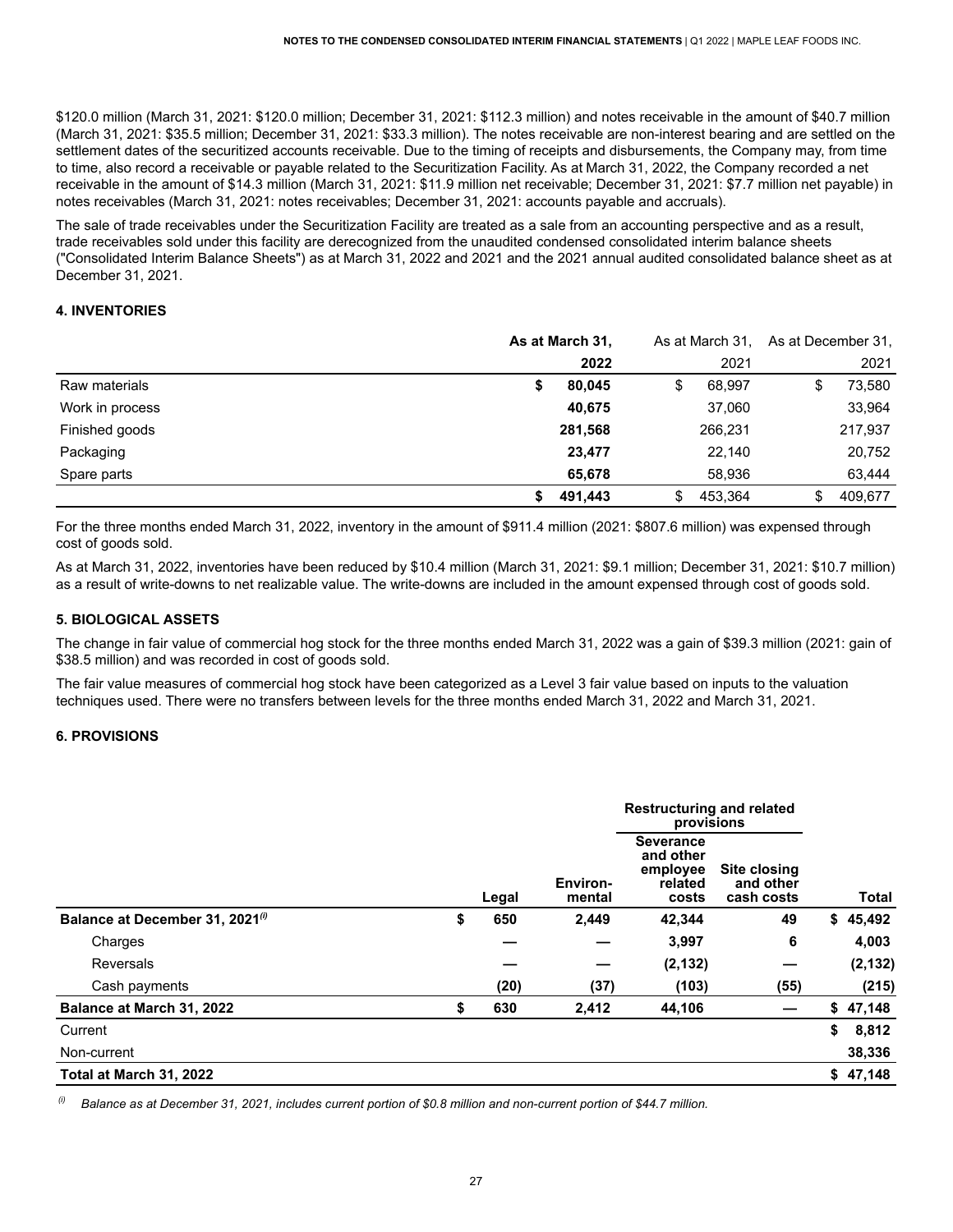$120.0 million (March 31, 2021: $120.0 million; December 31, 2021: $112.3 million) and notes receivable in the amount of $40.7 million (March 31, 2021: $35.5 million; December 31, 2021: $33.3 million). The notes receivable are non-interest bearing and are settled on the settlement dates of the securitized accounts receivable. Due to the timing of receipts and disbursements, the Company may, from time to time, also record a receivable or payable related to the Securitization Facility. As at March 31, 2022, the Company recorded a net receivable in the amount of $14.3 million (March 31, 2021: $11.9 million net receivable; December 31, 2021: $7.7 million net payable) in notes receivables (March 31, 2021: notes receivables; December 31, 2021: accounts payable and accruals).

The sale of trade receivables under the Securitization Facility are treated as a sale from an accounting perspective and as a result, trade receivables sold under this facility are derecognized from the unaudited condensed consolidated interim balance sheets ("Consolidated Interim Balance Sheets") as at March 31, 2022 and 2021 and the 2021 annual audited consolidated balance sheet as at December 31, 2021.

### 4. INVENTORIES

| | **As at March 31, 2022** | As at March 31, 2021 | As at December 31, 2021 |
|---|---|---|---|
| Raw materials | **$ 80,045** | $ 68,997 | $ 73,580 |
| Work in process | **40,675** | 37,060 | 33,964 |
| Finished goods | **281,568** | 266,231 | 217,937 |
| Packaging | **23,477** | 22,140 | 20,752 |
| Spare parts | **65,678** | 58,936 | 63,444 |
| | **$ 491,443** | $ 453,364 | $ 409,677 |

For the three months ended March 31, 2022, inventory in the amount of $911.4 million (2021: $807.6 million) was expensed through cost of goods sold.

As at March 31, 2022, inventories have been reduced by $10.4 million (March 31, 2021: $9.1 million; December 31, 2021: $10.7 million) as a result of write-downs to net realizable value. The write-downs are included in the amount expensed through cost of goods sold.

### 5. BIOLOGICAL ASSETS

The change in fair value of commercial hog stock for the three months ended March 31, 2022 was a gain of $39.3 million (2021: gain of $38.5 million) and was recorded in cost of goods sold.

The fair value measures of commercial hog stock have been categorized as a Level 3 fair value based on inputs to the valuation techniques used. There were no transfers between levels for the three months ended March 31, 2022 and March 31, 2021.

### 6. PROVISIONS

| | | | **Restructuring and related provisions** | | |
|---|---|---|---|---|---|
| | **Legal** | **Environ-mental** | **Severance and other employee related costs** | **Site closing and other cash costs** | **Total** |
| **Balance at December 31, 2021**[(i)] | **$ 650** | **2,449** | **42,344** | **49** | **$ 45,492** |
| Charges | **—** | **—** | **3,997** | **6** | **4,003** |
| Reversals | **—** | **—** | **(2,132)** | **—** | **(2,132)** |
| Cash payments | **(20)** | **(37)** | **(103)** | **(55)** | **(215)** |
| **Balance at March 31, 2022** | **$ 630** | **2,412** | **44,106** | **—** | **$ 47,148** |
| Current | | | | | **$ 8,812** |
| Non-current | | | | | **38,336** |
| **Total at March 31, 2022** | | | | | **$ 47,148** |

[(i)] *Balance as at December 31, 2021, includes current portion of $0.8 million and non-current portion of $44.7 million.*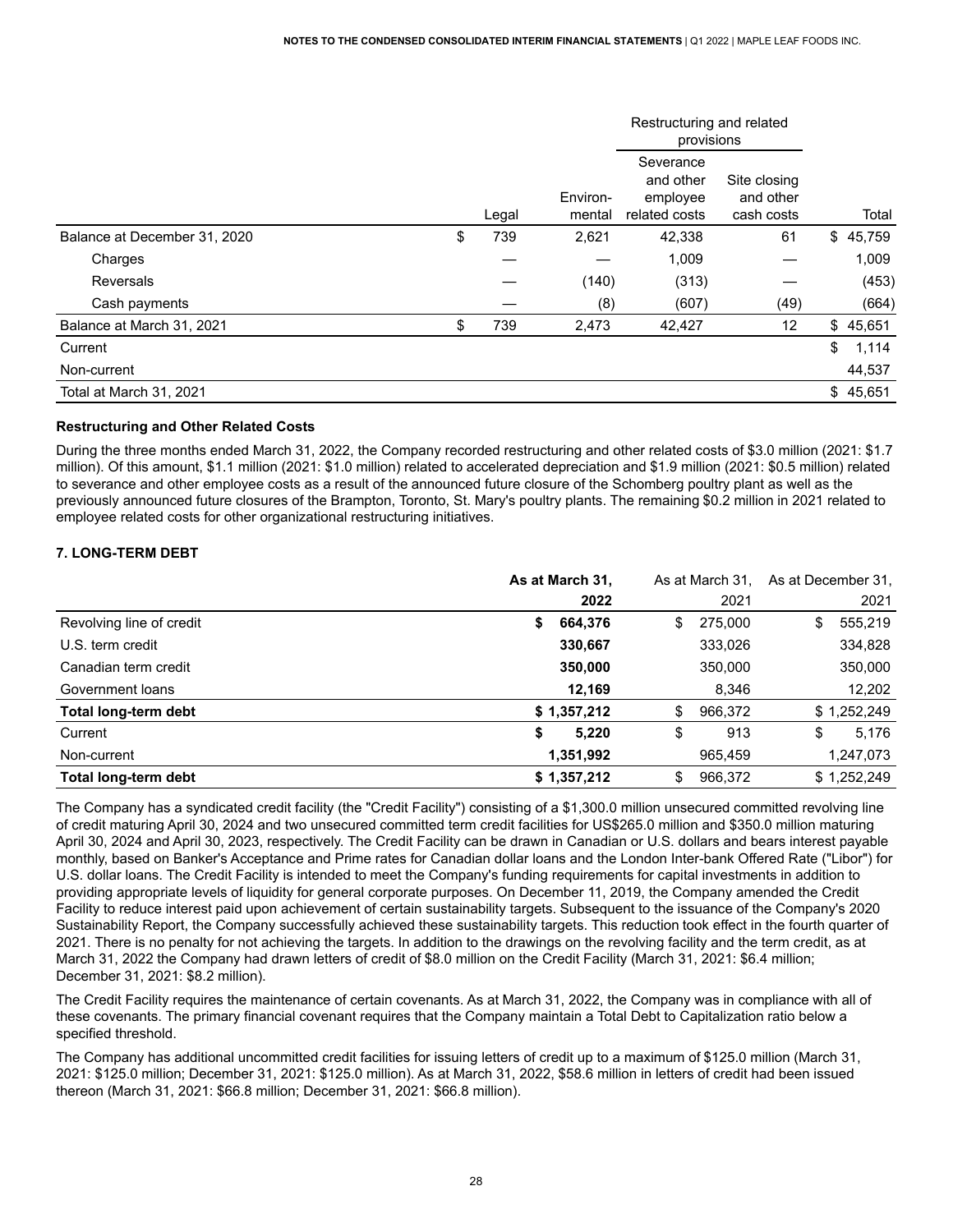| | Legal | Environ-mental | Restructuring and related provisions | | Total |
|---|---|---|---|---|---|
| | | | Severance and other employee related costs | Site closing and other cash costs | |
| Balance at December 31, 2020 | $ 739 | 2,621 | 42,338 | 61 | $ 45,759 |
| Charges | — | — | 1,009 | — | 1,009 |
| Reversals | — | (140) | (313) | — | (453) |
| Cash payments | — | (8) | (607) | (49) | (664) |
| Balance at March 31, 2021 | $ 739 | 2,473 | 42,427 | 12 | $ 45,651 |
| Current | | | | | $ 1,114 |
| Non-current | | | | | 44,537 |
| Total at March 31, 2021 | | | | | $ 45,651 |

**Restructuring and Other Related Costs**

During the three months ended March 31, 2022, the Company recorded restructuring and other related costs of $3.0 million (2021: $1.7 million). Of this amount, $1.1 million (2021: $1.0 million) related to accelerated depreciation and $1.9 million (2021: $0.5 million) related to severance and other employee costs as a result of the announced future closure of the Schomberg poultry plant as well as the previously announced future closures of the Brampton, Toronto, St. Mary's poultry plants. The remaining $0.2 million in 2021 related to employee related costs for other organizational restructuring initiatives.

**7. LONG-TERM DEBT**

| | **As at March 31, 2022** | As at March 31, 2021 | As at December 31, 2021 |
|---|---|---|---|
| Revolving line of credit | **$ 664,376** | $ 275,000 | $ 555,219 |
| U.S. term credit | **330,667** | 333,026 | 334,828 |
| Canadian term credit | **350,000** | 350,000 | 350,000 |
| Government loans | **12,169** | 8,346 | 12,202 |
| **Total long-term debt** | **$ 1,357,212** | $ 966,372 | $ 1,252,249 |
| Current | **$ 5,220** | $ 913 | $ 5,176 |
| Non-current | **1,351,992** | 965,459 | 1,247,073 |
| **Total long-term debt** | **$ 1,357,212** | $ 966,372 | $ 1,252,249 |

The Company has a syndicated credit facility (the "Credit Facility") consisting of a $1,300.0 million unsecured committed revolving line of credit maturing April 30, 2024 and two unsecured committed term credit facilities for US$265.0 million and $350.0 million maturing April 30, 2024 and April 30, 2023, respectively. The Credit Facility can be drawn in Canadian or U.S. dollars and bears interest payable monthly, based on Banker's Acceptance and Prime rates for Canadian dollar loans and the London Inter-bank Offered Rate ("Libor") for U.S. dollar loans. The Credit Facility is intended to meet the Company's funding requirements for capital investments in addition to providing appropriate levels of liquidity for general corporate purposes. On December 11, 2019, the Company amended the Credit Facility to reduce interest paid upon achievement of certain sustainability targets. Subsequent to the issuance of the Company's 2020 Sustainability Report, the Company successfully achieved these sustainability targets. This reduction took effect in the fourth quarter of 2021. There is no penalty for not achieving the targets. In addition to the drawings on the revolving facility and the term credit, as at March 31, 2022 the Company had drawn letters of credit of $8.0 million on the Credit Facility (March 31, 2021: $6.4 million; December 31, 2021: $8.2 million).

The Credit Facility requires the maintenance of certain covenants. As at March 31, 2022, the Company was in compliance with all of these covenants. The primary financial covenant requires that the Company maintain a Total Debt to Capitalization ratio below a specified threshold.

The Company has additional uncommitted credit facilities for issuing letters of credit up to a maximum of $125.0 million (March 31, 2021: $125.0 million; December 31, 2021: $125.0 million). As at March 31, 2022, $58.6 million in letters of credit had been issued thereon (March 31, 2021: $66.8 million; December 31, 2021: $66.8 million).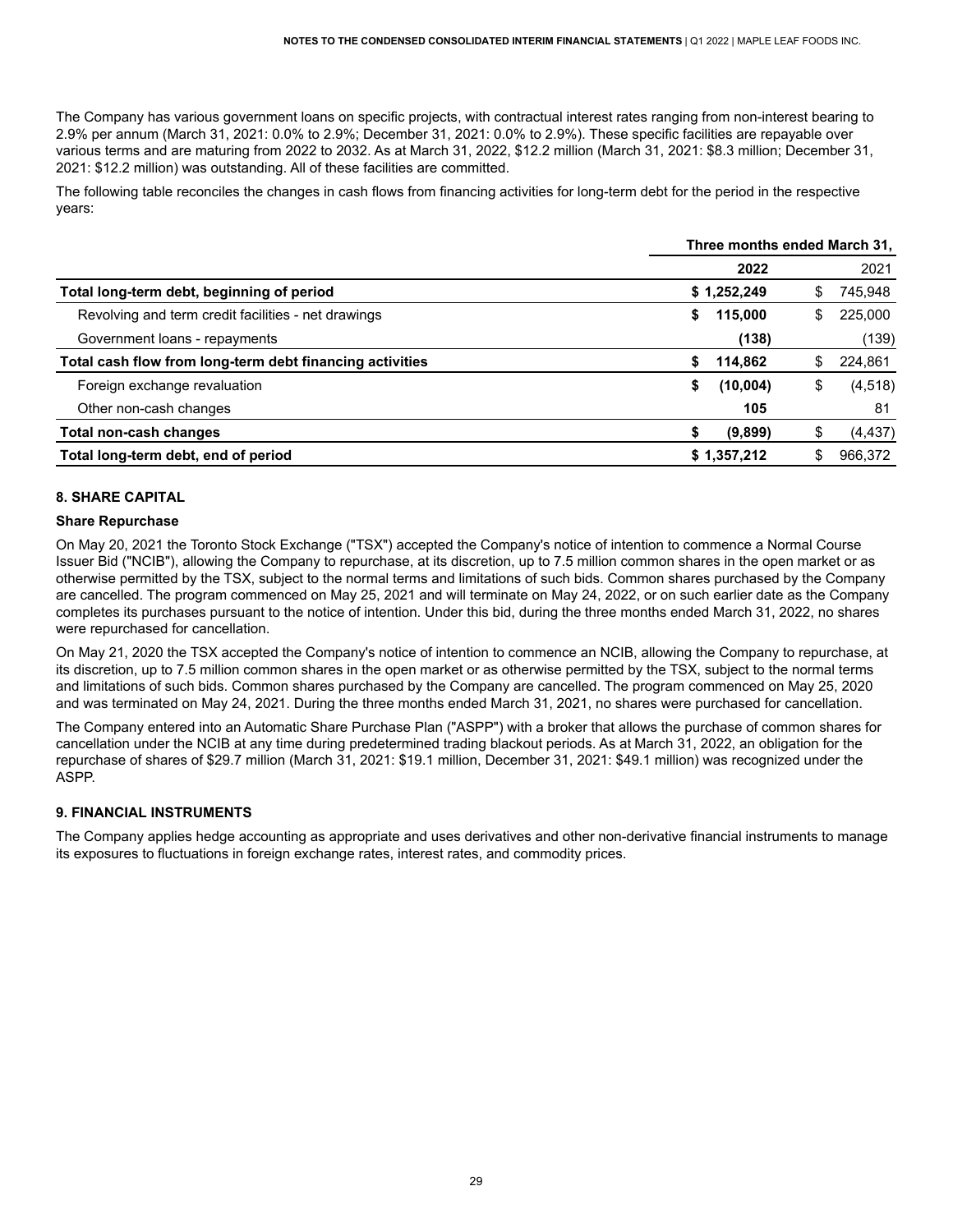The Company has various government loans on specific projects, with contractual interest rates ranging from non-interest bearing to 2.9% per annum (March 31, 2021: 0.0% to 2.9%; December 31, 2021: 0.0% to 2.9%). These specific facilities are repayable over various terms and are maturing from 2022 to 2032. As at March 31, 2022, $12.2 million (March 31, 2021: $8.3 million; December 31, 2021: $12.2 million) was outstanding. All of these facilities are committed.

The following table reconciles the changes in cash flows from financing activities for long-term debt for the period in the respective years:

| | Three months ended March 31, | |
|---|---|---|
| | **2022** | 2021 |
| **Total long-term debt, beginning of period** | **$ 1,252,249** | $ 745,948 |
| Revolving and term credit facilities - net drawings | **$ 115,000** | $ 225,000 |
| Government loans - repayments | **(138)** | (139) |
| **Total cash flow from long-term debt financing activities** | **$ 114,862** | $ 224,861 |
| Foreign exchange revaluation | **$ (10,004)** | $ (4,518) |
| Other non-cash changes | **105** | 81 |
| **Total non-cash changes** | **$ (9,899)** | $ (4,437) |
| **Total long-term debt, end of period** | **$ 1,357,212** | $ 966,372 |

## 8. SHARE CAPITAL

### Share Repurchase

On May 20, 2021 the Toronto Stock Exchange ("TSX") accepted the Company's notice of intention to commence a Normal Course Issuer Bid ("NCIB"), allowing the Company to repurchase, at its discretion, up to 7.5 million common shares in the open market or as otherwise permitted by the TSX, subject to the normal terms and limitations of such bids. Common shares purchased by the Company are cancelled. The program commenced on May 25, 2021 and will terminate on May 24, 2022, or on such earlier date as the Company completes its purchases pursuant to the notice of intention. Under this bid, during the three months ended March 31, 2022, no shares were repurchased for cancellation.

On May 21, 2020 the TSX accepted the Company's notice of intention to commence an NCIB, allowing the Company to repurchase, at its discretion, up to 7.5 million common shares in the open market or as otherwise permitted by the TSX, subject to the normal terms and limitations of such bids. Common shares purchased by the Company are cancelled. The program commenced on May 25, 2020 and was terminated on May 24, 2021. During the three months ended March 31, 2021, no shares were purchased for cancellation.

The Company entered into an Automatic Share Purchase Plan ("ASPP") with a broker that allows the purchase of common shares for cancellation under the NCIB at any time during predetermined trading blackout periods. As at March 31, 2022, an obligation for the repurchase of shares of $29.7 million (March 31, 2021: $19.1 million, December 31, 2021: $49.1 million) was recognized under the ASPP.

## 9. FINANCIAL INSTRUMENTS

The Company applies hedge accounting as appropriate and uses derivatives and other non-derivative financial instruments to manage its exposures to fluctuations in foreign exchange rates, interest rates, and commodity prices.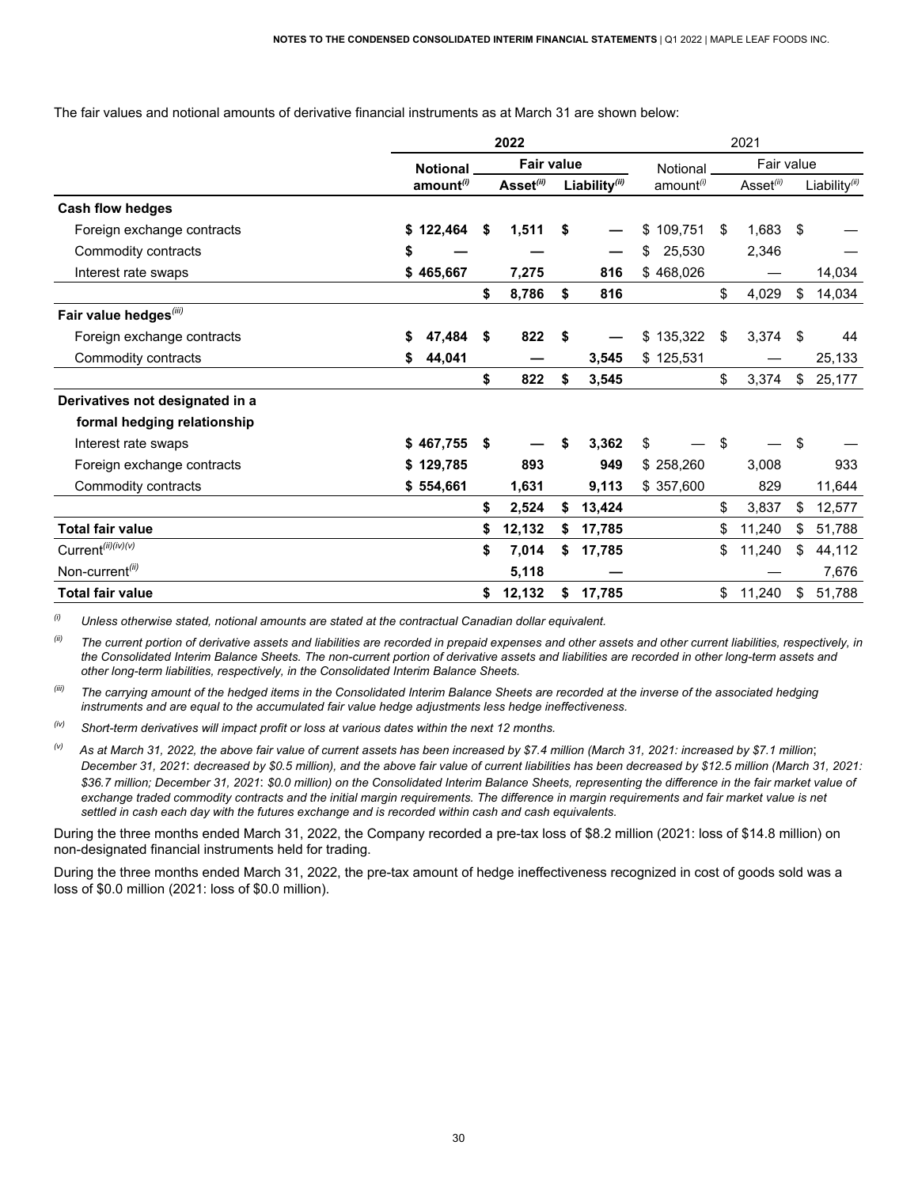The fair values and notional amounts of derivative financial instruments as at March 31 are shown below:

| | 2022 | | | 2021 | | |
|---|---|---|---|---|---|---|
| | Notional amount[(i)] | Fair value | | Notional amount[(i)] | Fair value | |
| | | Asset[(ii)] | Liability[(ii)] | | Asset[(ii)] | Liability[(ii)] |
| **Cash flow hedges** | | | | | | |
| Foreign exchange contracts | $ 122,464 | $ 1,511 | $ — | $ 109,751 | $ 1,683 | $ — |
| Commodity contracts | $ — | — | — | $ 25,530 | 2,346 | — |
| Interest rate swaps | $ 465,667 | 7,275 | 816 | $ 468,026 | — | 14,034 |
| | | $ 8,786 | $ 816 | | $ 4,029 | $ 14,034 |
| **Fair value hedges[(iii)]** | | | | | | |
| Foreign exchange contracts | $ 47,484 | $ 822 | $ — | $ 135,322 | $ 3,374 | $ 44 |
| Commodity contracts | $ 44,041 | — | 3,545 | $ 125,531 | — | 25,133 |
| | | $ 822 | $ 3,545 | | $ 3,374 | $ 25,177 |
| **Derivatives not designated in a formal hedging relationship** | | | | | | |
| Interest rate swaps | $ 467,755 | $ — | $ 3,362 | $ — | $ — | $ — |
| Foreign exchange contracts | $ 129,785 | 893 | 949 | $ 258,260 | 3,008 | 933 |
| Commodity contracts | $ 554,661 | 1,631 | 9,113 | $ 357,600 | 829 | 11,644 |
| | | $ 2,524 | $ 13,424 | | $ 3,837 | $ 12,577 |
| **Total fair value** | | $ 12,132 | $ 17,785 | | $ 11,240 | $ 51,788 |
| Current[(ii)(iv)(v)] | | $ 7,014 | $ 17,785 | | $ 11,240 | $ 44,112 |
| Non-current[(ii)] | | 5,118 | — | | — | 7,676 |
| **Total fair value** | | $ 12,132 | $ 17,785 | | $ 11,240 | $ 51,788 |

[(i)] *Unless otherwise stated, notional amounts are stated at the contractual Canadian dollar equivalent.*

[(ii)] *The current portion of derivative assets and liabilities are recorded in prepaid expenses and other assets and other current liabilities, respectively, in the Consolidated Interim Balance Sheets. The non-current portion of derivative assets and liabilities are recorded in other long-term assets and other long-term liabilities, respectively, in the Consolidated Interim Balance Sheets.*

[(iii)] *The carrying amount of the hedged items in the Consolidated Interim Balance Sheets are recorded at the inverse of the associated hedging instruments and are equal to the accumulated fair value hedge adjustments less hedge ineffectiveness.*

[(iv)] *Short-term derivatives will impact profit or loss at various dates within the next 12 months.*

[(v)] *As at March 31, 2022, the above fair value of current assets has been increased by $7.4 million (March 31, 2021: increased by $7.1 million; December 31, 2021: decreased by $0.5 million), and the above fair value of current liabilities has been decreased by $12.5 million (March 31, 2021: $36.7 million; December 31, 2021: $0.0 million) on the Consolidated Interim Balance Sheets, representing the difference in the fair market value of exchange traded commodity contracts and the initial margin requirements. The difference in margin requirements and fair market value is net settled in cash each day with the futures exchange and is recorded within cash and cash equivalents.*

During the three months ended March 31, 2022, the Company recorded a pre-tax loss of $8.2 million (2021: loss of $14.8 million) on non-designated financial instruments held for trading.

During the three months ended March 31, 2022, the pre-tax amount of hedge ineffectiveness recognized in cost of goods sold was a loss of $0.0 million (2021: loss of $0.0 million).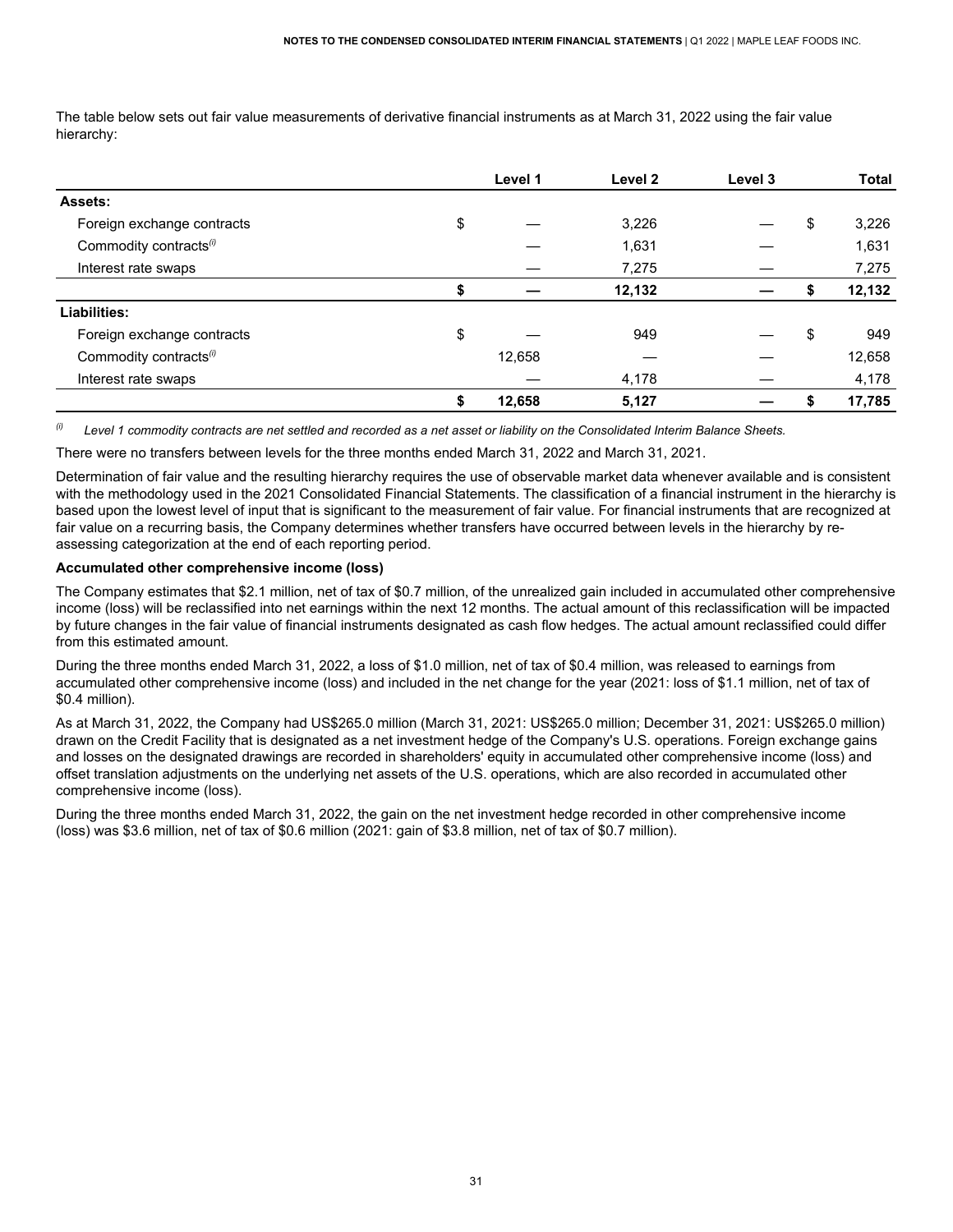The table below sets out fair value measurements of derivative financial instruments as at March 31, 2022 using the fair value hierarchy:

| | Level 1 | Level 2 | Level 3 | Total |
|---|---|---|---|---|
| **Assets:** | | | | |
| Foreign exchange contracts | $ — | 3,226 | — | $ 3,226 |
| Commodity contracts[(i)] | — | 1,631 | — | 1,631 |
| Interest rate swaps | — | 7,275 | — | 7,275 |
| | **$ —** | **12,132** | **—** | **$ 12,132** |
| **Liabilities:** | | | | |
| Foreign exchange contracts | $ — | 949 | — | $ 949 |
| Commodity contracts[(i)] | 12,658 | — | — | 12,658 |
| Interest rate swaps | — | 4,178 | — | 4,178 |
| | **$ 12,658** | **5,127** | **—** | **$ 17,785** |

[(i)] *Level 1 commodity contracts are net settled and recorded as a net asset or liability on the Consolidated Interim Balance Sheets.*

There were no transfers between levels for the three months ended March 31, 2022 and March 31, 2021.

Determination of fair value and the resulting hierarchy requires the use of observable market data whenever available and is consistent with the methodology used in the 2021 Consolidated Financial Statements. The classification of a financial instrument in the hierarchy is based upon the lowest level of input that is significant to the measurement of fair value. For financial instruments that are recognized at fair value on a recurring basis, the Company determines whether transfers have occurred between levels in the hierarchy by re-assessing categorization at the end of each reporting period.

**Accumulated other comprehensive income (loss)**

The Company estimates that $2.1 million, net of tax of $0.7 million, of the unrealized gain included in accumulated other comprehensive income (loss) will be reclassified into net earnings within the next 12 months. The actual amount of this reclassification will be impacted by future changes in the fair value of financial instruments designated as cash flow hedges. The actual amount reclassified could differ from this estimated amount.

During the three months ended March 31, 2022, a loss of $1.0 million, net of tax of $0.4 million, was released to earnings from accumulated other comprehensive income (loss) and included in the net change for the year (2021: loss of $1.1 million, net of tax of $0.4 million).

As at March 31, 2022, the Company had US$265.0 million (March 31, 2021: US$265.0 million; December 31, 2021: US$265.0 million) drawn on the Credit Facility that is designated as a net investment hedge of the Company's U.S. operations. Foreign exchange gains and losses on the designated drawings are recorded in shareholders' equity in accumulated other comprehensive income (loss) and offset translation adjustments on the underlying net assets of the U.S. operations, which are also recorded in accumulated other comprehensive income (loss).

During the three months ended March 31, 2022, the gain on the net investment hedge recorded in other comprehensive income (loss) was $3.6 million, net of tax of $0.6 million (2021: gain of $3.8 million, net of tax of $0.7 million).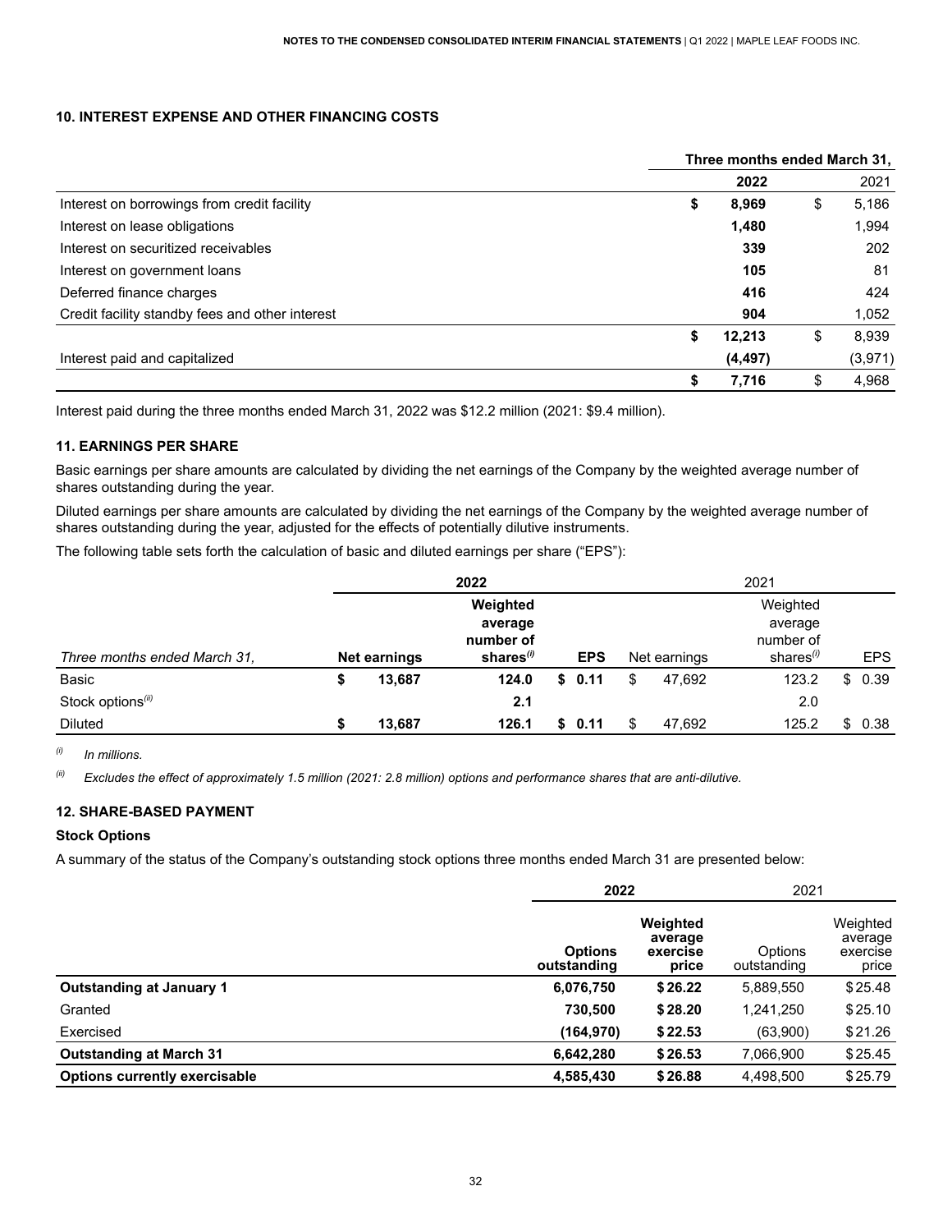## 10. INTEREST EXPENSE AND OTHER FINANCING COSTS

| | Three months ended March 31, | |
|---|---|---|
| | **2022** | 2021 |
| Interest on borrowings from credit facility | **$ 8,969** | $ 5,186 |
| Interest on lease obligations | **1,480** | 1,994 |
| Interest on securitized receivables | **339** | 202 |
| Interest on government loans | **105** | 81 |
| Deferred finance charges | **416** | 424 |
| Credit facility standby fees and other interest | **904** | 1,052 |
| | **$ 12,213** | $ 8,939 |
| Interest paid and capitalized | **(4,497)** | (3,971) |
| | **$ 7,716** | $ 4,968 |

Interest paid during the three months ended March 31, 2022 was $12.2 million (2021: $9.4 million).

## 11. EARNINGS PER SHARE

Basic earnings per share amounts are calculated by dividing the net earnings of the Company by the weighted average number of shares outstanding during the year.

Diluted earnings per share amounts are calculated by dividing the net earnings of the Company by the weighted average number of shares outstanding during the year, adjusted for the effects of potentially dilutive instruments.

The following table sets forth the calculation of basic and diluted earnings per share ("EPS"):

| | **2022** | | | 2021 | | |
|---|---|---|---|---|---|---|
| *Three months ended March 31,* | **Net earnings** | **Weighted average number of shares**[(i)] | **EPS** | Net earnings | Weighted average number of shares[(i)] | EPS |
| Basic | **$ 13,687** | **124.0** | **$ 0.11** | $ 47,692 | 123.2 | $ 0.39 |
| Stock options[(ii)] | | **2.1** | | | 2.0 | |
| Diluted | **$ 13,687** | **126.1** | **$ 0.11** | $ 47,692 | 125.2 | $ 0.38 |

[(i)] *In millions.*

[(ii)] *Excludes the effect of approximately 1.5 million (2021: 2.8 million) options and performance shares that are anti-dilutive.*

## 12. SHARE-BASED PAYMENT

### Stock Options

A summary of the status of the Company's outstanding stock options three months ended March 31 are presented below:

| | **2022** | | 2021 | |
|---|---|---|---|---|
| | **Options outstanding** | **Weighted average exercise price** | Options outstanding | Weighted average exercise price |
| **Outstanding at January 1** | **6,076,750** | **$ 26.22** | 5,889,550 | $ 25.48 |
| Granted | **730,500** | **$ 28.20** | 1,241,250 | $ 25.10 |
| Exercised | **(164,970)** | **$ 22.53** | (63,900) | $ 21.26 |
| **Outstanding at March 31** | **6,642,280** | **$ 26.53** | 7,066,900 | $ 25.45 |
| **Options currently exercisable** | **4,585,430** | **$ 26.88** | 4,498,500 | $ 25.79 |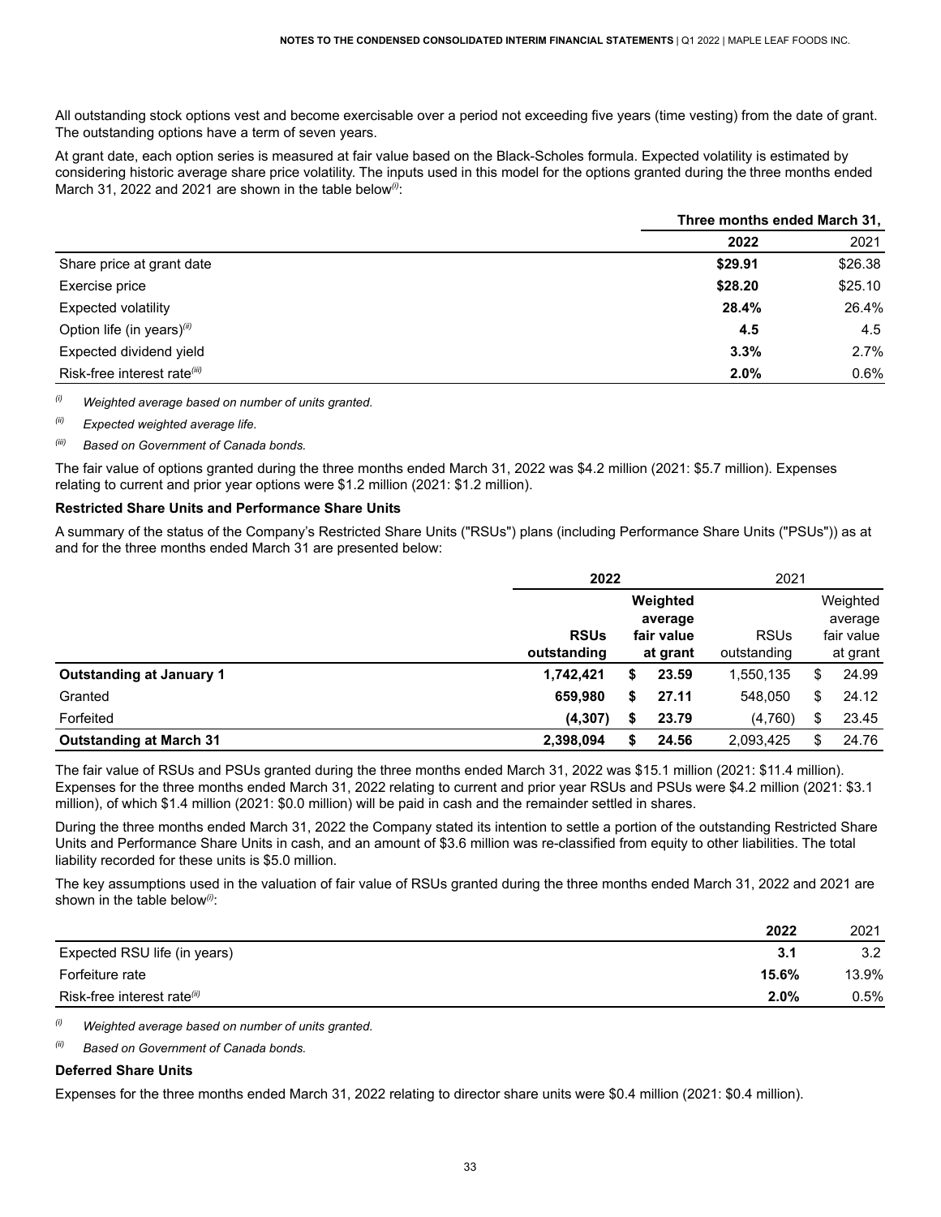All outstanding stock options vest and become exercisable over a period not exceeding five years (time vesting) from the date of grant. The outstanding options have a term of seven years.

At grant date, each option series is measured at fair value based on the Black-Scholes formula. Expected volatility is estimated by considering historic average share price volatility. The inputs used in this model for the options granted during the three months ended March 31, 2022 and 2021 are shown in the table below[(i)]:

| | Three months ended March 31, | |
|---|---|---|
| | **2022** | 2021 |
| Share price at grant date | **$29.91** | $26.38 |
| Exercise price | **$28.20** | $25.10 |
| Expected volatility | **28.4%** | 26.4% |
| Option life (in years)[(ii)] | **4.5** | 4.5 |
| Expected dividend yield | **3.3%** | 2.7% |
| Risk-free interest rate[(iii)] | **2.0%** | 0.6% |

[(i)] *Weighted average based on number of units granted.*

[(ii)] *Expected weighted average life.*

[(iii)] *Based on Government of Canada bonds.*

The fair value of options granted during the three months ended March 31, 2022 was $4.2 million (2021: $5.7 million). Expenses relating to current and prior year options were $1.2 million (2021: $1.2 million).

**Restricted Share Units and Performance Share Units**

A summary of the status of the Company's Restricted Share Units ("RSUs") plans (including Performance Share Units ("PSUs")) as at and for the three months ended March 31 are presented below:

| | **2022** | | 2021 | |
|---|---|---|---|---|
| | **RSUs outstanding** | **Weighted average fair value at grant** | RSUs outstanding | Weighted average fair value at grant |
| **Outstanding at January 1** | **1,742,421** | **$ 23.59** | 1,550,135 | $ 24.99 |
| Granted | **659,980** | **$ 27.11** | 548,050 | $ 24.12 |
| Forfeited | **(4,307)** | **$ 23.79** | (4,760) | $ 23.45 |
| **Outstanding at March 31** | **2,398,094** | **$ 24.56** | 2,093,425 | $ 24.76 |

The fair value of RSUs and PSUs granted during the three months ended March 31, 2022 was $15.1 million (2021: $11.4 million). Expenses for the three months ended March 31, 2022 relating to current and prior year RSUs and PSUs were $4.2 million (2021: $3.1 million), of which $1.4 million (2021: $0.0 million) will be paid in cash and the remainder settled in shares.

During the three months ended March 31, 2022 the Company stated its intention to settle a portion of the outstanding Restricted Share Units and Performance Share Units in cash, and an amount of $3.6 million was re-classified from equity to other liabilities. The total liability recorded for these units is $5.0 million.

The key assumptions used in the valuation of fair value of RSUs granted during the three months ended March 31, 2022 and 2021 are shown in the table below[(i)]:

| | **2022** | 2021 |
|---|---|---|
| Expected RSU life (in years) | **3.1** | 3.2 |
| Forfeiture rate | **15.6%** | 13.9% |
| Risk-free interest rate[(ii)] | **2.0%** | 0.5% |

[(i)] *Weighted average based on number of units granted.*

[(ii)] *Based on Government of Canada bonds.*

**Deferred Share Units**

Expenses for the three months ended March 31, 2022 relating to director share units were $0.4 million (2021: $0.4 million).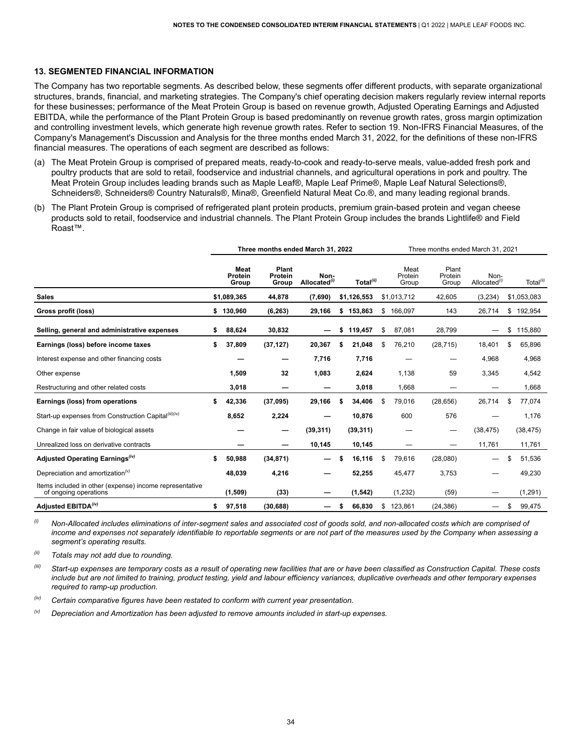## 13. SEGMENTED FINANCIAL INFORMATION

The Company has two reportable segments. As described below, these segments offer different products, with separate organizational structures, brands, financial, and marketing strategies. The Company's chief operating decision makers regularly review internal reports for these businesses; performance of the Meat Protein Group is based on revenue growth, Adjusted Operating Earnings and Adjusted EBITDA, while the performance of the Plant Protein Group is based predominantly on revenue growth rates, gross margin optimization and controlling investment levels, which generate high revenue growth rates. Refer to section 19. Non-IFRS Financial Measures, of the Company's Management's Discussion and Analysis for the three months ended March 31, 2022, for the definitions of these non-IFRS financial measures. The operations of each segment are described as follows:

(a) The Meat Protein Group is comprised of prepared meats, ready-to-cook and ready-to-serve meals, value-added fresh pork and poultry products that are sold to retail, foodservice and industrial channels, and agricultural operations in pork and poultry. The Meat Protein Group includes leading brands such as Maple Leaf®, Maple Leaf Prime®, Maple Leaf Natural Selections®, Schneiders®, Schneiders® Country Naturals®, Mina®, Greenfield Natural Meat Co.®, and many leading regional brands.

(b) The Plant Protein Group is comprised of refrigerated plant protein products, premium grain-based protein and vegan cheese products sold to retail, foodservice and industrial channels. The Plant Protein Group includes the brands Lightlife® and Field Roast™.

| | **Three months ended March 31, 2022** | | | | Three months ended March 31, 2021 | | | |
|---|---|---|---|---|---|---|---|---|
| | **Meat Protein Group** | **Plant Protein Group** | **Non-Allocated(i)** | **Total(ii)** | Meat Protein Group | Plant Protein Group | Non-Allocated(i) | Total(ii) |
| **Sales** | **$1,089,365** | **44,878** | **(7,690)** | **$1,126,553** | $1,013,712 | 42,605 | (3,234) | $1,053,083 |
| **Gross profit (loss)** | **$ 130,960** | **(6,263)** | **29,166** | **$ 153,863** | $ 166,097 | 143 | 26,714 | $ 192,954 |
| **Selling, general and administrative expenses** | **$ 88,624** | **30,832** | **—** | **$ 119,457** | $ 87,081 | 28,799 | — | $ 115,880 |
| **Earnings (loss) before income taxes** | **$ 37,809** | **(37,127)** | **20,367** | **$ 21,048** | $ 76,210 | (28,715) | 18,401 | $ 65,896 |
| Interest expense and other financing costs | **—** | **—** | **7,716** | **7,716** | — | — | 4,968 | 4,968 |
| Other expense | **1,509** | **32** | **1,083** | **2,624** | 1,138 | 59 | 3,345 | 4,542 |
| Restructuring and other related costs | **3,018** | **—** | **—** | **3,018** | 1,668 | — | — | 1,668 |
| **Earnings (loss) from operations** | **$ 42,336** | **(37,095)** | **29,166** | **$ 34,406** | $ 79,016 | (28,656) | 26,714 | $ 77,074 |
| Start-up expenses from Construction Capital(iii)(iv) | **8,652** | **2,224** | **—** | **10,876** | 600 | 576 | — | 1,176 |
| Change in fair value of biological assets | **—** | **—** | **(39,311)** | **(39,311)** | — | — | (38,475) | (38,475) |
| Unrealized loss on derivative contracts | **—** | **—** | **10,145** | **10,145** | — | — | 11,761 | 11,761 |
| **Adjusted Operating Earnings(iv)** | **$ 50,988** | **(34,871)** | **—** | **$ 16,116** | $ 79,616 | (28,080) | — | $ 51,536 |
| Depreciation and amortization(v) | **48,039** | **4,216** | **—** | **52,255** | 45,477 | 3,753 | — | 49,230 |
| Items included in other (expense) income representative of ongoing operations | **(1,509)** | **(33)** | **—** | **(1,542)** | (1,232) | (59) | — | (1,291) |
| **Adjusted EBITDA(iv)** | **$ 97,518** | **(30,688)** | **—** | **$ 66,830** | $ 123,861 | (24,386) | — | $ 99,475 |

*(i) Non-Allocated includes eliminations of inter-segment sales and associated cost of goods sold, and non-allocated costs which are comprised of income and expenses not separately identifiable to reportable segments or are not part of the measures used by the Company when assessing a segment's operating results.*

*(ii) Totals may not add due to rounding.*

*(iii) Start-up expenses are temporary costs as a result of operating new facilities that are or have been classified as Construction Capital. These costs include but are not limited to training, product testing, yield and labour efficiency variances, duplicative overheads and other temporary expenses required to ramp-up production.*

*(iv) Certain comparative figures have been restated to conform with current year presentation.*

*(v) Depreciation and Amortization has been adjusted to remove amounts included in start-up expenses.*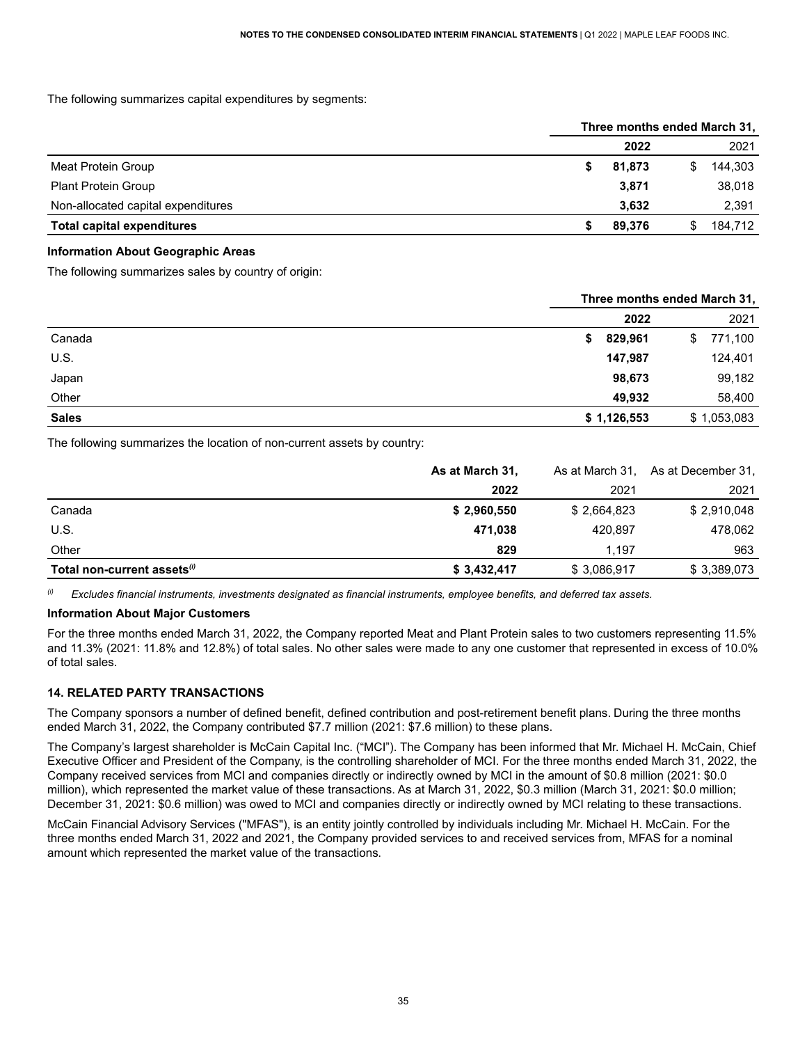The following summarizes capital expenditures by segments:

| | Three months ended March 31, | |
|---|---|---|
| | **2022** | 2021 |
| Meat Protein Group | **$ 81,873** | $ 144,303 |
| Plant Protein Group | **3,871** | 38,018 |
| Non-allocated capital expenditures | **3,632** | 2,391 |
| **Total capital expenditures** | **$ 89,376** | $ 184,712 |

**Information About Geographic Areas**

The following summarizes sales by country of origin:

| | Three months ended March 31, | |
|---|---|---|
| | **2022** | 2021 |
| Canada | **$ 829,961** | $ 771,100 |
| U.S. | **147,987** | 124,401 |
| Japan | **98,673** | 99,182 |
| Other | **49,932** | 58,400 |
| **Sales** | **$ 1,126,553** | $ 1,053,083 |

The following summarizes the location of non-current assets by country:

| | **As at March 31, 2022** | As at March 31, 2021 | As at December 31, 2021 |
|---|---|---|---|
| Canada | **$ 2,960,550** | $ 2,664,823 | $ 2,910,048 |
| U.S. | **471,038** | 420,897 | 478,062 |
| Other | **829** | 1,197 | 963 |
| **Total non-current assets[(i)]** | **$ 3,432,417** | $ 3,086,917 | $ 3,389,073 |

[(i)] *Excludes financial instruments, investments designated as financial instruments, employee benefits, and deferred tax assets.*

**Information About Major Customers**

For the three months ended March 31, 2022, the Company reported Meat and Plant Protein sales to two customers representing 11.5% and 11.3% (2021: 11.8% and 12.8%) of total sales. No other sales were made to any one customer that represented in excess of 10.0% of total sales.

## 14. RELATED PARTY TRANSACTIONS

The Company sponsors a number of defined benefit, defined contribution and post-retirement benefit plans. During the three months ended March 31, 2022, the Company contributed $7.7 million (2021: $7.6 million) to these plans.

The Company's largest shareholder is McCain Capital Inc. ("MCI"). The Company has been informed that Mr. Michael H. McCain, Chief Executive Officer and President of the Company, is the controlling shareholder of MCI. For the three months ended March 31, 2022, the Company received services from MCI and companies directly or indirectly owned by MCI in the amount of $0.8 million (2021: $0.0 million), which represented the market value of these transactions. As at March 31, 2022, $0.3 million (March 31, 2021: $0.0 million; December 31, 2021: $0.6 million) was owed to MCI and companies directly or indirectly owned by MCI relating to these transactions.

McCain Financial Advisory Services ("MFAS"), is an entity jointly controlled by individuals including Mr. Michael H. McCain. For the three months ended March 31, 2022 and 2021, the Company provided services to and received services from, MFAS for a nominal amount which represented the market value of the transactions.